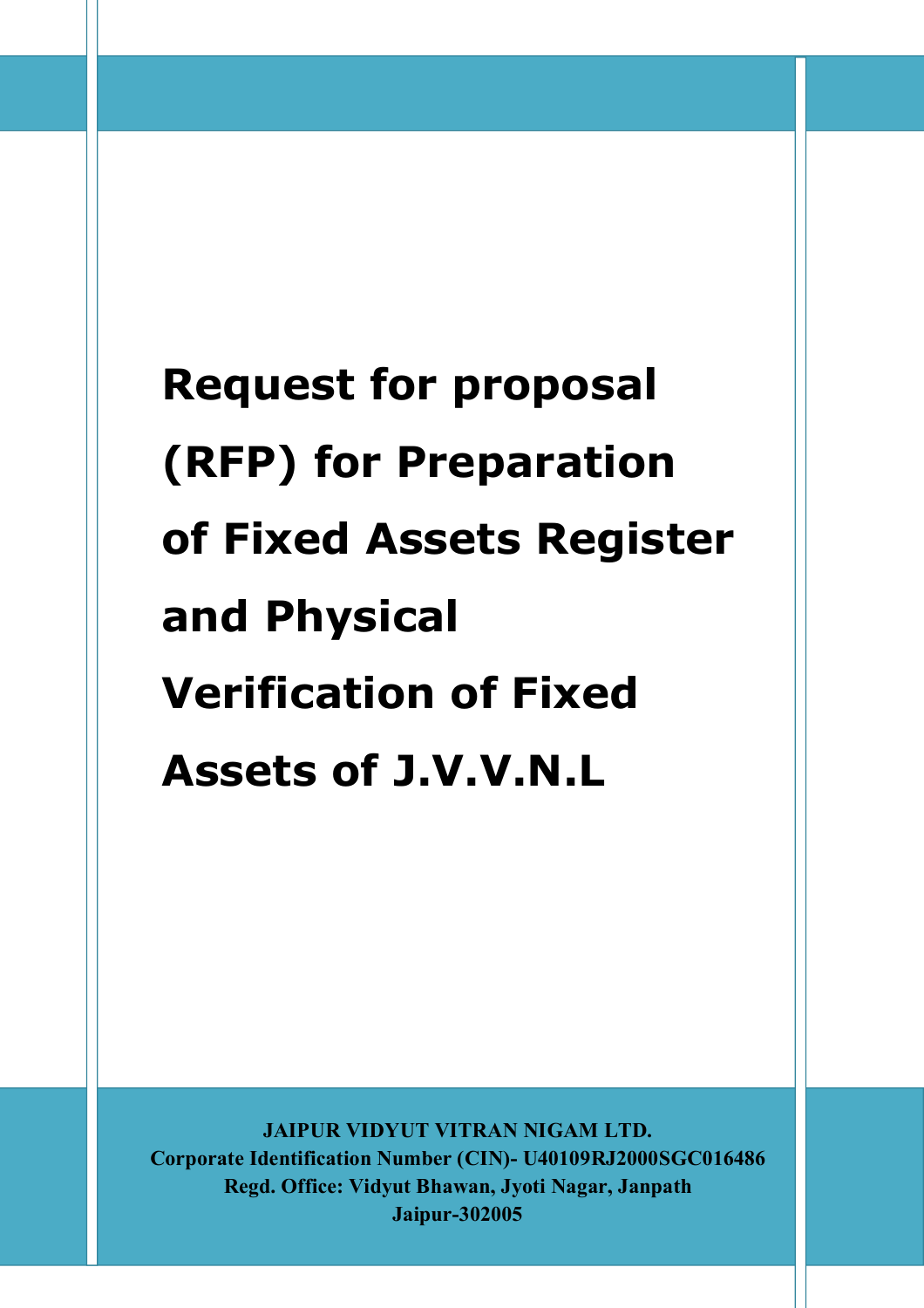# Request for proposal (RFP) for Preparation of Fixed Assets Register and Physical Verification of Fixed Assets of J.V.V.N.L

**JAIPUR VIDYUT VITRAN NIGAM LTD.**
**Corporate Identification Number (CIN)- U40109RJ2000SGC016486**
**Regd. Office: Vidyut Bhawan, Jyoti Nagar, Janpath**
**Jaipur-302005**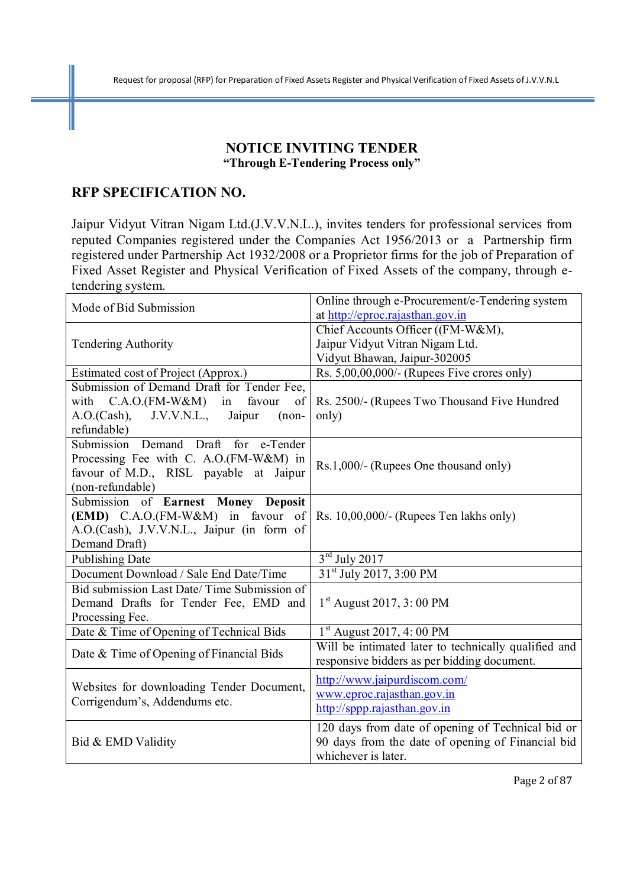# NOTICE INVITING TENDER

**"Through E-Tendering Process only"**

## RFP SPECIFICATION NO.

Jaipur Vidyut Vitran Nigam Ltd.(J.V.V.N.L.), invites tenders for professional services from reputed Companies registered under the Companies Act 1956/2013 or a Partnership firm registered under Partnership Act 1932/2008 or a Proprietor firms for the job of Preparation of Fixed Asset Register and Physical Verification of Fixed Assets of the company, through e-tendering system.

| | |
|---|---|
| Mode of Bid Submission | Online through e-Procurement/e-Tendering system at http://eproc.rajasthan.gov.in |
| Tendering Authority | Chief Accounts Officer ((FM-W&M), Jaipur Vidyut Vitran Nigam Ltd. Vidyut Bhawan, Jaipur-302005 |
| Estimated cost of Project (Approx.) | Rs. 5,00,00,000/- (Rupees Five crores only) |
| Submission of Demand Draft for Tender Fee, with C.A.O.(FM-W&M) in favour of A.O.(Cash), J.V.V.N.L., Jaipur (non-refundable) | Rs. 2500/- (Rupees Two Thousand Five Hundred only) |
| Submission Demand Draft for e-Tender Processing Fee with C. A.O.(FM-W&M) in favour of M.D., RISL payable at Jaipur (non-refundable) | Rs.1,000/- (Rupees One thousand only) |
| Submission of **Earnest Money Deposit (EMD)** C.A.O.(FM-W&M) in favour of A.O.(Cash), J.V.V.N.L., Jaipur (in form of Demand Draft) | Rs. 10,00,000/- (Rupees Ten lakhs only) |
| Publishing Date | 3rd July 2017 |
| Document Download / Sale End Date/Time | 31st July 2017, 3:00 PM |
| Bid submission Last Date/ Time Submission of Demand Drafts for Tender Fee, EMD and Processing Fee. | 1st August 2017, 3: 00 PM |
| Date & Time of Opening of Technical Bids | 1st August 2017, 4: 00 PM |
| Date & Time of Opening of Financial Bids | Will be intimated later to technically qualified and responsive bidders as per bidding document. |
| Websites for downloading Tender Document, Corrigendum's, Addendums etc. | http://www.jaipurdiscom.com/ www.eproc.rajasthan.gov.in http://sppp.rajasthan.gov.in |
| Bid & EMD Validity | 120 days from date of opening of Technical bid or 90 days from the date of opening of Financial bid whichever is later. |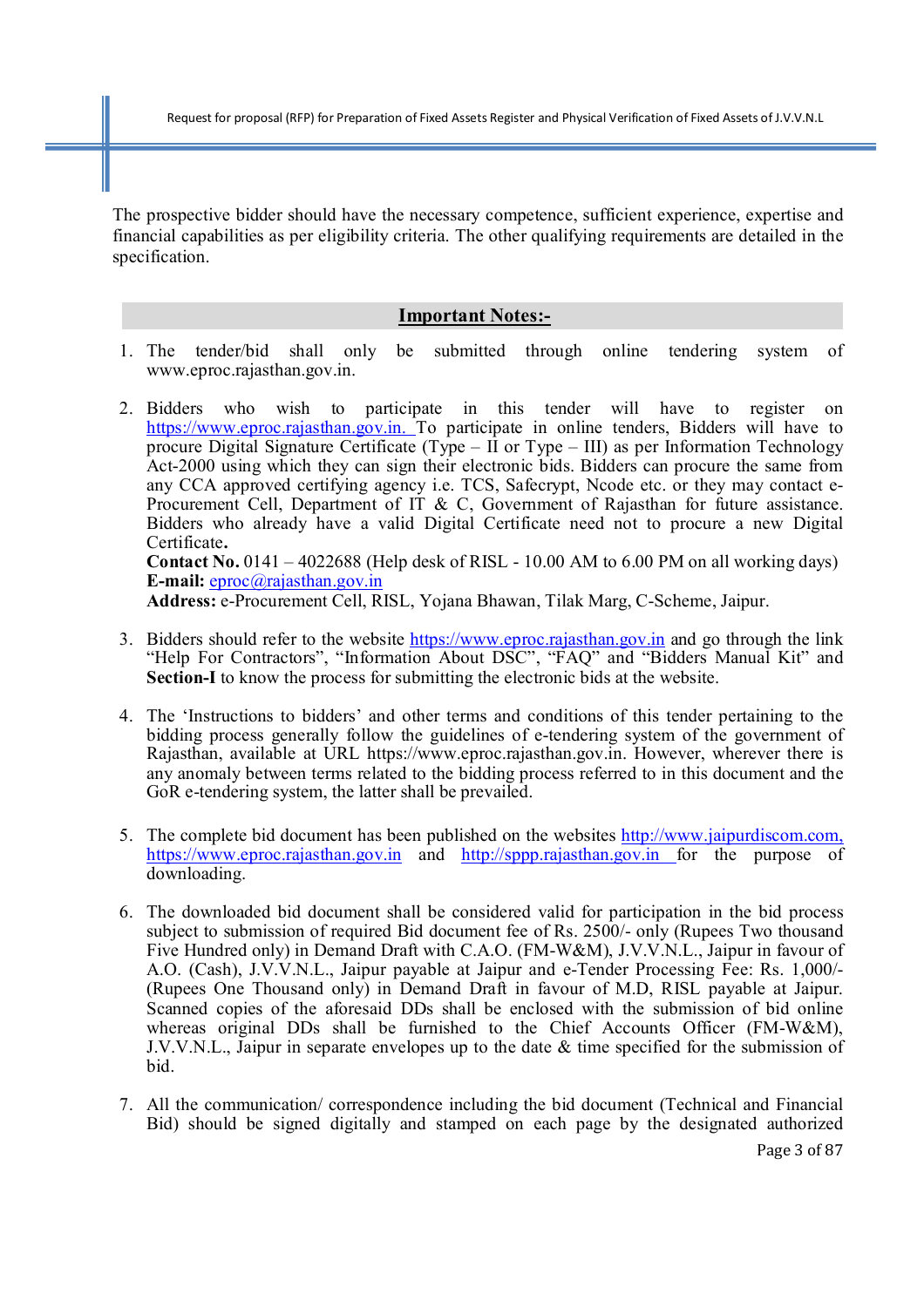The prospective bidder should have the necessary competence, sufficient experience, expertise and financial capabilities as per eligibility criteria. The other qualifying requirements are detailed in the specification.

## Important Notes:-

1. The tender/bid shall only be submitted through online tendering system of www.eproc.rajasthan.gov.in.

2. Bidders who wish to participate in this tender will have to register on https://www.eproc.rajasthan.gov.in. To participate in online tenders, Bidders will have to procure Digital Signature Certificate (Type – II or Type – III) as per Information Technology Act-2000 using which they can sign their electronic bids. Bidders can procure the same from any CCA approved certifying agency i.e. TCS, Safecrypt, Ncode etc. or they may contact e-Procurement Cell, Department of IT & C, Government of Rajasthan for future assistance. Bidders who already have a valid Digital Certificate need not to procure a new Digital Certificate.
   **Contact No.** 0141 – 4022688 (Help desk of RISL - 10.00 AM to 6.00 PM on all working days)
   **E-mail:** eproc@rajasthan.gov.in
   **Address:** e-Procurement Cell, RISL, Yojana Bhawan, Tilak Marg, C-Scheme, Jaipur.

3. Bidders should refer to the website https://www.eproc.rajasthan.gov.in and go through the link "Help For Contractors", "Information About DSC", "FAQ" and "Bidders Manual Kit" and **Section-I** to know the process for submitting the electronic bids at the website.

4. The 'Instructions to bidders' and other terms and conditions of this tender pertaining to the bidding process generally follow the guidelines of e-tendering system of the government of Rajasthan, available at URL https://www.eproc.rajasthan.gov.in. However, wherever there is any anomaly between terms related to the bidding process referred to in this document and the GoR e-tendering system, the latter shall be prevailed.

5. The complete bid document has been published on the websites http://www.jaipurdiscom.com, https://www.eproc.rajasthan.gov.in and http://sppp.rajasthan.gov.in for the purpose of downloading.

6. The downloaded bid document shall be considered valid for participation in the bid process subject to submission of required Bid document fee of Rs. 2500/- only (Rupees Two thousand Five Hundred only) in Demand Draft with C.A.O. (FM-W&M), J.V.V.N.L., Jaipur in favour of A.O. (Cash), J.V.V.N.L., Jaipur payable at Jaipur and e-Tender Processing Fee: Rs. 1,000/- (Rupees One Thousand only) in Demand Draft in favour of M.D, RISL payable at Jaipur. Scanned copies of the aforesaid DDs shall be enclosed with the submission of bid online whereas original DDs shall be furnished to the Chief Accounts Officer (FM-W&M), J.V.V.N.L., Jaipur in separate envelopes up to the date & time specified for the submission of bid.

7. All the communication/ correspondence including the bid document (Technical and Financial Bid) should be signed digitally and stamped on each page by the designated authorized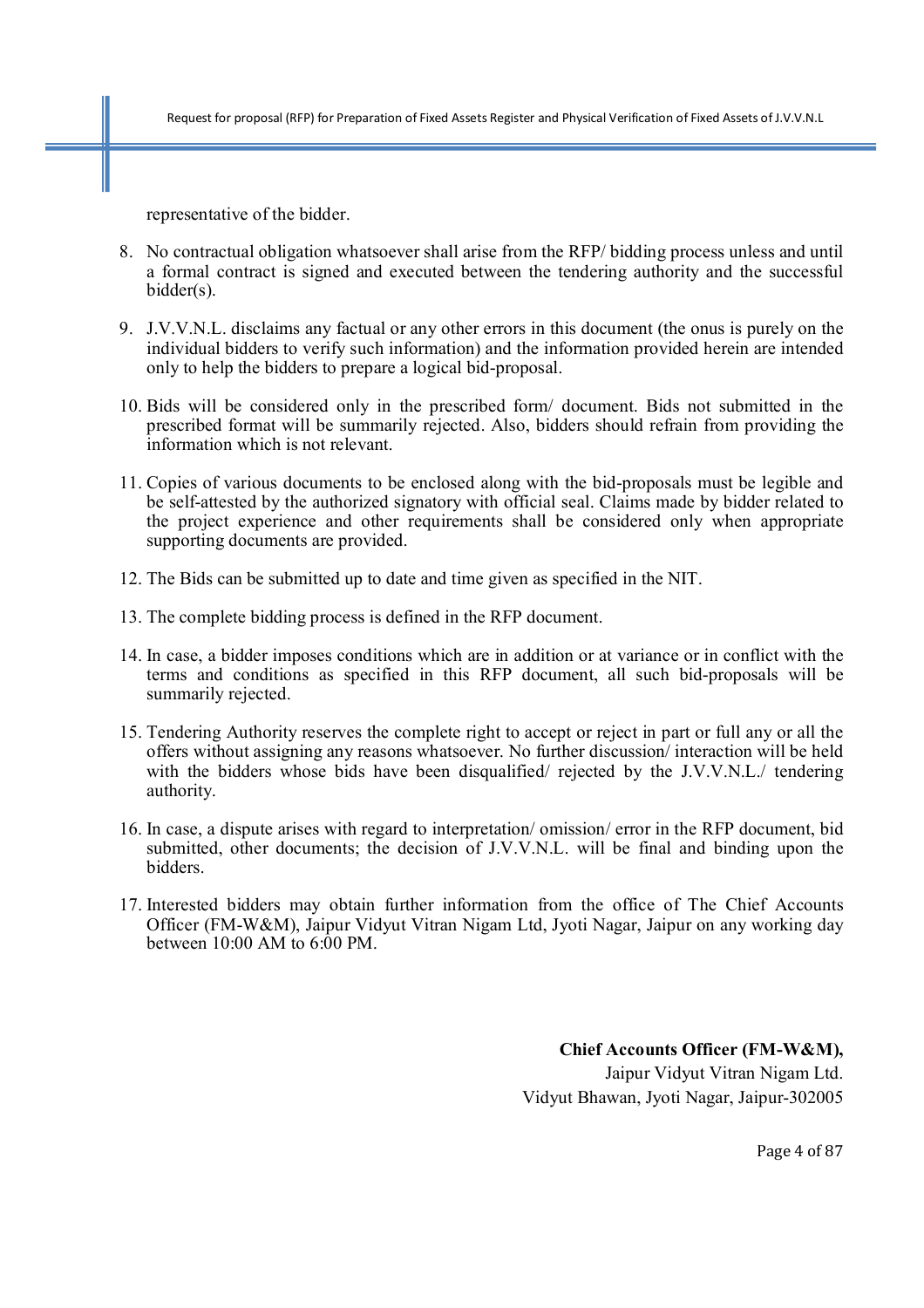representative of the bidder.

8. No contractual obligation whatsoever shall arise from the RFP/ bidding process unless and until a formal contract is signed and executed between the tendering authority and the successful bidder(s).

9. J.V.V.N.L. disclaims any factual or any other errors in this document (the onus is purely on the individual bidders to verify such information) and the information provided herein are intended only to help the bidders to prepare a logical bid-proposal.

10. Bids will be considered only in the prescribed form/ document. Bids not submitted in the prescribed format will be summarily rejected. Also, bidders should refrain from providing the information which is not relevant.

11. Copies of various documents to be enclosed along with the bid-proposals must be legible and be self-attested by the authorized signatory with official seal. Claims made by bidder related to the project experience and other requirements shall be considered only when appropriate supporting documents are provided.

12. The Bids can be submitted up to date and time given as specified in the NIT.

13. The complete bidding process is defined in the RFP document.

14. In case, a bidder imposes conditions which are in addition or at variance or in conflict with the terms and conditions as specified in this RFP document, all such bid-proposals will be summarily rejected.

15. Tendering Authority reserves the complete right to accept or reject in part or full any or all the offers without assigning any reasons whatsoever. No further discussion/ interaction will be held with the bidders whose bids have been disqualified/ rejected by the J.V.V.N.L./ tendering authority.

16. In case, a dispute arises with regard to interpretation/ omission/ error in the RFP document, bid submitted, other documents; the decision of J.V.V.N.L. will be final and binding upon the bidders.

17. Interested bidders may obtain further information from the office of The Chief Accounts Officer (FM-W&M), Jaipur Vidyut Vitran Nigam Ltd, Jyoti Nagar, Jaipur on any working day between 10:00 AM to 6:00 PM.

**Chief Accounts Officer (FM-W&M),**
Jaipur Vidyut Vitran Nigam Ltd.
Vidyut Bhawan, Jyoti Nagar, Jaipur-302005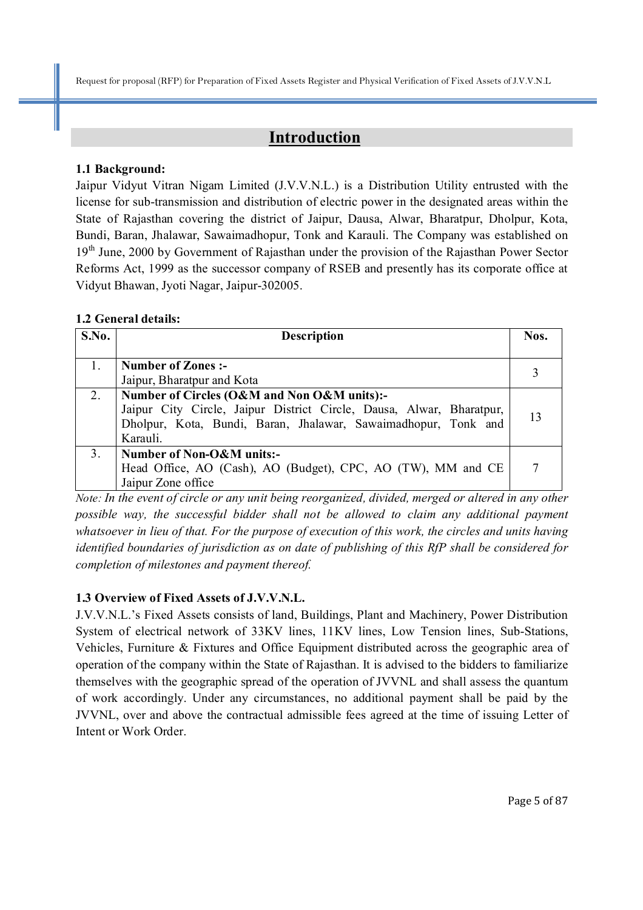# Introduction

### 1.1 Background:

Jaipur Vidyut Vitran Nigam Limited (J.V.V.N.L.) is a Distribution Utility entrusted with the license for sub-transmission and distribution of electric power in the designated areas within the State of Rajasthan covering the district of Jaipur, Dausa, Alwar, Bharatpur, Dholpur, Kota, Bundi, Baran, Jhalawar, Sawaimadhopur, Tonk and Karauli. The Company was established on 19th June, 2000 by Government of Rajasthan under the provision of the Rajasthan Power Sector Reforms Act, 1999 as the successor company of RSEB and presently has its corporate office at Vidyut Bhawan, Jyoti Nagar, Jaipur-302005.

### 1.2 General details:

| S.No. | Description | Nos. |
|---|---|---|
| 1. | **Number of Zones :-** Jaipur, Bharatpur and Kota | 3 |
| 2. | **Number of Circles (O&M and Non O&M units):-** Jaipur City Circle, Jaipur District Circle, Dausa, Alwar, Bharatpur, Dholpur, Kota, Bundi, Baran, Jhalawar, Sawaimadhopur, Tonk and Karauli. | 13 |
| 3. | **Number of Non-O&M units:-** Head Office, AO (Cash), AO (Budget), CPC, AO (TW), MM and CE Jaipur Zone office | 7 |

*Note: In the event of circle or any unit being reorganized, divided, merged or altered in any other possible way, the successful bidder shall not be allowed to claim any additional payment whatsoever in lieu of that. For the purpose of execution of this work, the circles and units having identified boundaries of jurisdiction as on date of publishing of this RfP shall be considered for completion of milestones and payment thereof.*

### 1.3 Overview of Fixed Assets of J.V.V.N.L.

J.V.V.N.L.'s Fixed Assets consists of land, Buildings, Plant and Machinery, Power Distribution System of electrical network of 33KV lines, 11KV lines, Low Tension lines, Sub-Stations, Vehicles, Furniture & Fixtures and Office Equipment distributed across the geographic area of operation of the company within the State of Rajasthan. It is advised to the bidders to familiarize themselves with the geographic spread of the operation of JVVNL and shall assess the quantum of work accordingly. Under any circumstances, no additional payment shall be paid by the JVVNL, over and above the contractual admissible fees agreed at the time of issuing Letter of Intent or Work Order.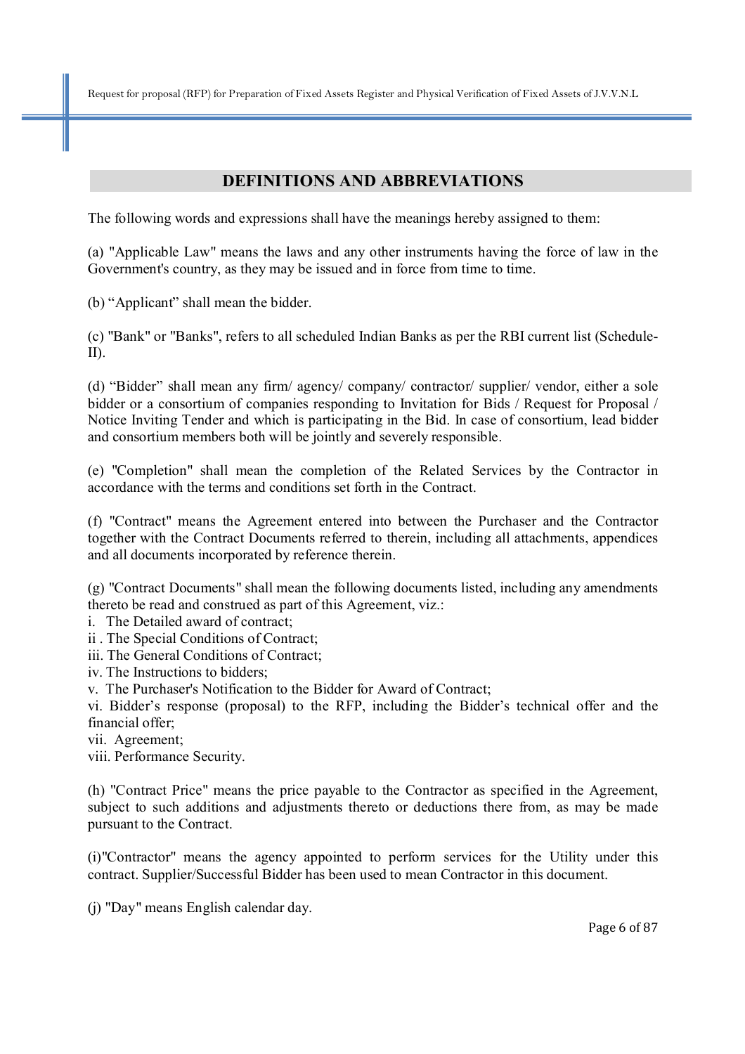## DEFINITIONS AND ABBREVIATIONS

The following words and expressions shall have the meanings hereby assigned to them:

(a) "Applicable Law" means the laws and any other instruments having the force of law in the Government's country, as they may be issued and in force from time to time.

(b) "Applicant" shall mean the bidder.

(c) "Bank" or "Banks", refers to all scheduled Indian Banks as per the RBI current list (Schedule-II).

(d) "Bidder" shall mean any firm/ agency/ company/ contractor/ supplier/ vendor, either a sole bidder or a consortium of companies responding to Invitation for Bids / Request for Proposal / Notice Inviting Tender and which is participating in the Bid. In case of consortium, lead bidder and consortium members both will be jointly and severely responsible.

(e) "Completion" shall mean the completion of the Related Services by the Contractor in accordance with the terms and conditions set forth in the Contract.

(f) "Contract" means the Agreement entered into between the Purchaser and the Contractor together with the Contract Documents referred to therein, including all attachments, appendices and all documents incorporated by reference therein.

(g) "Contract Documents" shall mean the following documents listed, including any amendments thereto be read and construed as part of this Agreement, viz.:

i. The Detailed award of contract;
ii . The Special Conditions of Contract;
iii. The General Conditions of Contract;
iv. The Instructions to bidders;
v. The Purchaser's Notification to the Bidder for Award of Contract;
vi. Bidder's response (proposal) to the RFP, including the Bidder's technical offer and the financial offer;
vii. Agreement;
viii. Performance Security.

(h) "Contract Price" means the price payable to the Contractor as specified in the Agreement, subject to such additions and adjustments thereto or deductions there from, as may be made pursuant to the Contract.

(i)"Contractor" means the agency appointed to perform services for the Utility under this contract. Supplier/Successful Bidder has been used to mean Contractor in this document.

(j) "Day" means English calendar day.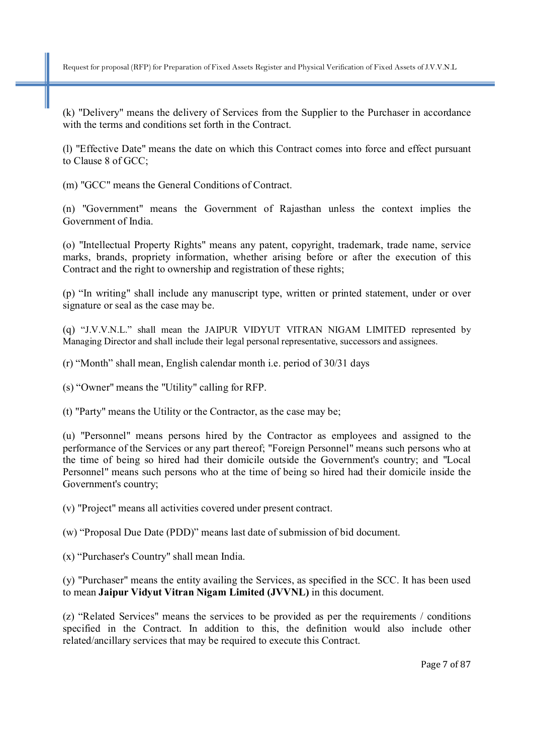(k) "Delivery" means the delivery of Services from the Supplier to the Purchaser in accordance with the terms and conditions set forth in the Contract.

(l) "Effective Date" means the date on which this Contract comes into force and effect pursuant to Clause 8 of GCC;

(m) "GCC" means the General Conditions of Contract.

(n) "Government" means the Government of Rajasthan unless the context implies the Government of India.

(o) "Intellectual Property Rights" means any patent, copyright, trademark, trade name, service marks, brands, propriety information, whether arising before or after the execution of this Contract and the right to ownership and registration of these rights;

(p) “In writing" shall include any manuscript type, written or printed statement, under or over signature or seal as the case may be.

(q) “J.V.V.N.L.” shall mean the JAIPUR VIDYUT VITRAN NIGAM LIMITED represented by Managing Director and shall include their legal personal representative, successors and assignees.

(r) “Month” shall mean, English calendar month i.e. period of 30/31 days

(s) “Owner" means the "Utility" calling for RFP.

(t) "Party" means the Utility or the Contractor, as the case may be;

(u) "Personnel" means persons hired by the Contractor as employees and assigned to the performance of the Services or any part thereof; "Foreign Personnel" means such persons who at the time of being so hired had their domicile outside the Government's country; and "Local Personnel" means such persons who at the time of being so hired had their domicile inside the Government's country;

(v) "Project" means all activities covered under present contract.

(w) “Proposal Due Date (PDD)” means last date of submission of bid document.

(x) “Purchaser's Country" shall mean India.

(y) "Purchaser" means the entity availing the Services, as specified in the SCC. It has been used to mean **Jaipur Vidyut Vitran Nigam Limited (JVVNL)** in this document.

(z) “Related Services" means the services to be provided as per the requirements / conditions specified in the Contract. In addition to this, the definition would also include other related/ancillary services that may be required to execute this Contract.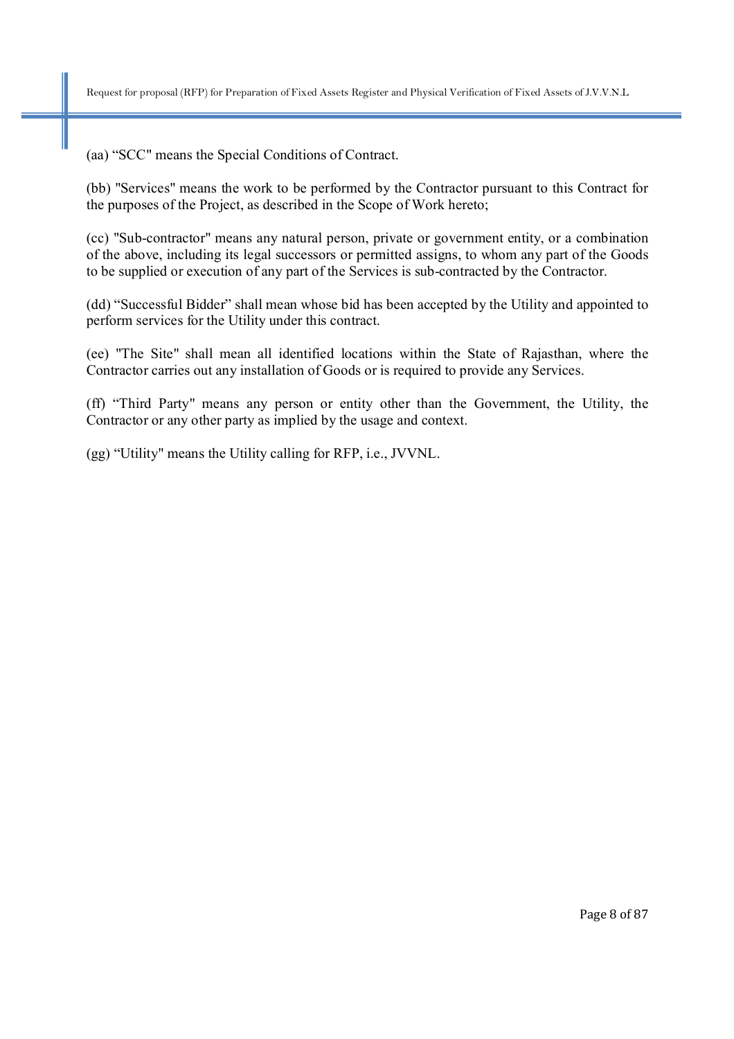(aa) “SCC" means the Special Conditions of Contract.

(bb) "Services" means the work to be performed by the Contractor pursuant to this Contract for the purposes of the Project, as described in the Scope of Work hereto;

(cc) "Sub-contractor" means any natural person, private or government entity, or a combination of the above, including its legal successors or permitted assigns, to whom any part of the Goods to be supplied or execution of any part of the Services is sub-contracted by the Contractor.

(dd) “Successful Bidder” shall mean whose bid has been accepted by the Utility and appointed to perform services for the Utility under this contract.

(ee) "The Site" shall mean all identified locations within the State of Rajasthan, where the Contractor carries out any installation of Goods or is required to provide any Services.

(ff) “Third Party" means any person or entity other than the Government, the Utility, the Contractor or any other party as implied by the usage and context.

(gg) “Utility" means the Utility calling for RFP, i.e., JVVNL.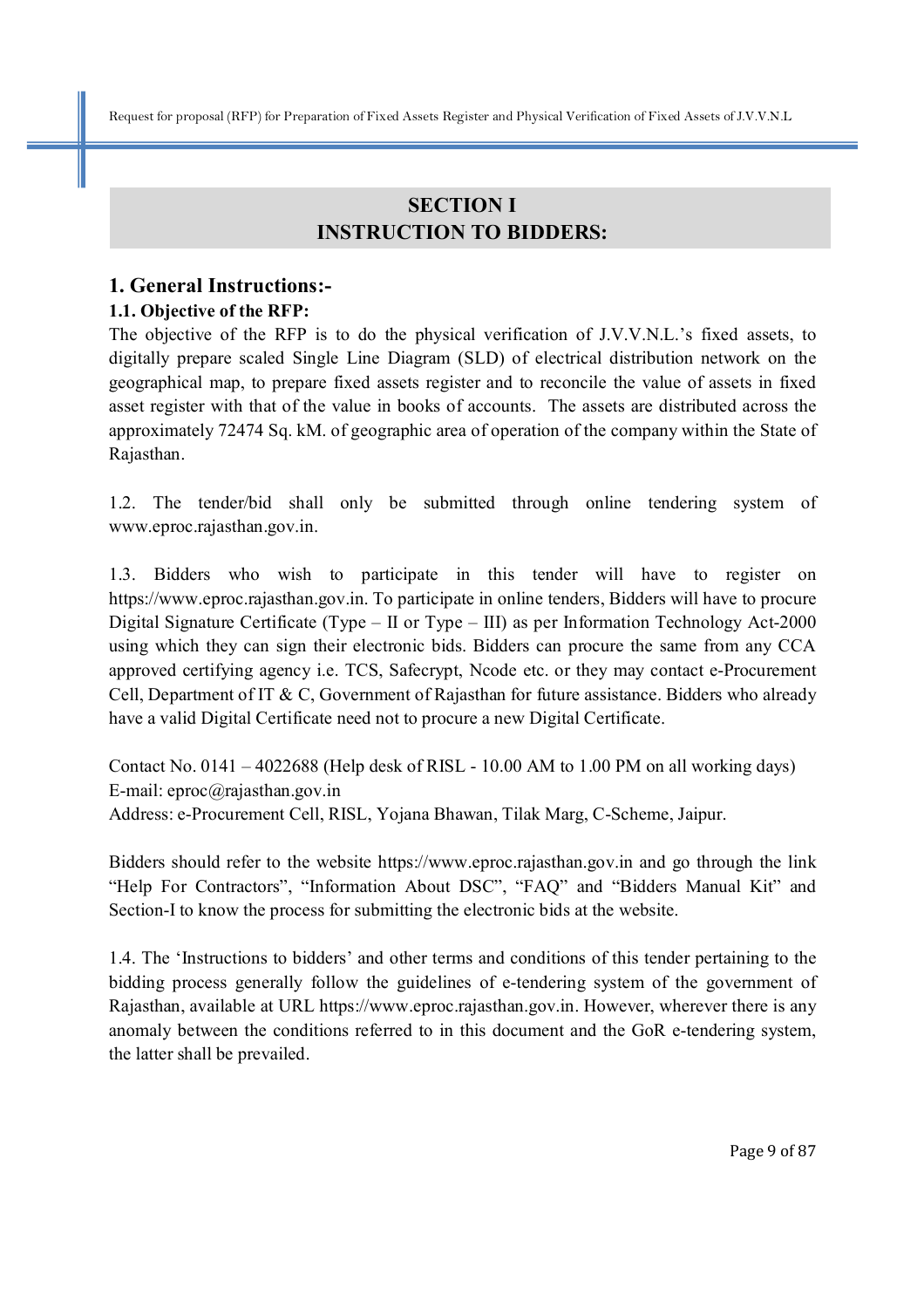# SECTION I
# INSTRUCTION TO BIDDERS:

## 1. General Instructions:-

### 1.1. Objective of the RFP:

The objective of the RFP is to do the physical verification of J.V.V.N.L.'s fixed assets, to digitally prepare scaled Single Line Diagram (SLD) of electrical distribution network on the geographical map, to prepare fixed assets register and to reconcile the value of assets in fixed asset register with that of the value in books of accounts. The assets are distributed across the approximately 72474 Sq. kM. of geographic area of operation of the company within the State of Rajasthan.

1.2. The tender/bid shall only be submitted through online tendering system of www.eproc.rajasthan.gov.in.

1.3. Bidders who wish to participate in this tender will have to register on https://www.eproc.rajasthan.gov.in. To participate in online tenders, Bidders will have to procure Digital Signature Certificate (Type – II or Type – III) as per Information Technology Act-2000 using which they can sign their electronic bids. Bidders can procure the same from any CCA approved certifying agency i.e. TCS, Safecrypt, Ncode etc. or they may contact e-Procurement Cell, Department of IT & C, Government of Rajasthan for future assistance. Bidders who already have a valid Digital Certificate need not to procure a new Digital Certificate.

Contact No. 0141 – 4022688 (Help desk of RISL - 10.00 AM to 1.00 PM on all working days)
E-mail: eproc@rajasthan.gov.in
Address: e-Procurement Cell, RISL, Yojana Bhawan, Tilak Marg, C-Scheme, Jaipur.

Bidders should refer to the website https://www.eproc.rajasthan.gov.in and go through the link "Help For Contractors", "Information About DSC", "FAQ" and "Bidders Manual Kit" and Section-I to know the process for submitting the electronic bids at the website.

1.4. The 'Instructions to bidders' and other terms and conditions of this tender pertaining to the bidding process generally follow the guidelines of e-tendering system of the government of Rajasthan, available at URL https://www.eproc.rajasthan.gov.in. However, wherever there is any anomaly between the conditions referred to in this document and the GoR e-tendering system, the latter shall be prevailed.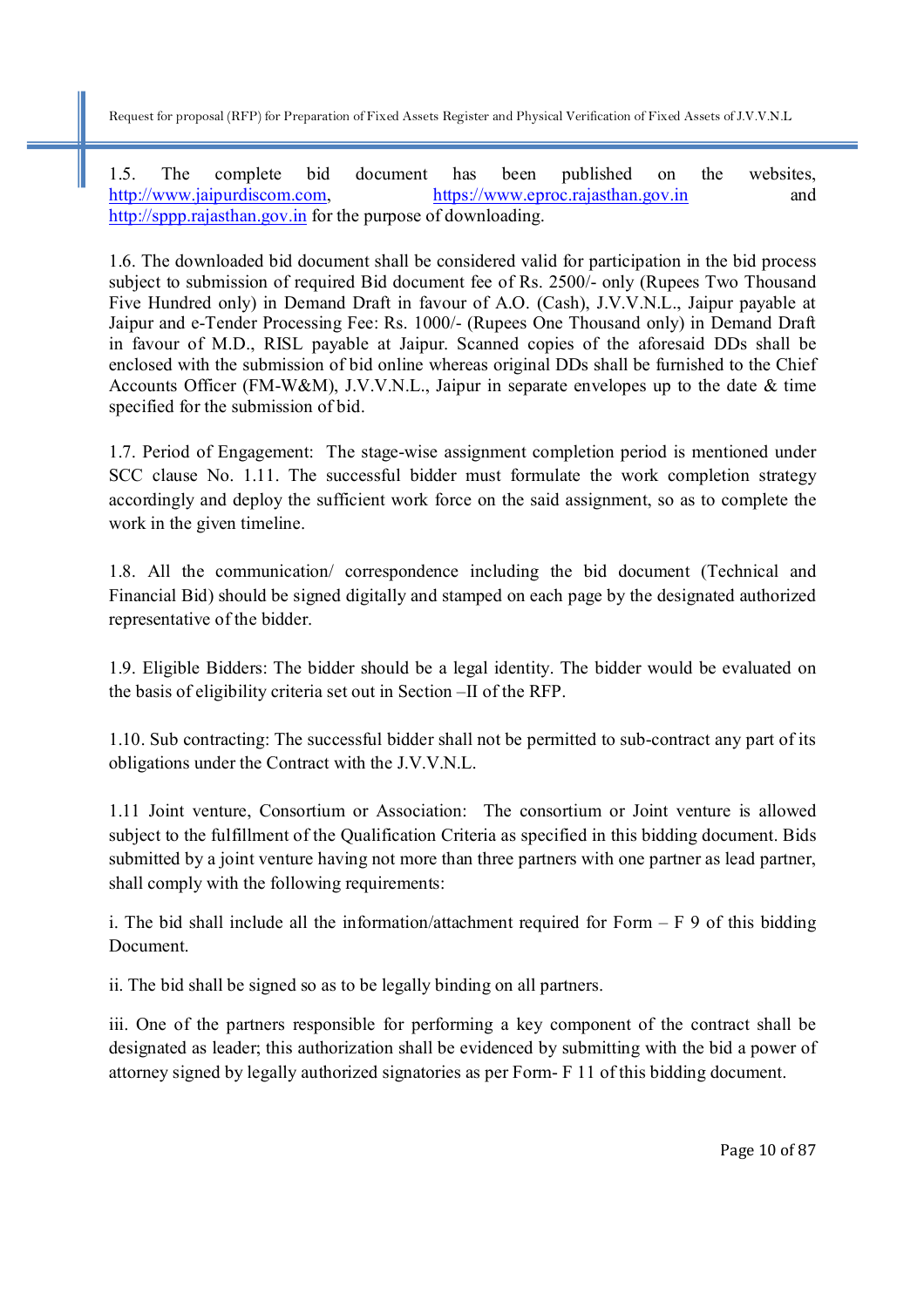1.5. The complete bid document has been published on the websites, http://www.jaipurdiscom.com, https://www.eproc.rajasthan.gov.in and http://sppp.rajasthan.gov.in for the purpose of downloading.

1.6. The downloaded bid document shall be considered valid for participation in the bid process subject to submission of required Bid document fee of Rs. 2500/- only (Rupees Two Thousand Five Hundred only) in Demand Draft in favour of A.O. (Cash), J.V.V.N.L., Jaipur payable at Jaipur and e-Tender Processing Fee: Rs. 1000/- (Rupees One Thousand only) in Demand Draft in favour of M.D., RISL payable at Jaipur. Scanned copies of the aforesaid DDs shall be enclosed with the submission of bid online whereas original DDs shall be furnished to the Chief Accounts Officer (FM-W&M), J.V.V.N.L., Jaipur in separate envelopes up to the date & time specified for the submission of bid.

1.7. Period of Engagement: The stage-wise assignment completion period is mentioned under SCC clause No. 1.11. The successful bidder must formulate the work completion strategy accordingly and deploy the sufficient work force on the said assignment, so as to complete the work in the given timeline.

1.8. All the communication/ correspondence including the bid document (Technical and Financial Bid) should be signed digitally and stamped on each page by the designated authorized representative of the bidder.

1.9. Eligible Bidders: The bidder should be a legal identity. The bidder would be evaluated on the basis of eligibility criteria set out in Section –II of the RFP.

1.10. Sub contracting: The successful bidder shall not be permitted to sub-contract any part of its obligations under the Contract with the J.V.V.N.L.

1.11 Joint venture, Consortium or Association: The consortium or Joint venture is allowed subject to the fulfillment of the Qualification Criteria as specified in this bidding document. Bids submitted by a joint venture having not more than three partners with one partner as lead partner, shall comply with the following requirements:

i. The bid shall include all the information/attachment required for Form – F 9 of this bidding Document.

ii. The bid shall be signed so as to be legally binding on all partners.

iii. One of the partners responsible for performing a key component of the contract shall be designated as leader; this authorization shall be evidenced by submitting with the bid a power of attorney signed by legally authorized signatories as per Form- F 11 of this bidding document.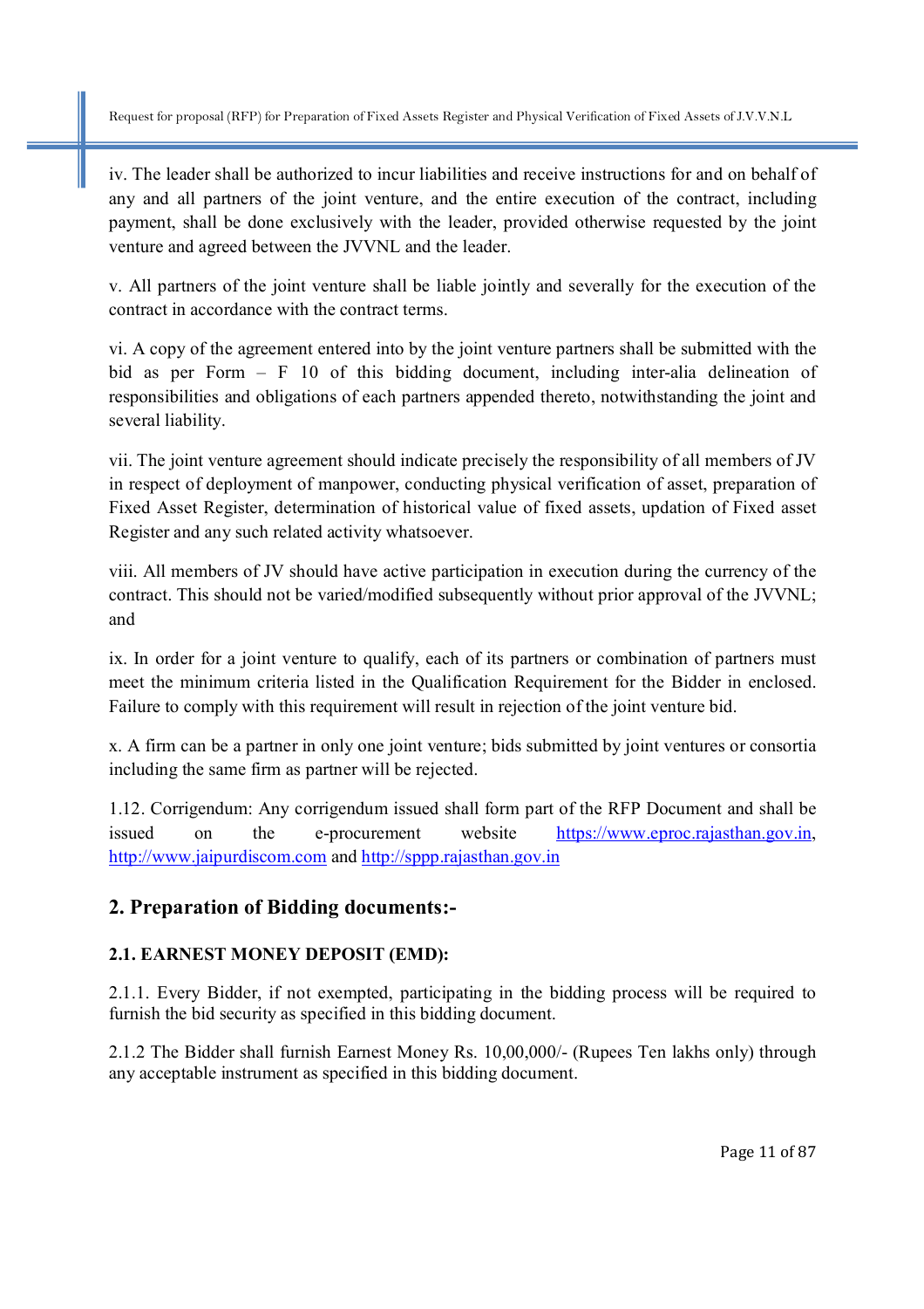iv. The leader shall be authorized to incur liabilities and receive instructions for and on behalf of any and all partners of the joint venture, and the entire execution of the contract, including payment, shall be done exclusively with the leader, provided otherwise requested by the joint venture and agreed between the JVVNL and the leader.

v. All partners of the joint venture shall be liable jointly and severally for the execution of the contract in accordance with the contract terms.

vi. A copy of the agreement entered into by the joint venture partners shall be submitted with the bid as per Form – F 10 of this bidding document, including inter-alia delineation of responsibilities and obligations of each partners appended thereto, notwithstanding the joint and several liability.

vii. The joint venture agreement should indicate precisely the responsibility of all members of JV in respect of deployment of manpower, conducting physical verification of asset, preparation of Fixed Asset Register, determination of historical value of fixed assets, updation of Fixed asset Register and any such related activity whatsoever.

viii. All members of JV should have active participation in execution during the currency of the contract. This should not be varied/modified subsequently without prior approval of the JVVNL; and

ix. In order for a joint venture to qualify, each of its partners or combination of partners must meet the minimum criteria listed in the Qualification Requirement for the Bidder in enclosed. Failure to comply with this requirement will result in rejection of the joint venture bid.

x. A firm can be a partner in only one joint venture; bids submitted by joint ventures or consortia including the same firm as partner will be rejected.

1.12. Corrigendum: Any corrigendum issued shall form part of the RFP Document and shall be issued on the e-procurement website https://www.eproc.rajasthan.gov.in, http://www.jaipurdiscom.com and http://sppp.rajasthan.gov.in

## 2. Preparation of Bidding documents:-

### 2.1. EARNEST MONEY DEPOSIT (EMD):

2.1.1. Every Bidder, if not exempted, participating in the bidding process will be required to furnish the bid security as specified in this bidding document.

2.1.2 The Bidder shall furnish Earnest Money Rs. 10,00,000/- (Rupees Ten lakhs only) through any acceptable instrument as specified in this bidding document.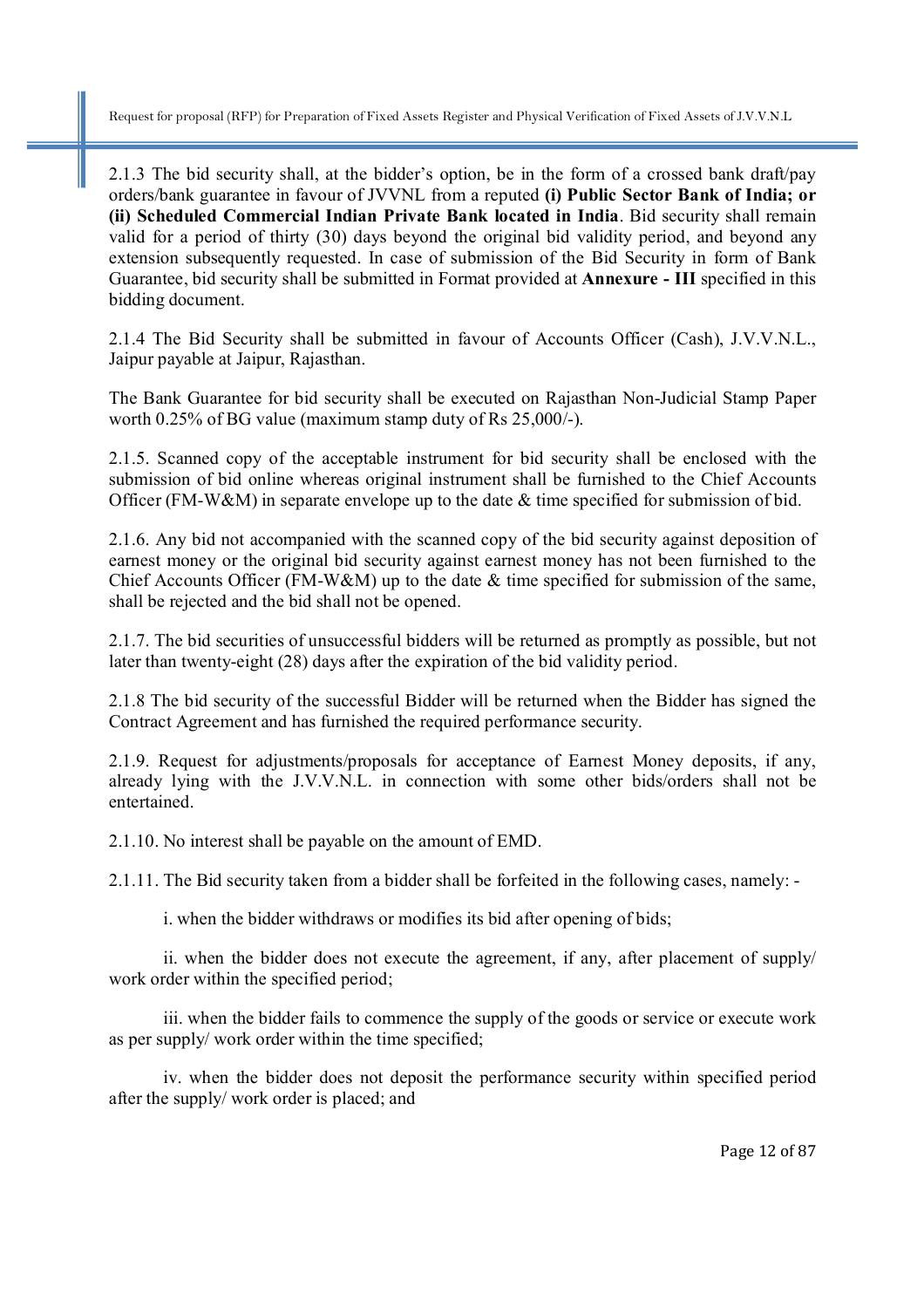2.1.3 The bid security shall, at the bidder's option, be in the form of a crossed bank draft/pay orders/bank guarantee in favour of JVVNL from a reputed **(i) Public Sector Bank of India; or (ii) Scheduled Commercial Indian Private Bank located in India**. Bid security shall remain valid for a period of thirty (30) days beyond the original bid validity period, and beyond any extension subsequently requested. In case of submission of the Bid Security in form of Bank Guarantee, bid security shall be submitted in Format provided at **Annexure - III** specified in this bidding document.

2.1.4 The Bid Security shall be submitted in favour of Accounts Officer (Cash), J.V.V.N.L., Jaipur payable at Jaipur, Rajasthan.

The Bank Guarantee for bid security shall be executed on Rajasthan Non-Judicial Stamp Paper worth 0.25% of BG value (maximum stamp duty of Rs 25,000/-).

2.1.5. Scanned copy of the acceptable instrument for bid security shall be enclosed with the submission of bid online whereas original instrument shall be furnished to the Chief Accounts Officer (FM-W&M) in separate envelope up to the date & time specified for submission of bid.

2.1.6. Any bid not accompanied with the scanned copy of the bid security against deposition of earnest money or the original bid security against earnest money has not been furnished to the Chief Accounts Officer (FM-W&M) up to the date & time specified for submission of the same, shall be rejected and the bid shall not be opened.

2.1.7. The bid securities of unsuccessful bidders will be returned as promptly as possible, but not later than twenty-eight (28) days after the expiration of the bid validity period.

2.1.8 The bid security of the successful Bidder will be returned when the Bidder has signed the Contract Agreement and has furnished the required performance security.

2.1.9. Request for adjustments/proposals for acceptance of Earnest Money deposits, if any, already lying with the J.V.V.N.L. in connection with some other bids/orders shall not be entertained.

2.1.10. No interest shall be payable on the amount of EMD.

2.1.11. The Bid security taken from a bidder shall be forfeited in the following cases, namely: -

i. when the bidder withdraws or modifies its bid after opening of bids;

ii. when the bidder does not execute the agreement, if any, after placement of supply/ work order within the specified period;

iii. when the bidder fails to commence the supply of the goods or service or execute work as per supply/ work order within the time specified;

iv. when the bidder does not deposit the performance security within specified period after the supply/ work order is placed; and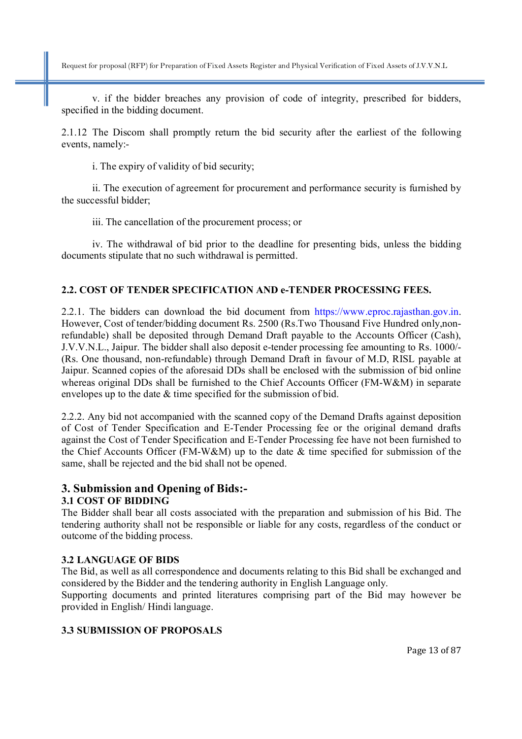v. if the bidder breaches any provision of code of integrity, prescribed for bidders, specified in the bidding document.

2.1.12 The Discom shall promptly return the bid security after the earliest of the following events, namely:-

i. The expiry of validity of bid security;

ii. The execution of agreement for procurement and performance security is furnished by the successful bidder;

iii. The cancellation of the procurement process; or

iv. The withdrawal of bid prior to the deadline for presenting bids, unless the bidding documents stipulate that no such withdrawal is permitted.

**2.2. COST OF TENDER SPECIFICATION AND e-TENDER PROCESSING FEES.**

2.2.1. The bidders can download the bid document from https://www.eproc.rajasthan.gov.in. However, Cost of tender/bidding document Rs. 2500 (Rs.Two Thousand Five Hundred only,non-refundable) shall be deposited through Demand Draft payable to the Accounts Officer (Cash), J.V.V.N.L., Jaipur. The bidder shall also deposit e-tender processing fee amounting to Rs. 1000/- (Rs. One thousand, non-refundable) through Demand Draft in favour of M.D, RISL payable at Jaipur. Scanned copies of the aforesaid DDs shall be enclosed with the submission of bid online whereas original DDs shall be furnished to the Chief Accounts Officer (FM-W&M) in separate envelopes up to the date & time specified for the submission of bid.

2.2.2. Any bid not accompanied with the scanned copy of the Demand Drafts against deposition of Cost of Tender Specification and E-Tender Processing fee or the original demand drafts against the Cost of Tender Specification and E-Tender Processing fee have not been furnished to the Chief Accounts Officer (FM-W&M) up to the date & time specified for submission of the same, shall be rejected and the bid shall not be opened.

## 3. Submission and Opening of Bids:-

**3.1 COST OF BIDDING**

The Bidder shall bear all costs associated with the preparation and submission of his Bid. The tendering authority shall not be responsible or liable for any costs, regardless of the conduct or outcome of the bidding process.

**3.2 LANGUAGE OF BIDS**

The Bid, as well as all correspondence and documents relating to this Bid shall be exchanged and considered by the Bidder and the tendering authority in English Language only.

Supporting documents and printed literatures comprising part of the Bid may however be provided in English/ Hindi language.

**3.3 SUBMISSION OF PROPOSALS**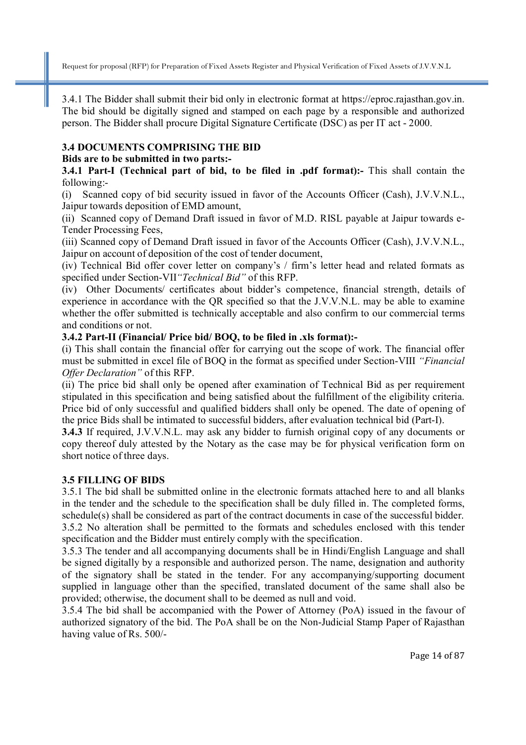3.4.1 The Bidder shall submit their bid only in electronic format at https://eproc.rajasthan.gov.in. The bid should be digitally signed and stamped on each page by a responsible and authorized person. The Bidder shall procure Digital Signature Certificate (DSC) as per IT act - 2000.

### 3.4 DOCUMENTS COMPRISING THE BID

**Bids are to be submitted in two parts:-**

**3.4.1 Part-I (Technical part of bid, to be filed in .pdf format):-** This shall contain the following:-

(i) Scanned copy of bid security issued in favor of the Accounts Officer (Cash), J.V.V.N.L., Jaipur towards deposition of EMD amount,

(ii) Scanned copy of Demand Draft issued in favor of M.D. RISL payable at Jaipur towards e-Tender Processing Fees,

(iii) Scanned copy of Demand Draft issued in favor of the Accounts Officer (Cash), J.V.V.N.L., Jaipur on account of deposition of the cost of tender document,

(iv) Technical Bid offer cover letter on company's / firm's letter head and related formats as specified under Section-VII *"Technical Bid"* of this RFP.

(iv) Other Documents/ certificates about bidder's competence, financial strength, details of experience in accordance with the QR specified so that the J.V.V.N.L. may be able to examine whether the offer submitted is technically acceptable and also confirm to our commercial terms and conditions or not.

**3.4.2 Part-II (Financial/ Price bid/ BOQ, to be filed in .xls format):-**

(i) This shall contain the financial offer for carrying out the scope of work. The financial offer must be submitted in excel file of BOQ in the format as specified under Section-VIII *"Financial Offer Declaration"* of this RFP.

(ii) The price bid shall only be opened after examination of Technical Bid as per requirement stipulated in this specification and being satisfied about the fulfillment of the eligibility criteria. Price bid of only successful and qualified bidders shall only be opened. The date of opening of the price Bids shall be intimated to successful bidders, after evaluation technical bid (Part-I).

**3.4.3** If required, J.V.V.N.L. may ask any bidder to furnish original copy of any documents or copy thereof duly attested by the Notary as the case may be for physical verification form on short notice of three days.

### 3.5 FILLING OF BIDS

3.5.1 The bid shall be submitted online in the electronic formats attached here to and all blanks in the tender and the schedule to the specification shall be duly filled in. The completed forms, schedule(s) shall be considered as part of the contract documents in case of the successful bidder.

3.5.2 No alteration shall be permitted to the formats and schedules enclosed with this tender specification and the Bidder must entirely comply with the specification.

3.5.3 The tender and all accompanying documents shall be in Hindi/English Language and shall be signed digitally by a responsible and authorized person. The name, designation and authority of the signatory shall be stated in the tender. For any accompanying/supporting document supplied in language other than the specified, translated document of the same shall also be provided; otherwise, the document shall to be deemed as null and void.

3.5.4 The bid shall be accompanied with the Power of Attorney (PoA) issued in the favour of authorized signatory of the bid. The PoA shall be on the Non-Judicial Stamp Paper of Rajasthan having value of Rs. 500/-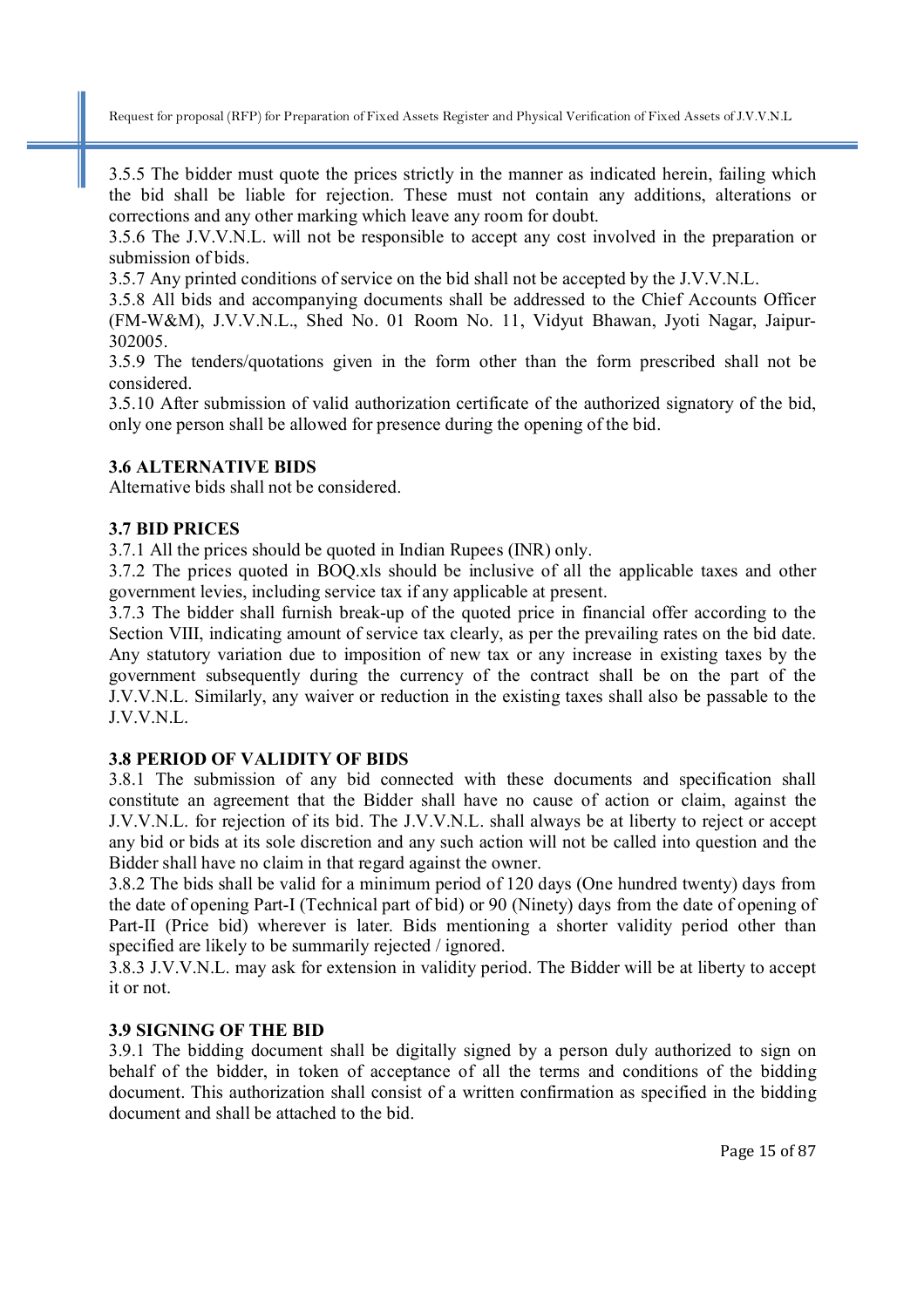3.5.5 The bidder must quote the prices strictly in the manner as indicated herein, failing which the bid shall be liable for rejection. These must not contain any additions, alterations or corrections and any other marking which leave any room for doubt.

3.5.6 The J.V.V.N.L. will not be responsible to accept any cost involved in the preparation or submission of bids.

3.5.7 Any printed conditions of service on the bid shall not be accepted by the J.V.V.N.L.

3.5.8 All bids and accompanying documents shall be addressed to the Chief Accounts Officer (FM-W&M), J.V.V.N.L., Shed No. 01 Room No. 11, Vidyut Bhawan, Jyoti Nagar, Jaipur-302005.

3.5.9 The tenders/quotations given in the form other than the form prescribed shall not be considered.

3.5.10 After submission of valid authorization certificate of the authorized signatory of the bid, only one person shall be allowed for presence during the opening of the bid.

### 3.6 ALTERNATIVE BIDS

Alternative bids shall not be considered.

### 3.7 BID PRICES

3.7.1 All the prices should be quoted in Indian Rupees (INR) only.

3.7.2 The prices quoted in BOQ.xls should be inclusive of all the applicable taxes and other government levies, including service tax if any applicable at present.

3.7.3 The bidder shall furnish break-up of the quoted price in financial offer according to the Section VIII, indicating amount of service tax clearly, as per the prevailing rates on the bid date. Any statutory variation due to imposition of new tax or any increase in existing taxes by the government subsequently during the currency of the contract shall be on the part of the J.V.V.N.L. Similarly, any waiver or reduction in the existing taxes shall also be passable to the J.V.V.N.L.

### 3.8 PERIOD OF VALIDITY OF BIDS

3.8.1 The submission of any bid connected with these documents and specification shall constitute an agreement that the Bidder shall have no cause of action or claim, against the J.V.V.N.L. for rejection of its bid. The J.V.V.N.L. shall always be at liberty to reject or accept any bid or bids at its sole discretion and any such action will not be called into question and the Bidder shall have no claim in that regard against the owner.

3.8.2 The bids shall be valid for a minimum period of 120 days (One hundred twenty) days from the date of opening Part-I (Technical part of bid) or 90 (Ninety) days from the date of opening of Part-II (Price bid) wherever is later. Bids mentioning a shorter validity period other than specified are likely to be summarily rejected / ignored.

3.8.3 J.V.V.N.L. may ask for extension in validity period. The Bidder will be at liberty to accept it or not.

### 3.9 SIGNING OF THE BID

3.9.1 The bidding document shall be digitally signed by a person duly authorized to sign on behalf of the bidder, in token of acceptance of all the terms and conditions of the bidding document. This authorization shall consist of a written confirmation as specified in the bidding document and shall be attached to the bid.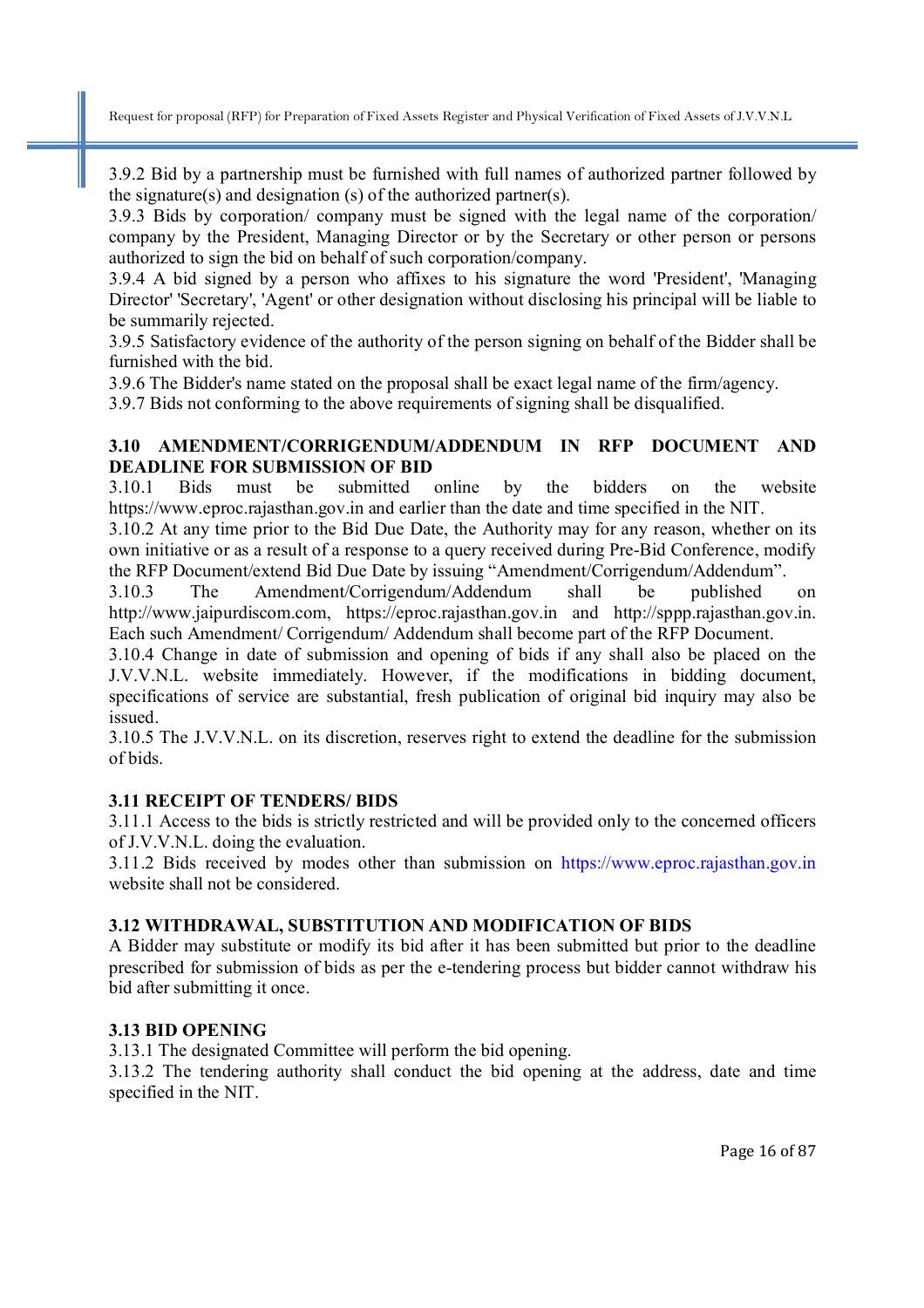3.9.2 Bid by a partnership must be furnished with full names of authorized partner followed by the signature(s) and designation (s) of the authorized partner(s).

3.9.3 Bids by corporation/ company must be signed with the legal name of the corporation/ company by the President, Managing Director or by the Secretary or other person or persons authorized to sign the bid on behalf of such corporation/company.

3.9.4 A bid signed by a person who affixes to his signature the word 'President', 'Managing Director' 'Secretary', 'Agent' or other designation without disclosing his principal will be liable to be summarily rejected.

3.9.5 Satisfactory evidence of the authority of the person signing on behalf of the Bidder shall be furnished with the bid.

3.9.6 The Bidder's name stated on the proposal shall be exact legal name of the firm/agency.

3.9.7 Bids not conforming to the above requirements of signing shall be disqualified.

### 3.10 AMENDMENT/CORRIGENDUM/ADDENDUM IN RFP DOCUMENT AND DEADLINE FOR SUBMISSION OF BID

3.10.1 Bids must be submitted online by the bidders on the website https://www.eproc.rajasthan.gov.in and earlier than the date and time specified in the NIT.

3.10.2 At any time prior to the Bid Due Date, the Authority may for any reason, whether on its own initiative or as a result of a response to a query received during Pre-Bid Conference, modify the RFP Document/extend Bid Due Date by issuing "Amendment/Corrigendum/Addendum".

3.10.3 The Amendment/Corrigendum/Addendum shall be published on http://www.jaipurdiscom.com, https://eproc.rajasthan.gov.in and http://sppp.rajasthan.gov.in. Each such Amendment/ Corrigendum/ Addendum shall become part of the RFP Document.

3.10.4 Change in date of submission and opening of bids if any shall also be placed on the J.V.V.N.L. website immediately. However, if the modifications in bidding document, specifications of service are substantial, fresh publication of original bid inquiry may also be issued.

3.10.5 The J.V.V.N.L. on its discretion, reserves right to extend the deadline for the submission of bids.

### 3.11 RECEIPT OF TENDERS/ BIDS

3.11.1 Access to the bids is strictly restricted and will be provided only to the concerned officers of J.V.V.N.L. doing the evaluation.

3.11.2 Bids received by modes other than submission on https://www.eproc.rajasthan.gov.in website shall not be considered.

### 3.12 WITHDRAWAL, SUBSTITUTION AND MODIFICATION OF BIDS

A Bidder may substitute or modify its bid after it has been submitted but prior to the deadline prescribed for submission of bids as per the e-tendering process but bidder cannot withdraw his bid after submitting it once.

### 3.13 BID OPENING

3.13.1 The designated Committee will perform the bid opening.

3.13.2 The tendering authority shall conduct the bid opening at the address, date and time specified in the NIT.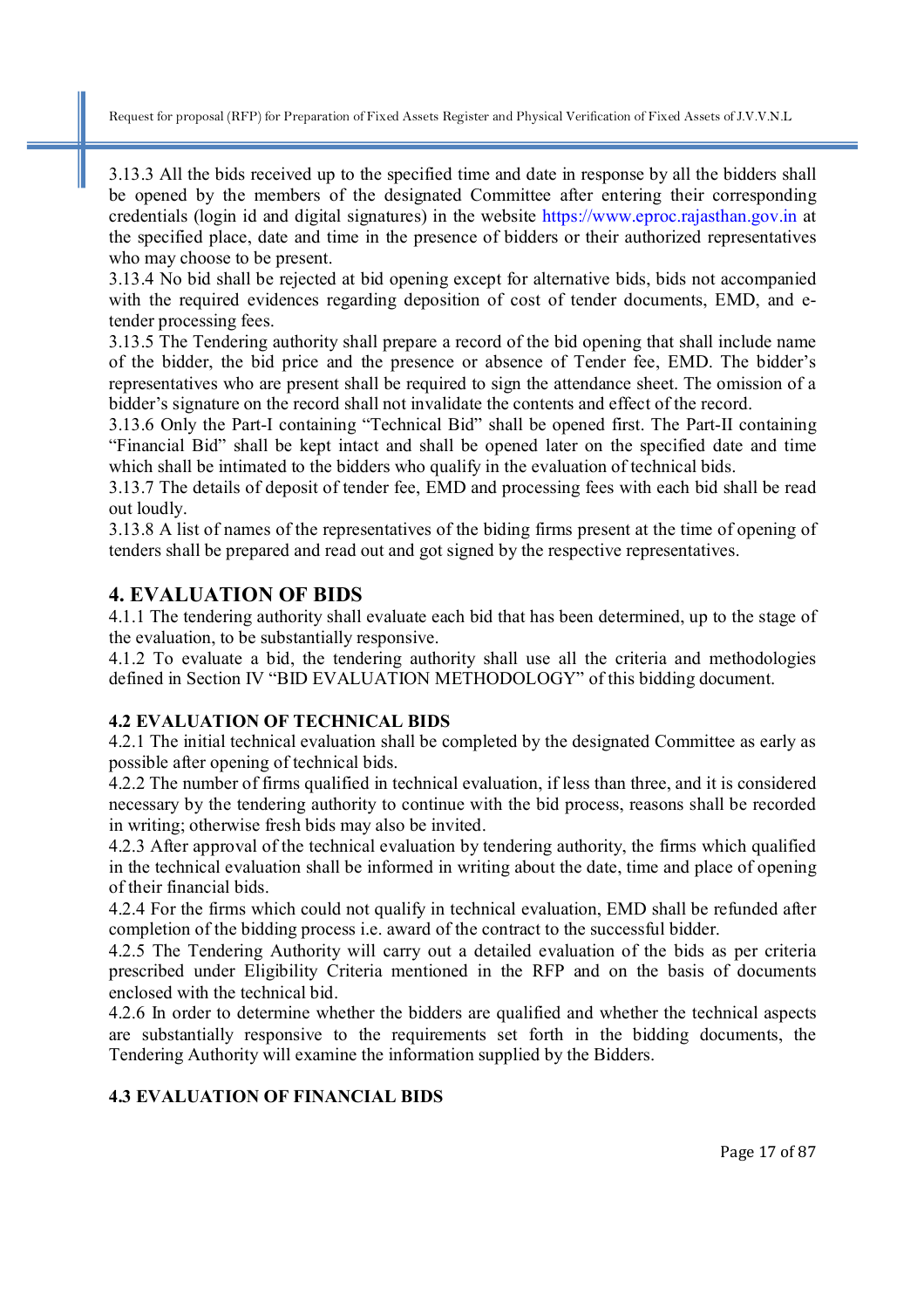3.13.3 All the bids received up to the specified time and date in response by all the bidders shall be opened by the members of the designated Committee after entering their corresponding credentials (login id and digital signatures) in the website https://www.eproc.rajasthan.gov.in at the specified place, date and time in the presence of bidders or their authorized representatives who may choose to be present.

3.13.4 No bid shall be rejected at bid opening except for alternative bids, bids not accompanied with the required evidences regarding deposition of cost of tender documents, EMD, and e-tender processing fees.

3.13.5 The Tendering authority shall prepare a record of the bid opening that shall include name of the bidder, the bid price and the presence or absence of Tender fee, EMD. The bidder's representatives who are present shall be required to sign the attendance sheet. The omission of a bidder's signature on the record shall not invalidate the contents and effect of the record.

3.13.6 Only the Part-I containing "Technical Bid" shall be opened first. The Part-II containing "Financial Bid" shall be kept intact and shall be opened later on the specified date and time which shall be intimated to the bidders who qualify in the evaluation of technical bids.

3.13.7 The details of deposit of tender fee, EMD and processing fees with each bid shall be read out loudly.

3.13.8 A list of names of the representatives of the biding firms present at the time of opening of tenders shall be prepared and read out and got signed by the respective representatives.

## 4. EVALUATION OF BIDS

4.1.1 The tendering authority shall evaluate each bid that has been determined, up to the stage of the evaluation, to be substantially responsive.

4.1.2 To evaluate a bid, the tendering authority shall use all the criteria and methodologies defined in Section IV "BID EVALUATION METHODOLOGY" of this bidding document.

### 4.2 EVALUATION OF TECHNICAL BIDS

4.2.1 The initial technical evaluation shall be completed by the designated Committee as early as possible after opening of technical bids.

4.2.2 The number of firms qualified in technical evaluation, if less than three, and it is considered necessary by the tendering authority to continue with the bid process, reasons shall be recorded in writing; otherwise fresh bids may also be invited.

4.2.3 After approval of the technical evaluation by tendering authority, the firms which qualified in the technical evaluation shall be informed in writing about the date, time and place of opening of their financial bids.

4.2.4 For the firms which could not qualify in technical evaluation, EMD shall be refunded after completion of the bidding process i.e. award of the contract to the successful bidder.

4.2.5 The Tendering Authority will carry out a detailed evaluation of the bids as per criteria prescribed under Eligibility Criteria mentioned in the RFP and on the basis of documents enclosed with the technical bid.

4.2.6 In order to determine whether the bidders are qualified and whether the technical aspects are substantially responsive to the requirements set forth in the bidding documents, the Tendering Authority will examine the information supplied by the Bidders.

### 4.3 EVALUATION OF FINANCIAL BIDS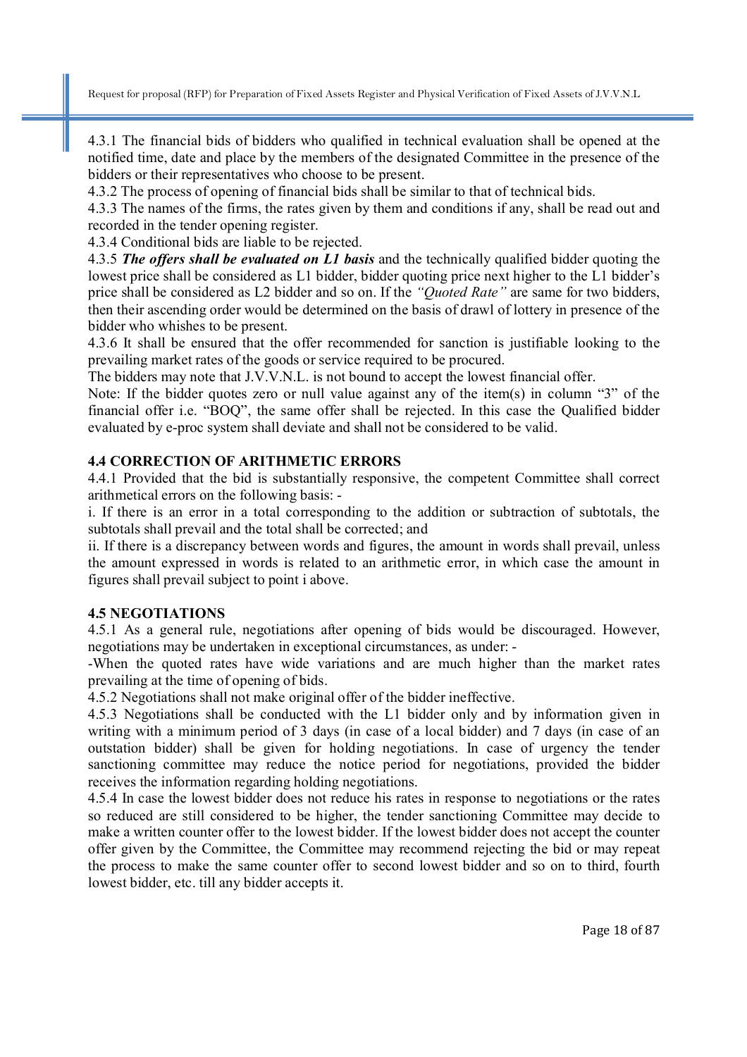4.3.1 The financial bids of bidders who qualified in technical evaluation shall be opened at the notified time, date and place by the members of the designated Committee in the presence of the bidders or their representatives who choose to be present.

4.3.2 The process of opening of financial bids shall be similar to that of technical bids.

4.3.3 The names of the firms, the rates given by them and conditions if any, shall be read out and recorded in the tender opening register.

4.3.4 Conditional bids are liable to be rejected.

4.3.5 ***The offers shall be evaluated on L1 basis*** and the technically qualified bidder quoting the lowest price shall be considered as L1 bidder, bidder quoting price next higher to the L1 bidder's price shall be considered as L2 bidder and so on. If the *"Quoted Rate"* are same for two bidders, then their ascending order would be determined on the basis of drawl of lottery in presence of the bidder who whishes to be present.

4.3.6 It shall be ensured that the offer recommended for sanction is justifiable looking to the prevailing market rates of the goods or service required to be procured.

The bidders may note that J.V.V.N.L. is not bound to accept the lowest financial offer.

Note: If the bidder quotes zero or null value against any of the item(s) in column "3" of the financial offer i.e. "BOQ", the same offer shall be rejected. In this case the Qualified bidder evaluated by e-proc system shall deviate and shall not be considered to be valid.

### 4.4 CORRECTION OF ARITHMETIC ERRORS

4.4.1 Provided that the bid is substantially responsive, the competent Committee shall correct arithmetical errors on the following basis: -

i. If there is an error in a total corresponding to the addition or subtraction of subtotals, the subtotals shall prevail and the total shall be corrected; and

ii. If there is a discrepancy between words and figures, the amount in words shall prevail, unless the amount expressed in words is related to an arithmetic error, in which case the amount in figures shall prevail subject to point i above.

### 4.5 NEGOTIATIONS

4.5.1 As a general rule, negotiations after opening of bids would be discouraged. However, negotiations may be undertaken in exceptional circumstances, as under: -

-When the quoted rates have wide variations and are much higher than the market rates prevailing at the time of opening of bids.

4.5.2 Negotiations shall not make original offer of the bidder ineffective.

4.5.3 Negotiations shall be conducted with the L1 bidder only and by information given in writing with a minimum period of 3 days (in case of a local bidder) and 7 days (in case of an outstation bidder) shall be given for holding negotiations. In case of urgency the tender sanctioning committee may reduce the notice period for negotiations, provided the bidder receives the information regarding holding negotiations.

4.5.4 In case the lowest bidder does not reduce his rates in response to negotiations or the rates so reduced are still considered to be higher, the tender sanctioning Committee may decide to make a written counter offer to the lowest bidder. If the lowest bidder does not accept the counter offer given by the Committee, the Committee may recommend rejecting the bid or may repeat the process to make the same counter offer to second lowest bidder and so on to third, fourth lowest bidder, etc. till any bidder accepts it.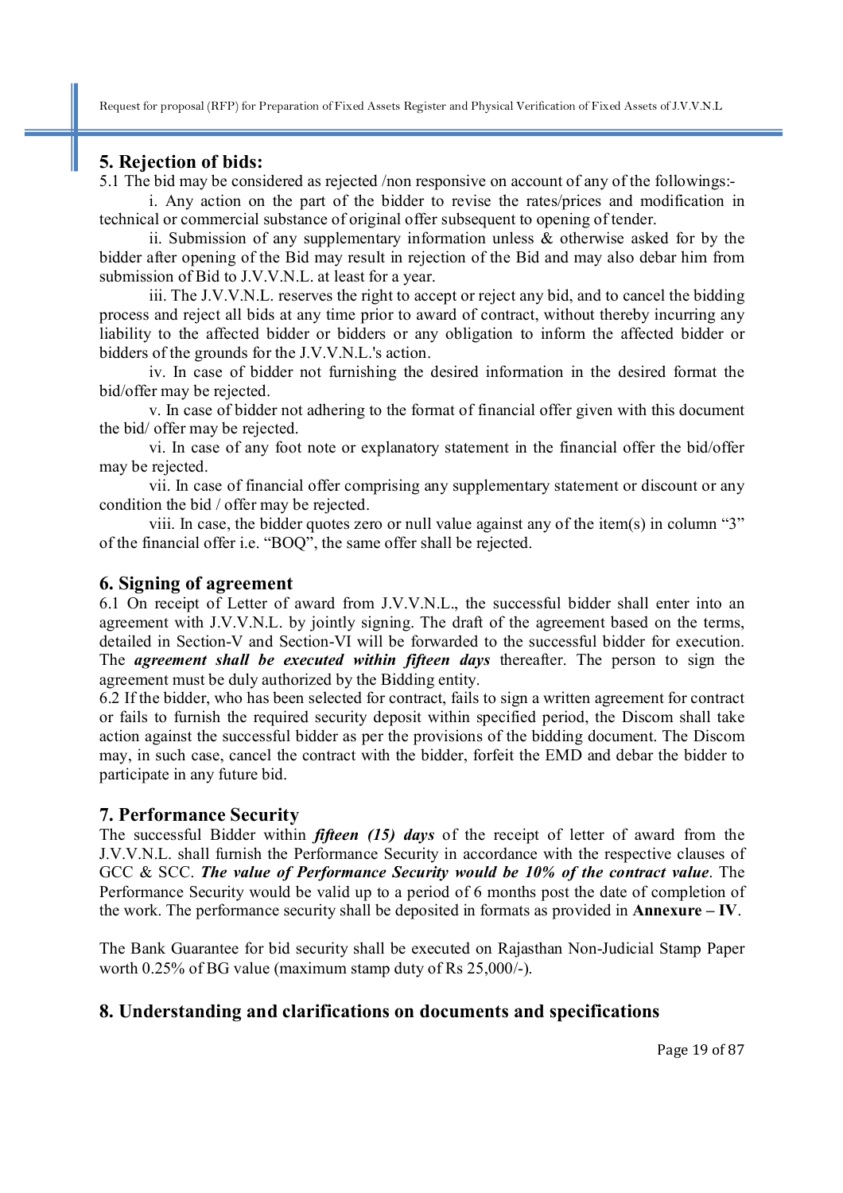## 5. Rejection of bids:

5.1 The bid may be considered as rejected /non responsive on account of any of the followings:-

i. Any action on the part of the bidder to revise the rates/prices and modification in technical or commercial substance of original offer subsequent to opening of tender.

ii. Submission of any supplementary information unless & otherwise asked for by the bidder after opening of the Bid may result in rejection of the Bid and may also debar him from submission of Bid to J.V.V.N.L. at least for a year.

iii. The J.V.V.N.L. reserves the right to accept or reject any bid, and to cancel the bidding process and reject all bids at any time prior to award of contract, without thereby incurring any liability to the affected bidder or bidders or any obligation to inform the affected bidder or bidders of the grounds for the J.V.V.N.L.'s action.

iv. In case of bidder not furnishing the desired information in the desired format the bid/offer may be rejected.

v. In case of bidder not adhering to the format of financial offer given with this document the bid/ offer may be rejected.

vi. In case of any foot note or explanatory statement in the financial offer the bid/offer may be rejected.

vii. In case of financial offer comprising any supplementary statement or discount or any condition the bid / offer may be rejected.

viii. In case, the bidder quotes zero or null value against any of the item(s) in column "3" of the financial offer i.e. "BOQ", the same offer shall be rejected.

## 6. Signing of agreement

6.1 On receipt of Letter of award from J.V.V.N.L., the successful bidder shall enter into an agreement with J.V.V.N.L. by jointly signing. The draft of the agreement based on the terms, detailed in Section-V and Section-VI will be forwarded to the successful bidder for execution. The ***agreement shall be executed within fifteen days*** thereafter. The person to sign the agreement must be duly authorized by the Bidding entity.

6.2 If the bidder, who has been selected for contract, fails to sign a written agreement for contract or fails to furnish the required security deposit within specified period, the Discom shall take action against the successful bidder as per the provisions of the bidding document. The Discom may, in such case, cancel the contract with the bidder, forfeit the EMD and debar the bidder to participate in any future bid.

## 7. Performance Security

The successful Bidder within ***fifteen (15) days*** of the receipt of letter of award from the J.V.V.N.L. shall furnish the Performance Security in accordance with the respective clauses of GCC & SCC. ***The value of Performance Security would be 10% of the contract value***. The Performance Security would be valid up to a period of 6 months post the date of completion of the work. The performance security shall be deposited in formats as provided in **Annexure – IV**.

The Bank Guarantee for bid security shall be executed on Rajasthan Non-Judicial Stamp Paper worth 0.25% of BG value (maximum stamp duty of Rs 25,000/-).

## 8. Understanding and clarifications on documents and specifications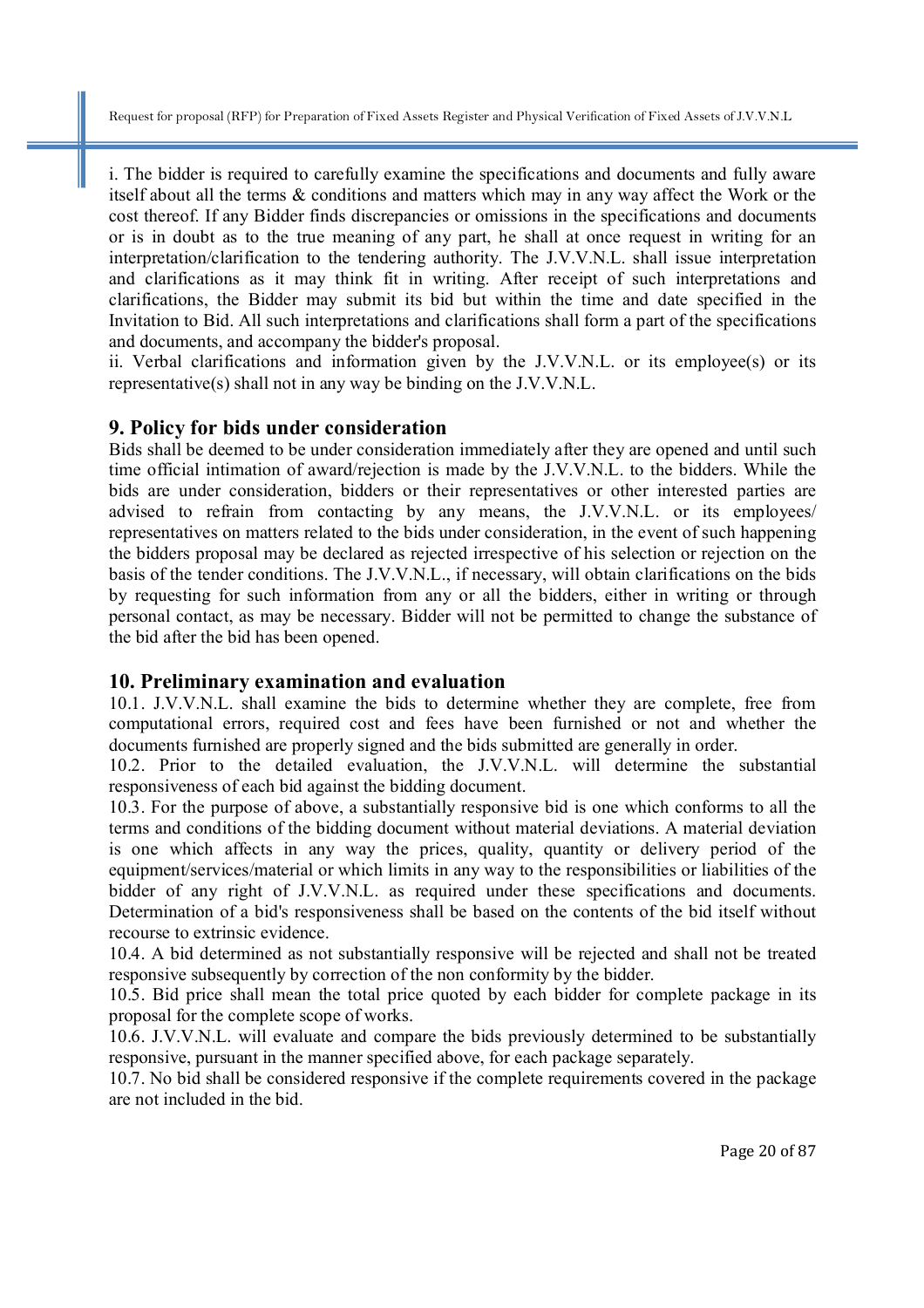i. The bidder is required to carefully examine the specifications and documents and fully aware itself about all the terms & conditions and matters which may in any way affect the Work or the cost thereof. If any Bidder finds discrepancies or omissions in the specifications and documents or is in doubt as to the true meaning of any part, he shall at once request in writing for an interpretation/clarification to the tendering authority. The J.V.V.N.L. shall issue interpretation and clarifications as it may think fit in writing. After receipt of such interpretations and clarifications, the Bidder may submit its bid but within the time and date specified in the Invitation to Bid. All such interpretations and clarifications shall form a part of the specifications and documents, and accompany the bidder's proposal.

ii. Verbal clarifications and information given by the J.V.V.N.L. or its employee(s) or its representative(s) shall not in any way be binding on the J.V.V.N.L.

## 9. Policy for bids under consideration

Bids shall be deemed to be under consideration immediately after they are opened and until such time official intimation of award/rejection is made by the J.V.V.N.L. to the bidders. While the bids are under consideration, bidders or their representatives or other interested parties are advised to refrain from contacting by any means, the J.V.V.N.L. or its employees/ representatives on matters related to the bids under consideration, in the event of such happening the bidders proposal may be declared as rejected irrespective of his selection or rejection on the basis of the tender conditions. The J.V.V.N.L., if necessary, will obtain clarifications on the bids by requesting for such information from any or all the bidders, either in writing or through personal contact, as may be necessary. Bidder will not be permitted to change the substance of the bid after the bid has been opened.

## 10. Preliminary examination and evaluation

10.1. J.V.V.N.L. shall examine the bids to determine whether they are complete, free from computational errors, required cost and fees have been furnished or not and whether the documents furnished are properly signed and the bids submitted are generally in order.

10.2. Prior to the detailed evaluation, the J.V.V.N.L. will determine the substantial responsiveness of each bid against the bidding document.

10.3. For the purpose of above, a substantially responsive bid is one which conforms to all the terms and conditions of the bidding document without material deviations. A material deviation is one which affects in any way the prices, quality, quantity or delivery period of the equipment/services/material or which limits in any way to the responsibilities or liabilities of the bidder of any right of J.V.V.N.L. as required under these specifications and documents. Determination of a bid's responsiveness shall be based on the contents of the bid itself without recourse to extrinsic evidence.

10.4. A bid determined as not substantially responsive will be rejected and shall not be treated responsive subsequently by correction of the non conformity by the bidder.

10.5. Bid price shall mean the total price quoted by each bidder for complete package in its proposal for the complete scope of works.

10.6. J.V.V.N.L. will evaluate and compare the bids previously determined to be substantially responsive, pursuant in the manner specified above, for each package separately.

10.7. No bid shall be considered responsive if the complete requirements covered in the package are not included in the bid.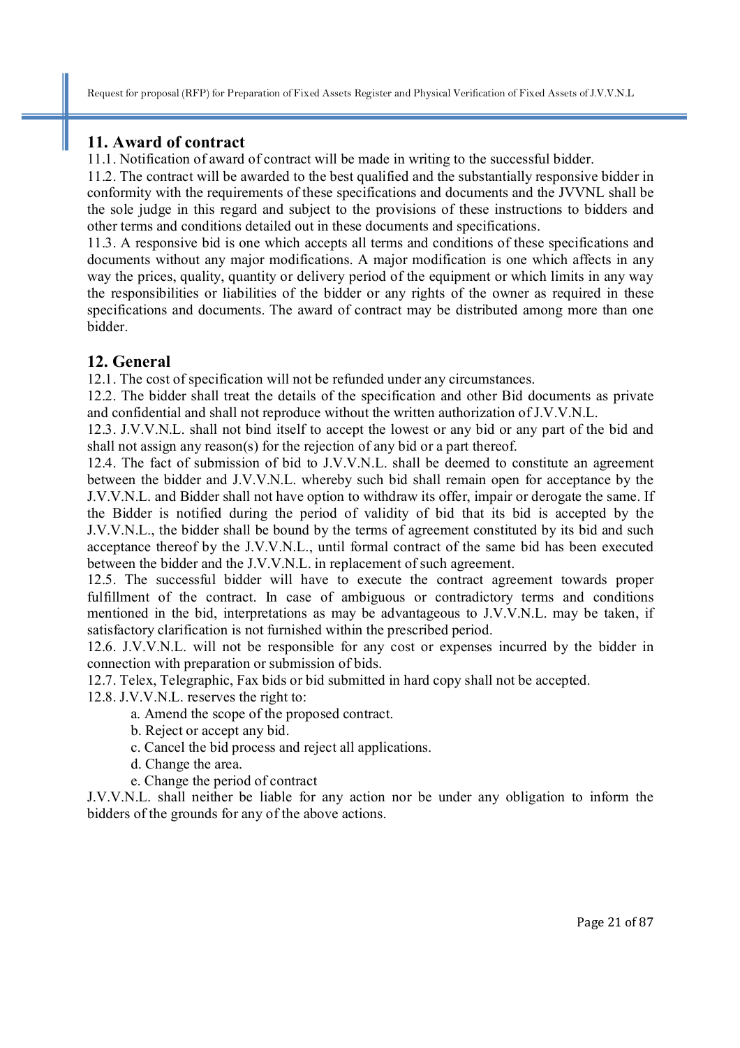## 11. Award of contract

11.1. Notification of award of contract will be made in writing to the successful bidder.

11.2. The contract will be awarded to the best qualified and the substantially responsive bidder in conformity with the requirements of these specifications and documents and the JVVNL shall be the sole judge in this regard and subject to the provisions of these instructions to bidders and other terms and conditions detailed out in these documents and specifications.

11.3. A responsive bid is one which accepts all terms and conditions of these specifications and documents without any major modifications. A major modification is one which affects in any way the prices, quality, quantity or delivery period of the equipment or which limits in any way the responsibilities or liabilities of the bidder or any rights of the owner as required in these specifications and documents. The award of contract may be distributed among more than one bidder.

## 12. General

12.1. The cost of specification will not be refunded under any circumstances.

12.2. The bidder shall treat the details of the specification and other Bid documents as private and confidential and shall not reproduce without the written authorization of J.V.V.N.L.

12.3. J.V.V.N.L. shall not bind itself to accept the lowest or any bid or any part of the bid and shall not assign any reason(s) for the rejection of any bid or a part thereof.

12.4. The fact of submission of bid to J.V.V.N.L. shall be deemed to constitute an agreement between the bidder and J.V.V.N.L. whereby such bid shall remain open for acceptance by the J.V.V.N.L. and Bidder shall not have option to withdraw its offer, impair or derogate the same. If the Bidder is notified during the period of validity of bid that its bid is accepted by the J.V.V.N.L., the bidder shall be bound by the terms of agreement constituted by its bid and such acceptance thereof by the J.V.V.N.L., until formal contract of the same bid has been executed between the bidder and the J.V.V.N.L. in replacement of such agreement.

12.5. The successful bidder will have to execute the contract agreement towards proper fulfillment of the contract. In case of ambiguous or contradictory terms and conditions mentioned in the bid, interpretations as may be advantageous to J.V.V.N.L. may be taken, if satisfactory clarification is not furnished within the prescribed period.

12.6. J.V.V.N.L. will not be responsible for any cost or expenses incurred by the bidder in connection with preparation or submission of bids.

12.7. Telex, Telegraphic, Fax bids or bid submitted in hard copy shall not be accepted.

12.8. J.V.V.N.L. reserves the right to:

a. Amend the scope of the proposed contract.
b. Reject or accept any bid.
c. Cancel the bid process and reject all applications.
d. Change the area.
e. Change the period of contract

J.V.V.N.L. shall neither be liable for any action nor be under any obligation to inform the bidders of the grounds for any of the above actions.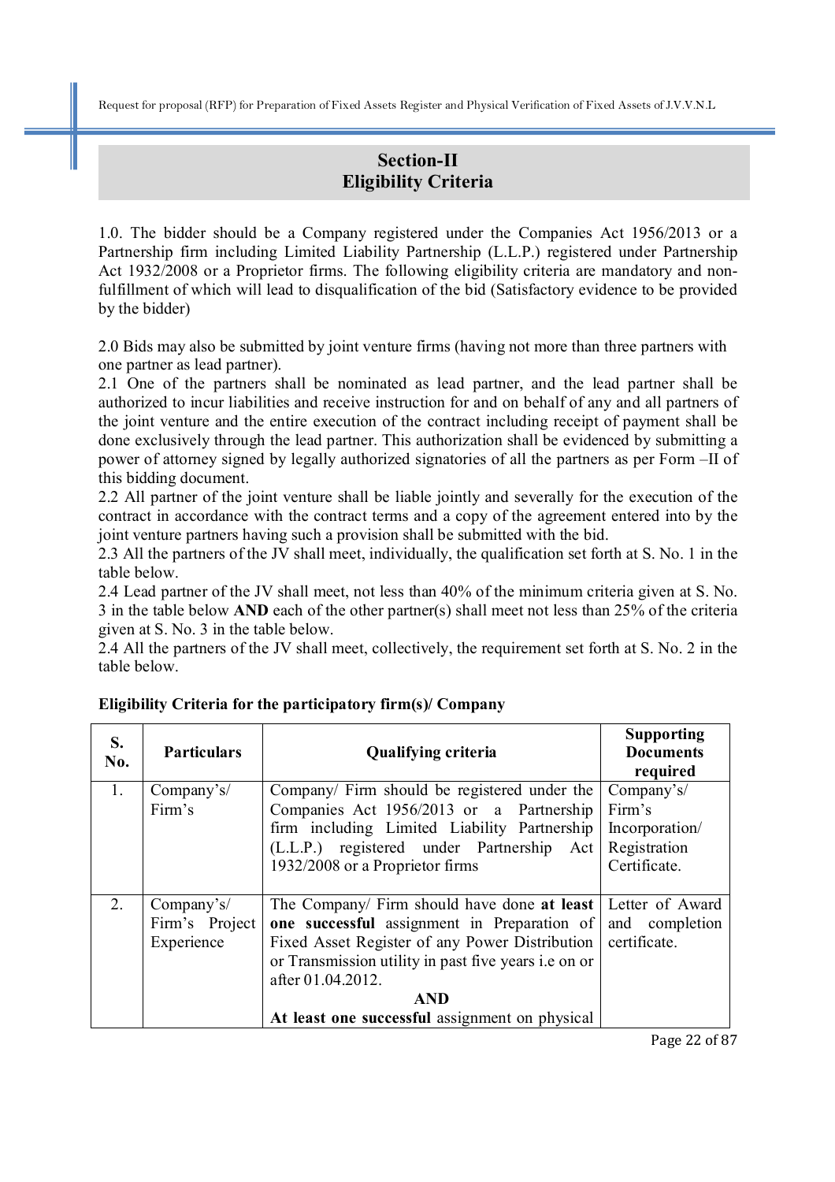# Section-II
# Eligibility Criteria

1.0. The bidder should be a Company registered under the Companies Act 1956/2013 or a Partnership firm including Limited Liability Partnership (L.L.P.) registered under Partnership Act 1932/2008 or a Proprietor firms. The following eligibility criteria are mandatory and non-fulfillment of which will lead to disqualification of the bid (Satisfactory evidence to be provided by the bidder)

2.0 Bids may also be submitted by joint venture firms (having not more than three partners with one partner as lead partner).

2.1 One of the partners shall be nominated as lead partner, and the lead partner shall be authorized to incur liabilities and receive instruction for and on behalf of any and all partners of the joint venture and the entire execution of the contract including receipt of payment shall be done exclusively through the lead partner. This authorization shall be evidenced by submitting a power of attorney signed by legally authorized signatories of all the partners as per Form –II of this bidding document.

2.2 All partner of the joint venture shall be liable jointly and severally for the execution of the contract in accordance with the contract terms and a copy of the agreement entered into by the joint venture partners having such a provision shall be submitted with the bid.

2.3 All the partners of the JV shall meet, individually, the qualification set forth at S. No. 1 in the table below.

2.4 Lead partner of the JV shall meet, not less than 40% of the minimum criteria given at S. No. 3 in the table below **AND** each of the other partner(s) shall meet not less than 25% of the criteria given at S. No. 3 in the table below.

2.4 All the partners of the JV shall meet, collectively, the requirement set forth at S. No. 2 in the table below.

**Eligibility Criteria for the participatory firm(s)/ Company**

| S. No. | Particulars | Qualifying criteria | Supporting Documents required |
|---|---|---|---|
| 1. | Company's/ Firm's | Company/ Firm should be registered under the Companies Act 1956/2013 or a Partnership firm including Limited Liability Partnership (L.L.P.) registered under Partnership Act 1932/2008 or a Proprietor firms | Company's/ Firm's Incorporation/ Registration Certificate. |
| 2. | Company's/ Firm's Project Experience | The Company/ Firm should have done **at least one successful** assignment in Preparation of Fixed Asset Register of any Power Distribution or Transmission utility in past five years i.e on or after 01.04.2012. **AND** **At least one successful** assignment on physical | Letter of Award and completion certificate. |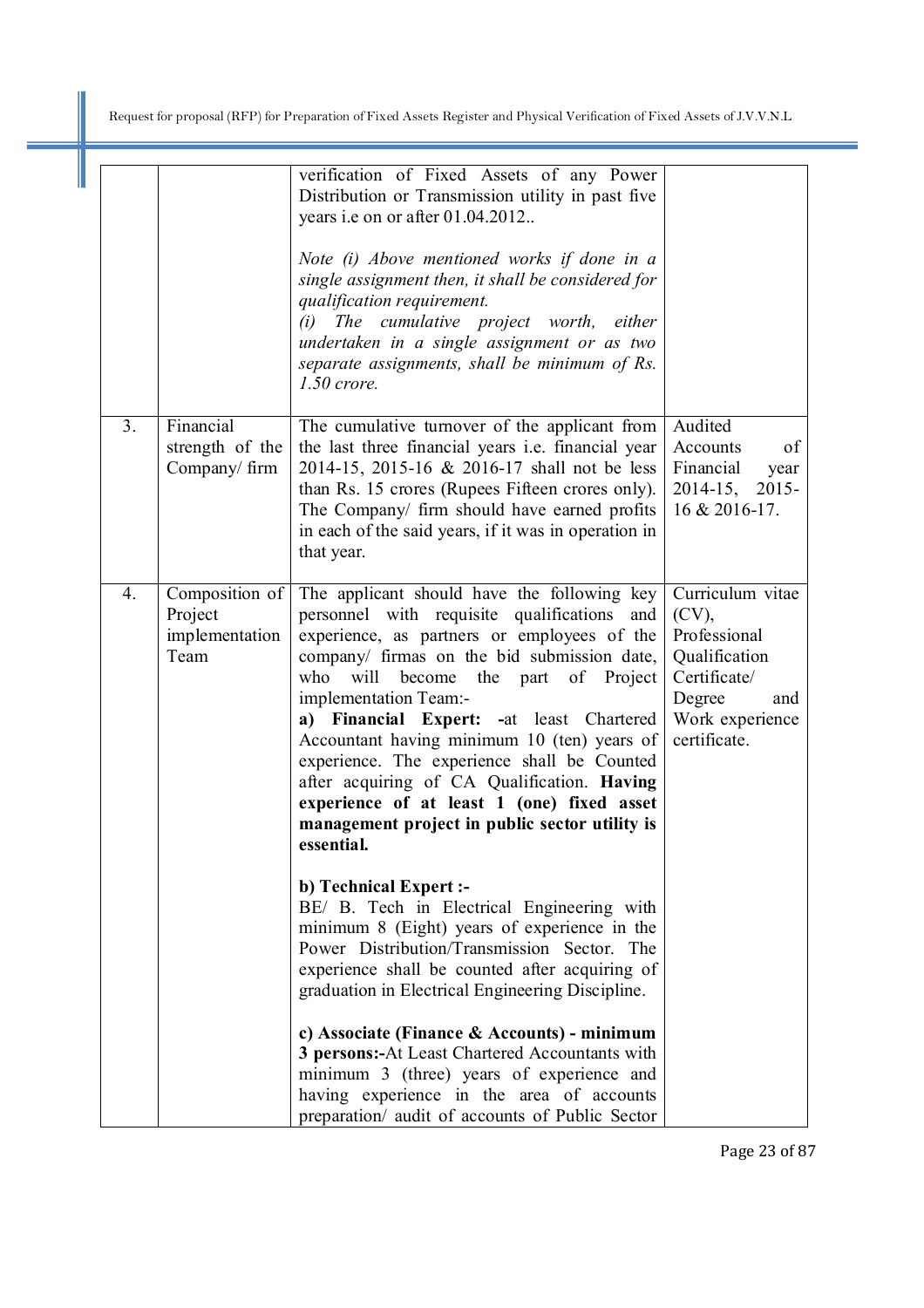| | | | |
|---|---|---|---|
| | | verification of Fixed Assets of any Power Distribution or Transmission utility in past five years i.e on or after 01.04.2012..<br><br>*Note (i) Above mentioned works if done in a single assignment then, it shall be considered for qualification requirement.*<br>*(i) The cumulative project worth, either undertaken in a single assignment or as two separate assignments, shall be minimum of Rs. 1.50 crore.* | |
| 3. | Financial strength of the Company/ firm | The cumulative turnover of the applicant from the last three financial years i.e. financial year 2014-15, 2015-16 & 2016-17 shall not be less than Rs. 15 crores (Rupees Fifteen crores only). The Company/ firm should have earned profits in each of the said years, if it was in operation in that year. | Audited Accounts of Financial year 2014-15, 2015-16 & 2016-17. |
| 4. | Composition of Project implementation Team | The applicant should have the following key personnel with requisite qualifications and experience, as partners or employees of the company/ firmas on the bid submission date, who will become the part of Project implementation Team:-<br>**a) Financial Expert: -**at least Chartered Accountant having minimum 10 (ten) years of experience. The experience shall be Counted after acquiring of CA Qualification. **Having experience of at least 1 (one) fixed asset management project in public sector utility is essential.**<br><br>**b) Technical Expert :-**<br>BE/ B. Tech in Electrical Engineering with minimum 8 (Eight) years of experience in the Power Distribution/Transmission Sector. The experience shall be counted after acquiring of graduation in Electrical Engineering Discipline.<br><br>**c) Associate (Finance & Accounts) - minimum 3 persons:-**At Least Chartered Accountants with minimum 3 (three) years of experience and having experience in the area of accounts preparation/ audit of accounts of Public Sector | Curriculum vitae (CV), Professional Qualification Certificate/ Degree and Work experience certificate. |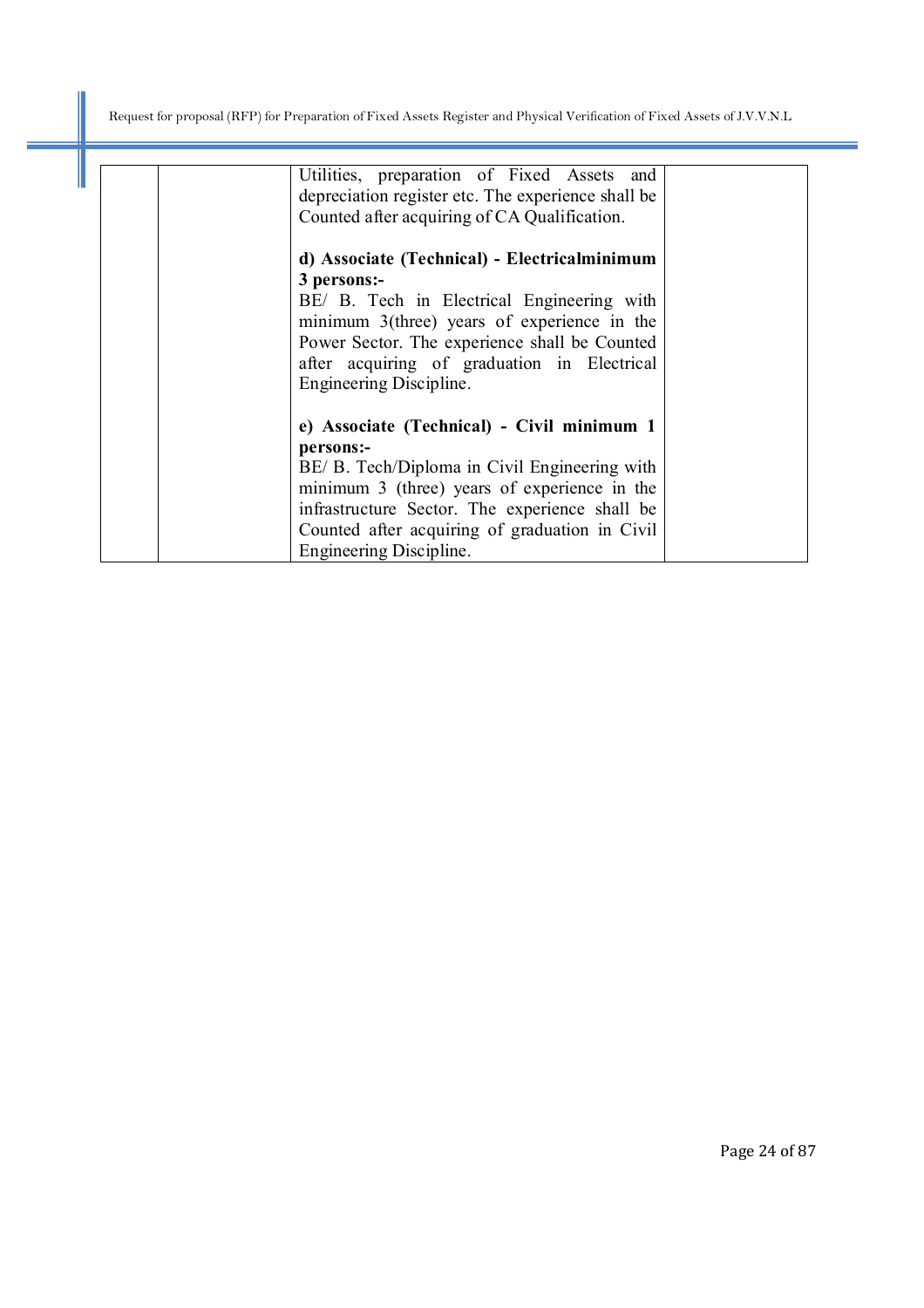| | | | |
|---|---|---|---|
| | | Utilities, preparation of Fixed Assets and depreciation register etc. The experience shall be Counted after acquiring of CA Qualification.<br><br>**d) Associate (Technical) - Electricalminimum 3 persons:-**<br>BE/ B. Tech in Electrical Engineering with minimum 3(three) years of experience in the Power Sector. The experience shall be Counted after acquiring of graduation in Electrical Engineering Discipline.<br><br>**e) Associate (Technical) - Civil minimum 1 persons:-**<br>BE/ B. Tech/Diploma in Civil Engineering with minimum 3 (three) years of experience in the infrastructure Sector. The experience shall be Counted after acquiring of graduation in Civil Engineering Discipline. | |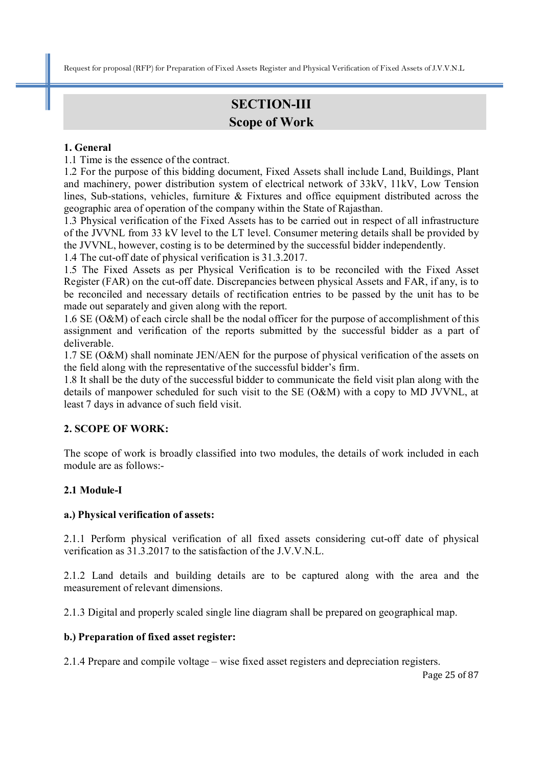# SECTION-III
## Scope of Work

**1. General**

1.1 Time is the essence of the contract.

1.2 For the purpose of this bidding document, Fixed Assets shall include Land, Buildings, Plant and machinery, power distribution system of electrical network of 33kV, 11kV, Low Tension lines, Sub-stations, vehicles, furniture & Fixtures and office equipment distributed across the geographic area of operation of the company within the State of Rajasthan.

1.3 Physical verification of the Fixed Assets has to be carried out in respect of all infrastructure of the JVVNL from 33 kV level to the LT level. Consumer metering details shall be provided by the JVVNL, however, costing is to be determined by the successful bidder independently.

1.4 The cut-off date of physical verification is 31.3.2017.

1.5 The Fixed Assets as per Physical Verification is to be reconciled with the Fixed Asset Register (FAR) on the cut-off date. Discrepancies between physical Assets and FAR, if any, is to be reconciled and necessary details of rectification entries to be passed by the unit has to be made out separately and given along with the report.

1.6 SE (O&M) of each circle shall be the nodal officer for the purpose of accomplishment of this assignment and verification of the reports submitted by the successful bidder as a part of deliverable.

1.7 SE (O&M) shall nominate JEN/AEN for the purpose of physical verification of the assets on the field along with the representative of the successful bidder's firm.

1.8 It shall be the duty of the successful bidder to communicate the field visit plan along with the details of manpower scheduled for such visit to the SE (O&M) with a copy to MD JVVNL, at least 7 days in advance of such field visit.

**2. SCOPE OF WORK:**

The scope of work is broadly classified into two modules, the details of work included in each module are as follows:-

**2.1 Module-I**

**a.) Physical verification of assets:**

2.1.1 Perform physical verification of all fixed assets considering cut-off date of physical verification as 31.3.2017 to the satisfaction of the J.V.V.N.L.

2.1.2 Land details and building details are to be captured along with the area and the measurement of relevant dimensions.

2.1.3 Digital and properly scaled single line diagram shall be prepared on geographical map.

**b.) Preparation of fixed asset register:**

2.1.4 Prepare and compile voltage – wise fixed asset registers and depreciation registers.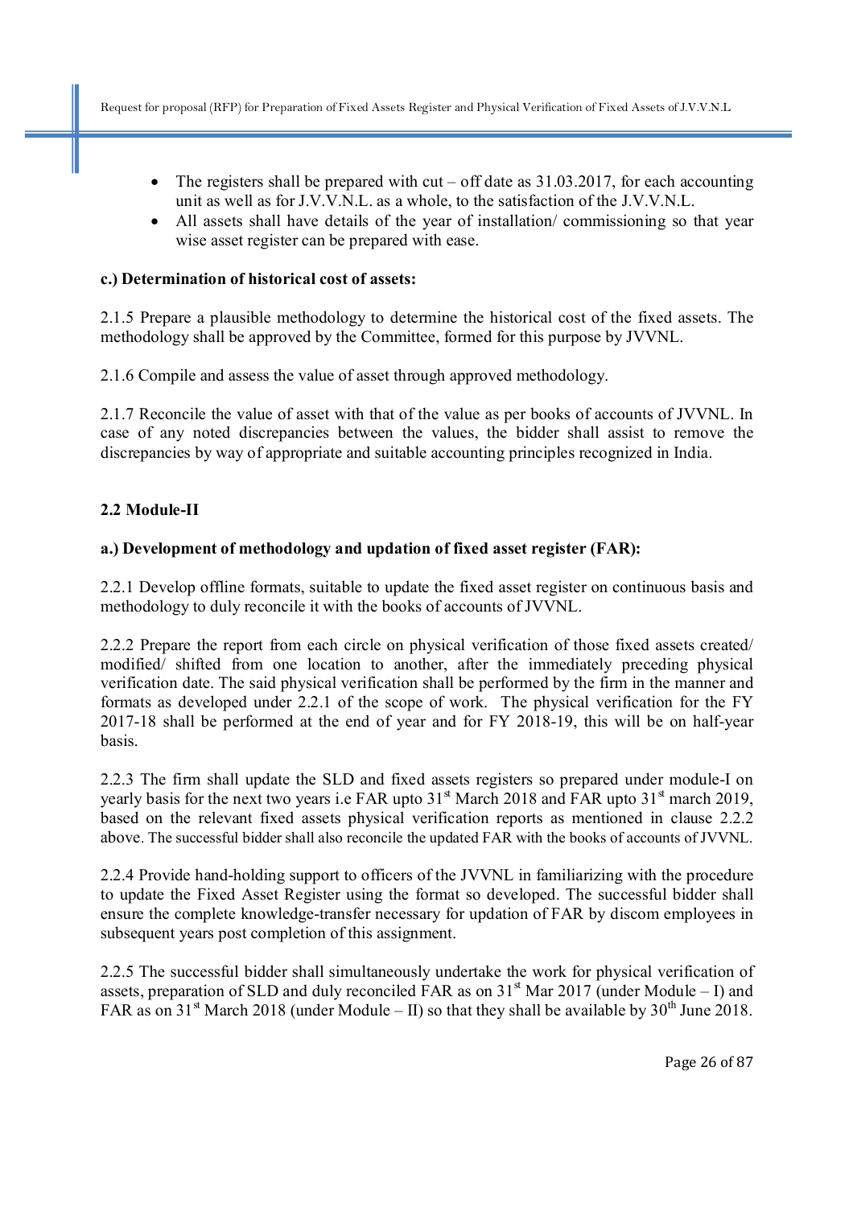- The registers shall be prepared with cut – off date as 31.03.2017, for each accounting unit as well as for J.V.V.N.L. as a whole, to the satisfaction of the J.V.V.N.L.
- All assets shall have details of the year of installation/ commissioning so that year wise asset register can be prepared with ease.

**c.) Determination of historical cost of assets:**

2.1.5 Prepare a plausible methodology to determine the historical cost of the fixed assets. The methodology shall be approved by the Committee, formed for this purpose by JVVNL.

2.1.6 Compile and assess the value of asset through approved methodology.

2.1.7 Reconcile the value of asset with that of the value as per books of accounts of JVVNL. In case of any noted discrepancies between the values, the bidder shall assist to remove the discrepancies by way of appropriate and suitable accounting principles recognized in India.

**2.2 Module-II**

**a.) Development of methodology and updation of fixed asset register (FAR):**

2.2.1 Develop offline formats, suitable to update the fixed asset register on continuous basis and methodology to duly reconcile it with the books of accounts of JVVNL.

2.2.2 Prepare the report from each circle on physical verification of those fixed assets created/ modified/ shifted from one location to another, after the immediately preceding physical verification date. The said physical verification shall be performed by the firm in the manner and formats as developed under 2.2.1 of the scope of work. The physical verification for the FY 2017-18 shall be performed at the end of year and for FY 2018-19, this will be on half-year basis.

2.2.3 The firm shall update the SLD and fixed assets registers so prepared under module-I on yearly basis for the next two years i.e FAR upto 31st March 2018 and FAR upto 31st march 2019, based on the relevant fixed assets physical verification reports as mentioned in clause 2.2.2 above. The successful bidder shall also reconcile the updated FAR with the books of accounts of JVVNL.

2.2.4 Provide hand-holding support to officers of the JVVNL in familiarizing with the procedure to update the Fixed Asset Register using the format so developed. The successful bidder shall ensure the complete knowledge-transfer necessary for updation of FAR by discom employees in subsequent years post completion of this assignment.

2.2.5 The successful bidder shall simultaneously undertake the work for physical verification of assets, preparation of SLD and duly reconciled FAR as on 31st Mar 2017 (under Module – I) and FAR as on 31st March 2018 (under Module – II) so that they shall be available by 30th June 2018.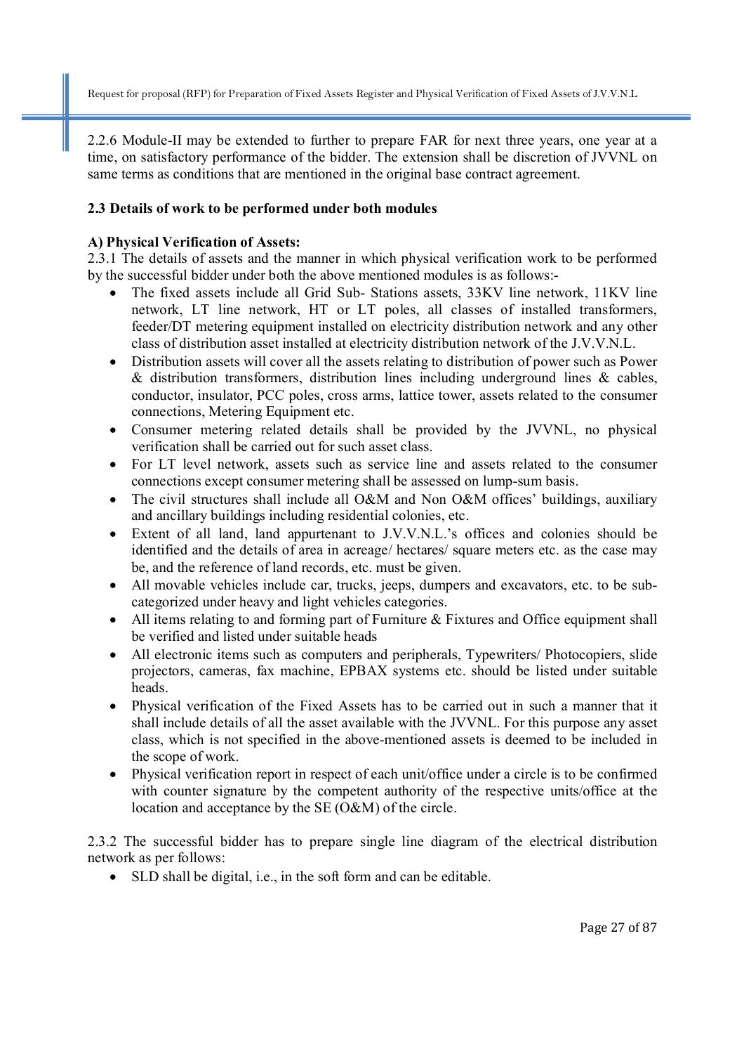2.2.6 Module-II may be extended to further to prepare FAR for next three years, one year at a time, on satisfactory performance of the bidder. The extension shall be discretion of JVVNL on same terms as conditions that are mentioned in the original base contract agreement.

**2.3 Details of work to be performed under both modules**

**A) Physical Verification of Assets:**

2.3.1 The details of assets and the manner in which physical verification work to be performed by the successful bidder under both the above mentioned modules is as follows:-

- The fixed assets include all Grid Sub- Stations assets, 33KV line network, 11KV line network, LT line network, HT or LT poles, all classes of installed transformers, feeder/DT metering equipment installed on electricity distribution network and any other class of distribution asset installed at electricity distribution network of the J.V.V.N.L.
- Distribution assets will cover all the assets relating to distribution of power such as Power & distribution transformers, distribution lines including underground lines & cables, conductor, insulator, PCC poles, cross arms, lattice tower, assets related to the consumer connections, Metering Equipment etc.
- Consumer metering related details shall be provided by the JVVNL, no physical verification shall be carried out for such asset class.
- For LT level network, assets such as service line and assets related to the consumer connections except consumer metering shall be assessed on lump-sum basis.
- The civil structures shall include all O&M and Non O&M offices' buildings, auxiliary and ancillary buildings including residential colonies, etc.
- Extent of all land, land appurtenant to J.V.V.N.L.'s offices and colonies should be identified and the details of area in acreage/ hectares/ square meters etc. as the case may be, and the reference of land records, etc. must be given.
- All movable vehicles include car, trucks, jeeps, dumpers and excavators, etc. to be sub-categorized under heavy and light vehicles categories.
- All items relating to and forming part of Furniture & Fixtures and Office equipment shall be verified and listed under suitable heads
- All electronic items such as computers and peripherals, Typewriters/ Photocopiers, slide projectors, cameras, fax machine, EPBAX systems etc. should be listed under suitable heads.
- Physical verification of the Fixed Assets has to be carried out in such a manner that it shall include details of all the asset available with the JVVNL. For this purpose any asset class, which is not specified in the above-mentioned assets is deemed to be included in the scope of work.
- Physical verification report in respect of each unit/office under a circle is to be confirmed with counter signature by the competent authority of the respective units/office at the location and acceptance by the SE (O&M) of the circle.

2.3.2 The successful bidder has to prepare single line diagram of the electrical distribution network as per follows:

- SLD shall be digital, i.e., in the soft form and can be editable.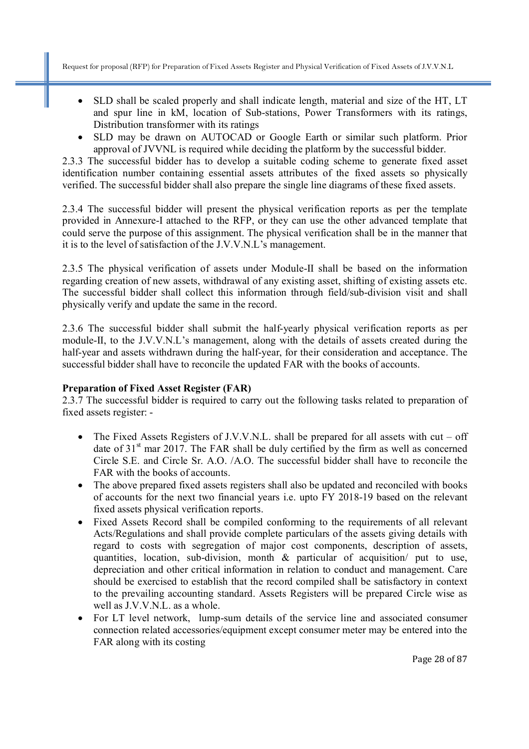- SLD shall be scaled properly and shall indicate length, material and size of the HT, LT and spur line in kM, location of Sub-stations, Power Transformers with its ratings, Distribution transformer with its ratings
- SLD may be drawn on AUTOCAD or Google Earth or similar such platform. Prior approval of JVVNL is required while deciding the platform by the successful bidder.

2.3.3 The successful bidder has to develop a suitable coding scheme to generate fixed asset identification number containing essential assets attributes of the fixed assets so physically verified. The successful bidder shall also prepare the single line diagrams of these fixed assets.

2.3.4 The successful bidder will present the physical verification reports as per the template provided in Annexure-I attached to the RFP, or they can use the other advanced template that could serve the purpose of this assignment. The physical verification shall be in the manner that it is to the level of satisfaction of the J.V.V.N.L's management.

2.3.5 The physical verification of assets under Module-II shall be based on the information regarding creation of new assets, withdrawal of any existing asset, shifting of existing assets etc. The successful bidder shall collect this information through field/sub-division visit and shall physically verify and update the same in the record.

2.3.6 The successful bidder shall submit the half-yearly physical verification reports as per module-II, to the J.V.V.N.L's management, along with the details of assets created during the half-year and assets withdrawn during the half-year, for their consideration and acceptance. The successful bidder shall have to reconcile the updated FAR with the books of accounts.

**Preparation of Fixed Asset Register (FAR)**

2.3.7 The successful bidder is required to carry out the following tasks related to preparation of fixed assets register: -

- The Fixed Assets Registers of J.V.V.N.L. shall be prepared for all assets with cut – off date of 31st mar 2017. The FAR shall be duly certified by the firm as well as concerned Circle S.E. and Circle Sr. A.O. /A.O. The successful bidder shall have to reconcile the FAR with the books of accounts.
- The above prepared fixed assets registers shall also be updated and reconciled with books of accounts for the next two financial years i.e. upto FY 2018-19 based on the relevant fixed assets physical verification reports.
- Fixed Assets Record shall be compiled conforming to the requirements of all relevant Acts/Regulations and shall provide complete particulars of the assets giving details with regard to costs with segregation of major cost components, description of assets, quantities, location, sub-division, month & particular of acquisition/ put to use, depreciation and other critical information in relation to conduct and management. Care should be exercised to establish that the record compiled shall be satisfactory in context to the prevailing accounting standard. Assets Registers will be prepared Circle wise as well as J.V.V.N.L. as a whole.
- For LT level network, lump-sum details of the service line and associated consumer connection related accessories/equipment except consumer meter may be entered into the FAR along with its costing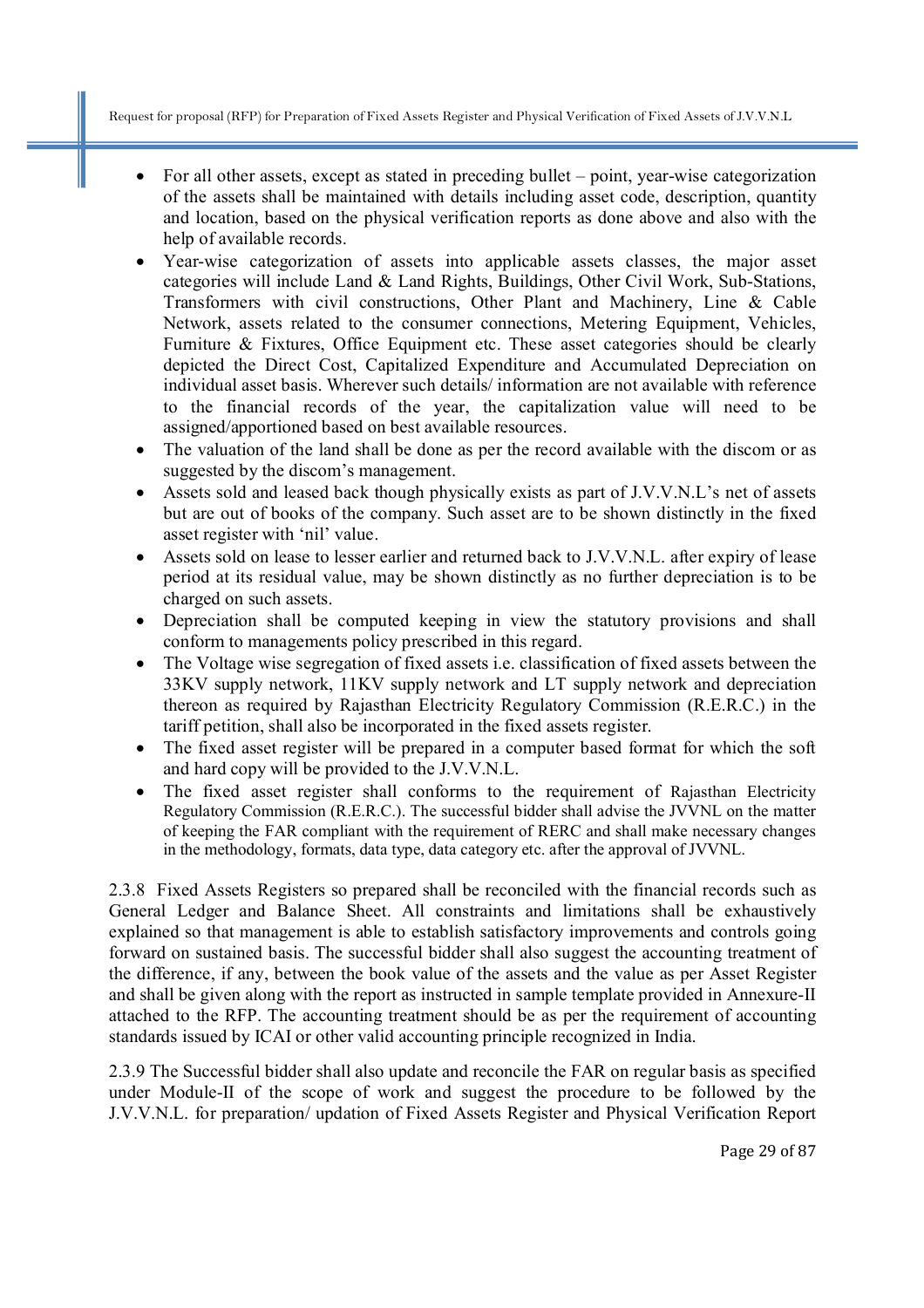- For all other assets, except as stated in preceding bullet – point, year-wise categorization of the assets shall be maintained with details including asset code, description, quantity and location, based on the physical verification reports as done above and also with the help of available records.
- Year-wise categorization of assets into applicable assets classes, the major asset categories will include Land & Land Rights, Buildings, Other Civil Work, Sub-Stations, Transformers with civil constructions, Other Plant and Machinery, Line & Cable Network, assets related to the consumer connections, Metering Equipment, Vehicles, Furniture & Fixtures, Office Equipment etc. These asset categories should be clearly depicted the Direct Cost, Capitalized Expenditure and Accumulated Depreciation on individual asset basis. Wherever such details/ information are not available with reference to the financial records of the year, the capitalization value will need to be assigned/apportioned based on best available resources.
- The valuation of the land shall be done as per the record available with the discom or as suggested by the discom's management.
- Assets sold and leased back though physically exists as part of J.V.V.N.L's net of assets but are out of books of the company. Such asset are to be shown distinctly in the fixed asset register with 'nil' value.
- Assets sold on lease to lesser earlier and returned back to J.V.V.N.L. after expiry of lease period at its residual value, may be shown distinctly as no further depreciation is to be charged on such assets.
- Depreciation shall be computed keeping in view the statutory provisions and shall conform to managements policy prescribed in this regard.
- The Voltage wise segregation of fixed assets i.e. classification of fixed assets between the 33KV supply network, 11KV supply network and LT supply network and depreciation thereon as required by Rajasthan Electricity Regulatory Commission (R.E.R.C.) in the tariff petition, shall also be incorporated in the fixed assets register.
- The fixed asset register will be prepared in a computer based format for which the soft and hard copy will be provided to the J.V.V.N.L.
- The fixed asset register shall conforms to the requirement of Rajasthan Electricity Regulatory Commission (R.E.R.C.). The successful bidder shall advise the JVVNL on the matter of keeping the FAR compliant with the requirement of RERC and shall make necessary changes in the methodology, formats, data type, data category etc. after the approval of JVVNL.

2.3.8 Fixed Assets Registers so prepared shall be reconciled with the financial records such as General Ledger and Balance Sheet. All constraints and limitations shall be exhaustively explained so that management is able to establish satisfactory improvements and controls going forward on sustained basis. The successful bidder shall also suggest the accounting treatment of the difference, if any, between the book value of the assets and the value as per Asset Register and shall be given along with the report as instructed in sample template provided in Annexure-II attached to the RFP. The accounting treatment should be as per the requirement of accounting standards issued by ICAI or other valid accounting principle recognized in India.

2.3.9 The Successful bidder shall also update and reconcile the FAR on regular basis as specified under Module-II of the scope of work and suggest the procedure to be followed by the J.V.V.N.L. for preparation/ updation of Fixed Assets Register and Physical Verification Report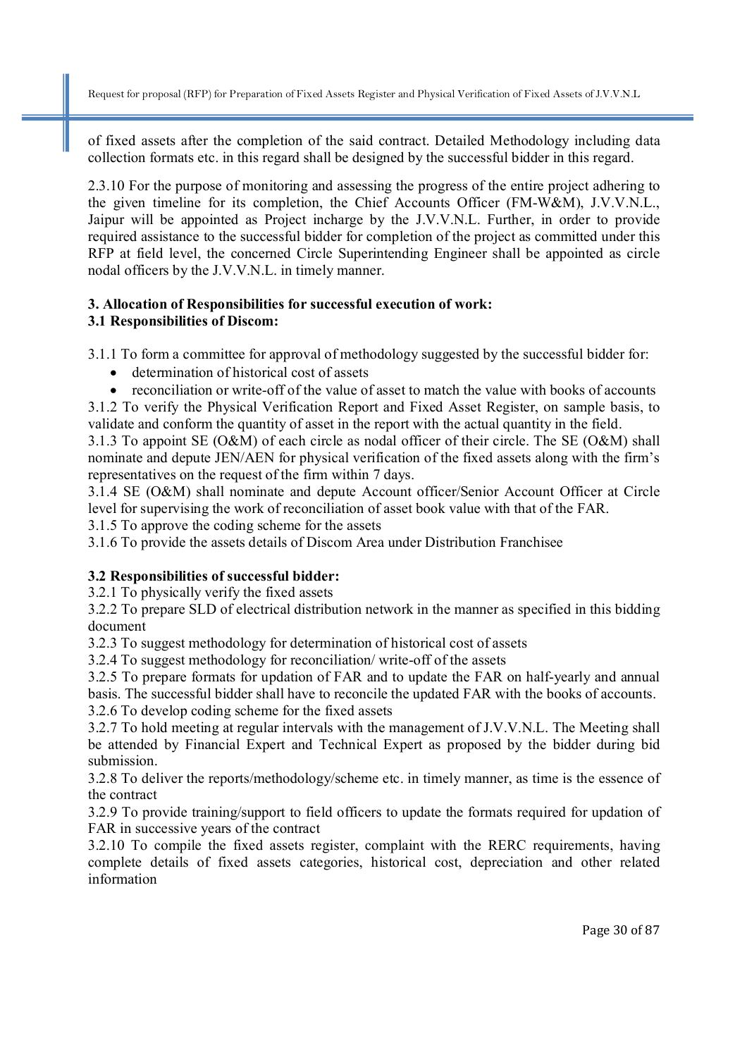of fixed assets after the completion of the said contract. Detailed Methodology including data collection formats etc. in this regard shall be designed by the successful bidder in this regard.

2.3.10 For the purpose of monitoring and assessing the progress of the entire project adhering to the given timeline for its completion, the Chief Accounts Officer (FM-W&M), J.V.V.N.L., Jaipur will be appointed as Project incharge by the J.V.V.N.L. Further, in order to provide required assistance to the successful bidder for completion of the project as committed under this RFP at field level, the concerned Circle Superintending Engineer shall be appointed as circle nodal officers by the J.V.V.N.L. in timely manner.

**3. Allocation of Responsibilities for successful execution of work:**
**3.1 Responsibilities of Discom:**

3.1.1 To form a committee for approval of methodology suggested by the successful bidder for:

- determination of historical cost of assets
- reconciliation or write-off of the value of asset to match the value with books of accounts

3.1.2 To verify the Physical Verification Report and Fixed Asset Register, on sample basis, to validate and conform the quantity of asset in the report with the actual quantity in the field.
3.1.3 To appoint SE (O&M) of each circle as nodal officer of their circle. The SE (O&M) shall nominate and depute JEN/AEN for physical verification of the fixed assets along with the firm's representatives on the request of the firm within 7 days.
3.1.4 SE (O&M) shall nominate and depute Account officer/Senior Account Officer at Circle level for supervising the work of reconciliation of asset book value with that of the FAR.
3.1.5 To approve the coding scheme for the assets
3.1.6 To provide the assets details of Discom Area under Distribution Franchisee

**3.2 Responsibilities of successful bidder:**
3.2.1 To physically verify the fixed assets
3.2.2 To prepare SLD of electrical distribution network in the manner as specified in this bidding document
3.2.3 To suggest methodology for determination of historical cost of assets
3.2.4 To suggest methodology for reconciliation/ write-off of the assets
3.2.5 To prepare formats for updation of FAR and to update the FAR on half-yearly and annual basis. The successful bidder shall have to reconcile the updated FAR with the books of accounts.
3.2.6 To develop coding scheme for the fixed assets
3.2.7 To hold meeting at regular intervals with the management of J.V.V.N.L. The Meeting shall be attended by Financial Expert and Technical Expert as proposed by the bidder during bid submission.
3.2.8 To deliver the reports/methodology/scheme etc. in timely manner, as time is the essence of the contract
3.2.9 To provide training/support to field officers to update the formats required for updation of FAR in successive years of the contract
3.2.10 To compile the fixed assets register, complaint with the RERC requirements, having complete details of fixed assets categories, historical cost, depreciation and other related information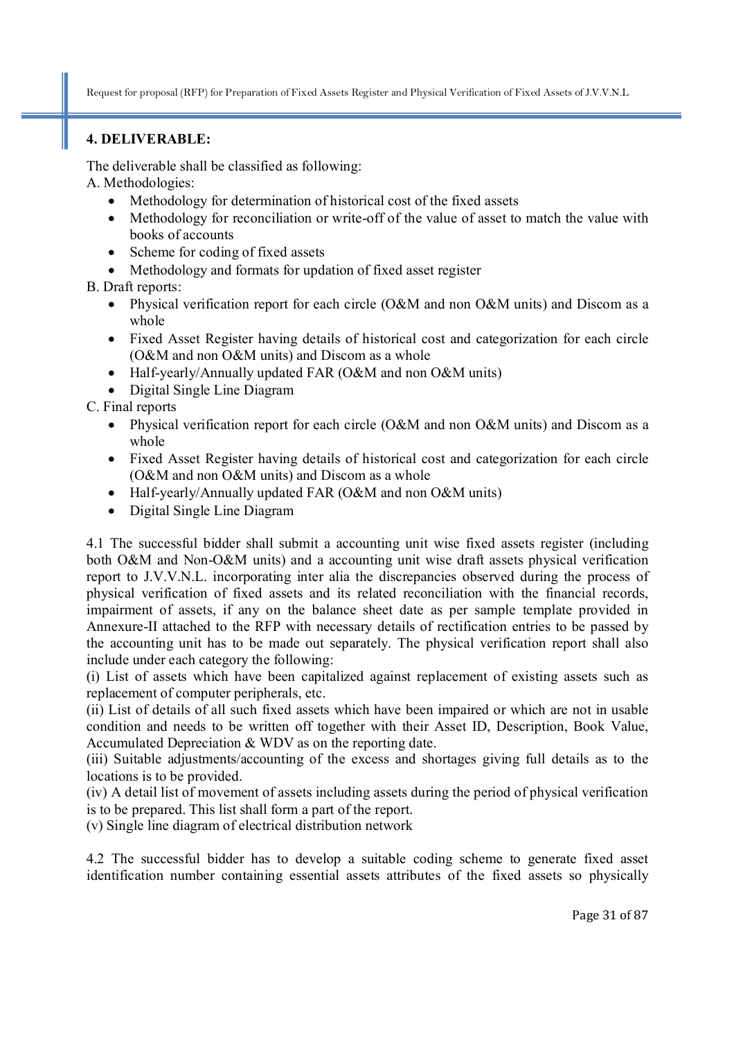## 4. DELIVERABLE:

The deliverable shall be classified as following:

A. Methodologies:

- Methodology for determination of historical cost of the fixed assets
- Methodology for reconciliation or write-off of the value of asset to match the value with books of accounts
- Scheme for coding of fixed assets
- Methodology and formats for updation of fixed asset register

B. Draft reports:

- Physical verification report for each circle (O&M and non O&M units) and Discom as a whole
- Fixed Asset Register having details of historical cost and categorization for each circle (O&M and non O&M units) and Discom as a whole
- Half-yearly/Annually updated FAR (O&M and non O&M units)
- Digital Single Line Diagram

C. Final reports

- Physical verification report for each circle (O&M and non O&M units) and Discom as a whole
- Fixed Asset Register having details of historical cost and categorization for each circle (O&M and non O&M units) and Discom as a whole
- Half-yearly/Annually updated FAR (O&M and non O&M units)
- Digital Single Line Diagram

4.1 The successful bidder shall submit a accounting unit wise fixed assets register (including both O&M and Non-O&M units) and a accounting unit wise draft assets physical verification report to J.V.V.N.L. incorporating inter alia the discrepancies observed during the process of physical verification of fixed assets and its related reconciliation with the financial records, impairment of assets, if any on the balance sheet date as per sample template provided in Annexure-II attached to the RFP with necessary details of rectification entries to be passed by the accounting unit has to be made out separately. The physical verification report shall also include under each category the following:

(i) List of assets which have been capitalized against replacement of existing assets such as replacement of computer peripherals, etc.

(ii) List of details of all such fixed assets which have been impaired or which are not in usable condition and needs to be written off together with their Asset ID, Description, Book Value, Accumulated Depreciation & WDV as on the reporting date.

(iii) Suitable adjustments/accounting of the excess and shortages giving full details as to the locations is to be provided.

(iv) A detail list of movement of assets including assets during the period of physical verification is to be prepared. This list shall form a part of the report.

(v) Single line diagram of electrical distribution network

4.2 The successful bidder has to develop a suitable coding scheme to generate fixed asset identification number containing essential assets attributes of the fixed assets so physically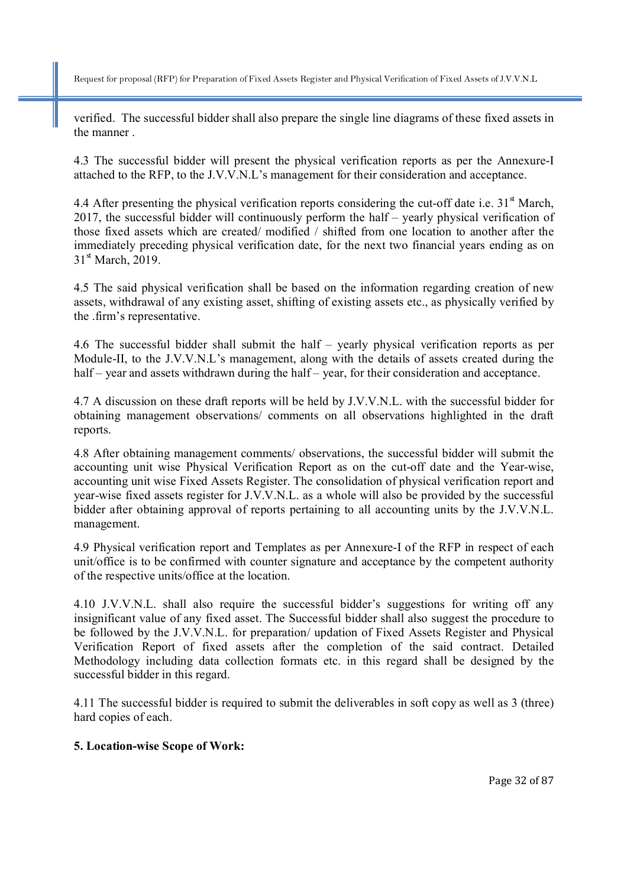verified. The successful bidder shall also prepare the single line diagrams of these fixed assets in the manner .

4.3 The successful bidder will present the physical verification reports as per the Annexure-I attached to the RFP, to the J.V.V.N.L's management for their consideration and acceptance.

4.4 After presenting the physical verification reports considering the cut-off date i.e. 31st March, 2017, the successful bidder will continuously perform the half – yearly physical verification of those fixed assets which are created/ modified / shifted from one location to another after the immediately preceding physical verification date, for the next two financial years ending as on 31st March, 2019.

4.5 The said physical verification shall be based on the information regarding creation of new assets, withdrawal of any existing asset, shifting of existing assets etc., as physically verified by the .firm's representative.

4.6 The successful bidder shall submit the half – yearly physical verification reports as per Module-II, to the J.V.V.N.L's management, along with the details of assets created during the half – year and assets withdrawn during the half – year, for their consideration and acceptance.

4.7 A discussion on these draft reports will be held by J.V.V.N.L. with the successful bidder for obtaining management observations/ comments on all observations highlighted in the draft reports.

4.8 After obtaining management comments/ observations, the successful bidder will submit the accounting unit wise Physical Verification Report as on the cut-off date and the Year-wise, accounting unit wise Fixed Assets Register. The consolidation of physical verification report and year-wise fixed assets register for J.V.V.N.L. as a whole will also be provided by the successful bidder after obtaining approval of reports pertaining to all accounting units by the J.V.V.N.L. management.

4.9 Physical verification report and Templates as per Annexure-I of the RFP in respect of each unit/office is to be confirmed with counter signature and acceptance by the competent authority of the respective units/office at the location.

4.10 J.V.V.N.L. shall also require the successful bidder's suggestions for writing off any insignificant value of any fixed asset. The Successful bidder shall also suggest the procedure to be followed by the J.V.V.N.L. for preparation/ updation of Fixed Assets Register and Physical Verification Report of fixed assets after the completion of the said contract. Detailed Methodology including data collection formats etc. in this regard shall be designed by the successful bidder in this regard.

4.11 The successful bidder is required to submit the deliverables in soft copy as well as 3 (three) hard copies of each.

**5. Location-wise Scope of Work:**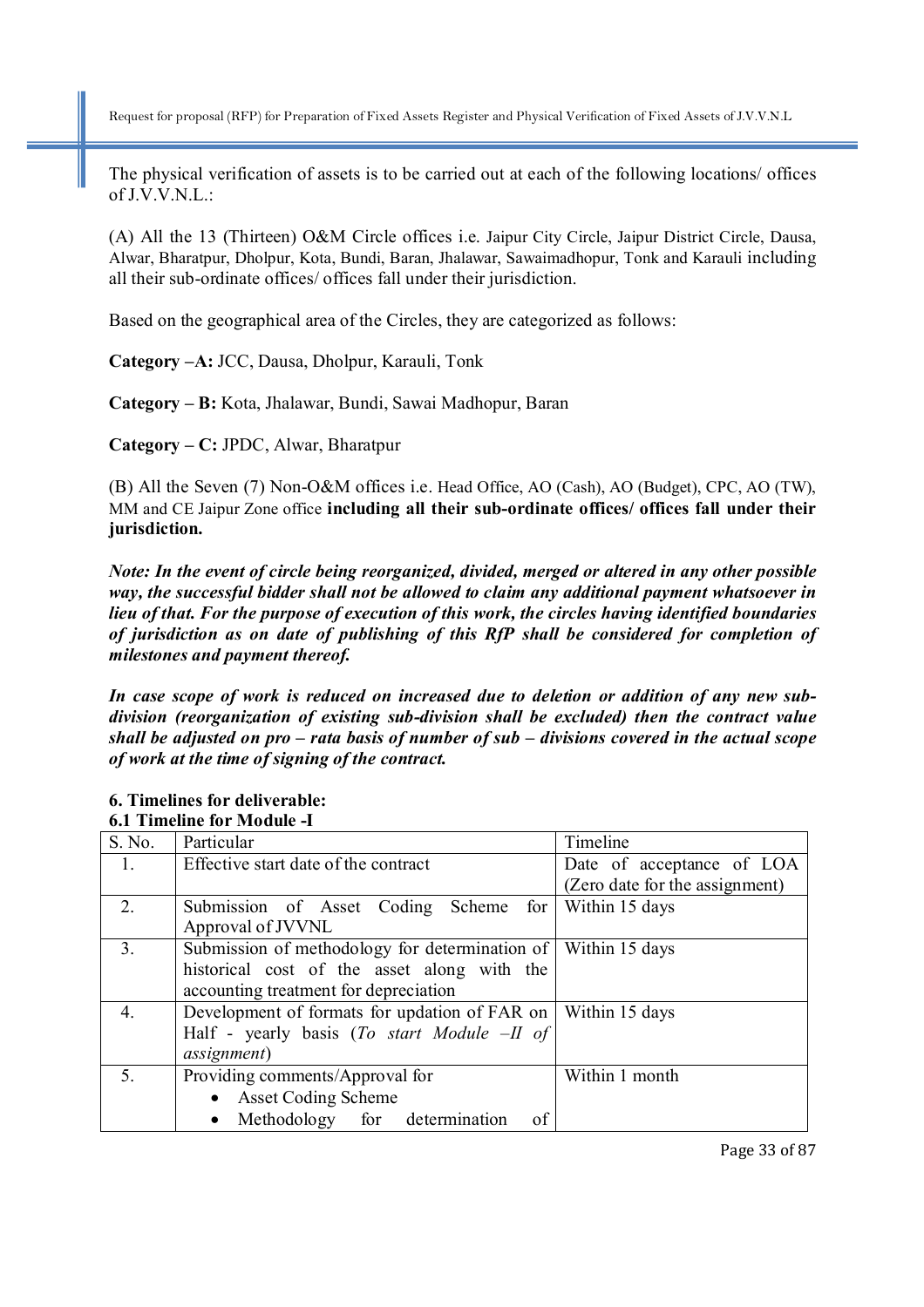The physical verification of assets is to be carried out at each of the following locations/ offices of J.V.V.N.L.:

(A) All the 13 (Thirteen) O&M Circle offices i.e. Jaipur City Circle, Jaipur District Circle, Dausa, Alwar, Bharatpur, Dholpur, Kota, Bundi, Baran, Jhalawar, Sawaimadhopur, Tonk and Karauli including all their sub-ordinate offices/ offices fall under their jurisdiction.

Based on the geographical area of the Circles, they are categorized as follows:

**Category –A:** JCC, Dausa, Dholpur, Karauli, Tonk

**Category – B:** Kota, Jhalawar, Bundi, Sawai Madhopur, Baran

**Category – C:** JPDC, Alwar, Bharatpur

(B) All the Seven (7) Non-O&M offices i.e. Head Office, AO (Cash), AO (Budget), CPC, AO (TW), MM and CE Jaipur Zone office **including all their sub-ordinate offices/ offices fall under their jurisdiction.**

***Note: In the event of circle being reorganized, divided, merged or altered in any other possible way, the successful bidder shall not be allowed to claim any additional payment whatsoever in lieu of that. For the purpose of execution of this work, the circles having identified boundaries of jurisdiction as on date of publishing of this RfP shall be considered for completion of milestones and payment thereof.***

***In case scope of work is reduced on increased due to deletion or addition of any new sub-division (reorganization of existing sub-division shall be excluded) then the contract value shall be adjusted on pro – rata basis of number of sub – divisions covered in the actual scope of work at the time of signing of the contract.***

### 6. Timelines for deliverable:

#### 6.1 Timeline for Module -I

| S. No. | Particular | Timeline |
|---|---|---|
| 1. | Effective start date of the contract | Date of acceptance of LOA (Zero date for the assignment) |
| 2. | Submission of Asset Coding Scheme for Approval of JVVNL | Within 15 days |
| 3. | Submission of methodology for determination of historical cost of the asset along with the accounting treatment for depreciation | Within 15 days |
| 4. | Development of formats for updation of FAR on Half - yearly basis (*To start Module –II of assignment*) | Within 15 days |
| 5. | Providing comments/Approval for<br>• Asset Coding Scheme<br>• Methodology for determination of | Within 1 month |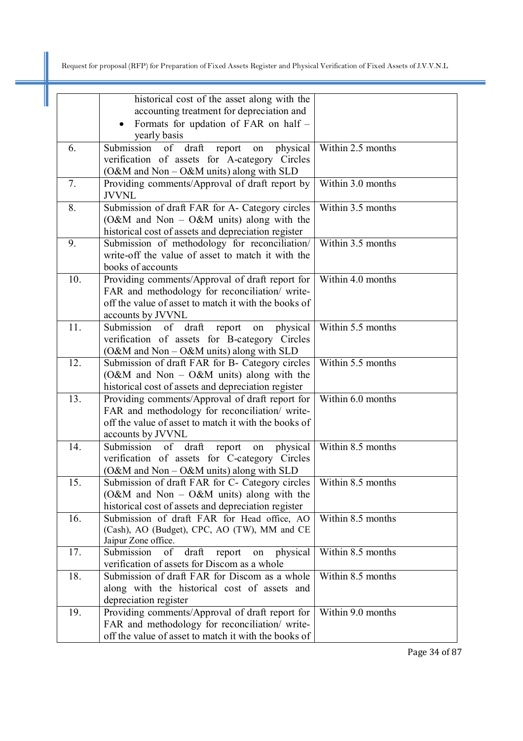|  |  |  |
|---|---|---|
|  | historical cost of the asset along with the accounting treatment for depreciation and <br>• Formats for updation of FAR on half – yearly basis |  |
| 6. | Submission of draft report on physical verification of assets for A-category Circles (O&M and Non – O&M units) along with SLD | Within 2.5 months |
| 7. | Providing comments/Approval of draft report by JVVNL | Within 3.0 months |
| 8. | Submission of draft FAR for A- Category circles (O&M and Non – O&M units) along with the historical cost of assets and depreciation register | Within 3.5 months |
| 9. | Submission of methodology for reconciliation/ write-off the value of asset to match it with the books of accounts | Within 3.5 months |
| 10. | Providing comments/Approval of draft report for FAR and methodology for reconciliation/ write-off the value of asset to match it with the books of accounts by JVVNL | Within 4.0 months |
| 11. | Submission of draft report on physical verification of assets for B-category Circles (O&M and Non – O&M units) along with SLD | Within 5.5 months |
| 12. | Submission of draft FAR for B- Category circles (O&M and Non – O&M units) along with the historical cost of assets and depreciation register | Within 5.5 months |
| 13. | Providing comments/Approval of draft report for FAR and methodology for reconciliation/ write-off the value of asset to match it with the books of accounts by JVVNL | Within 6.0 months |
| 14. | Submission of draft report on physical verification of assets for C-category Circles (O&M and Non – O&M units) along with SLD | Within 8.5 months |
| 15. | Submission of draft FAR for C- Category circles (O&M and Non – O&M units) along with the historical cost of assets and depreciation register | Within 8.5 months |
| 16. | Submission of draft FAR for Head office, AO (Cash), AO (Budget), CPC, AO (TW), MM and CE Jaipur Zone office. | Within 8.5 months |
| 17. | Submission of draft report on physical verification of assets for Discom as a whole | Within 8.5 months |
| 18. | Submission of draft FAR for Discom as a whole along with the historical cost of assets and depreciation register | Within 8.5 months |
| 19. | Providing comments/Approval of draft report for FAR and methodology for reconciliation/ write-off the value of asset to match it with the books of | Within 9.0 months |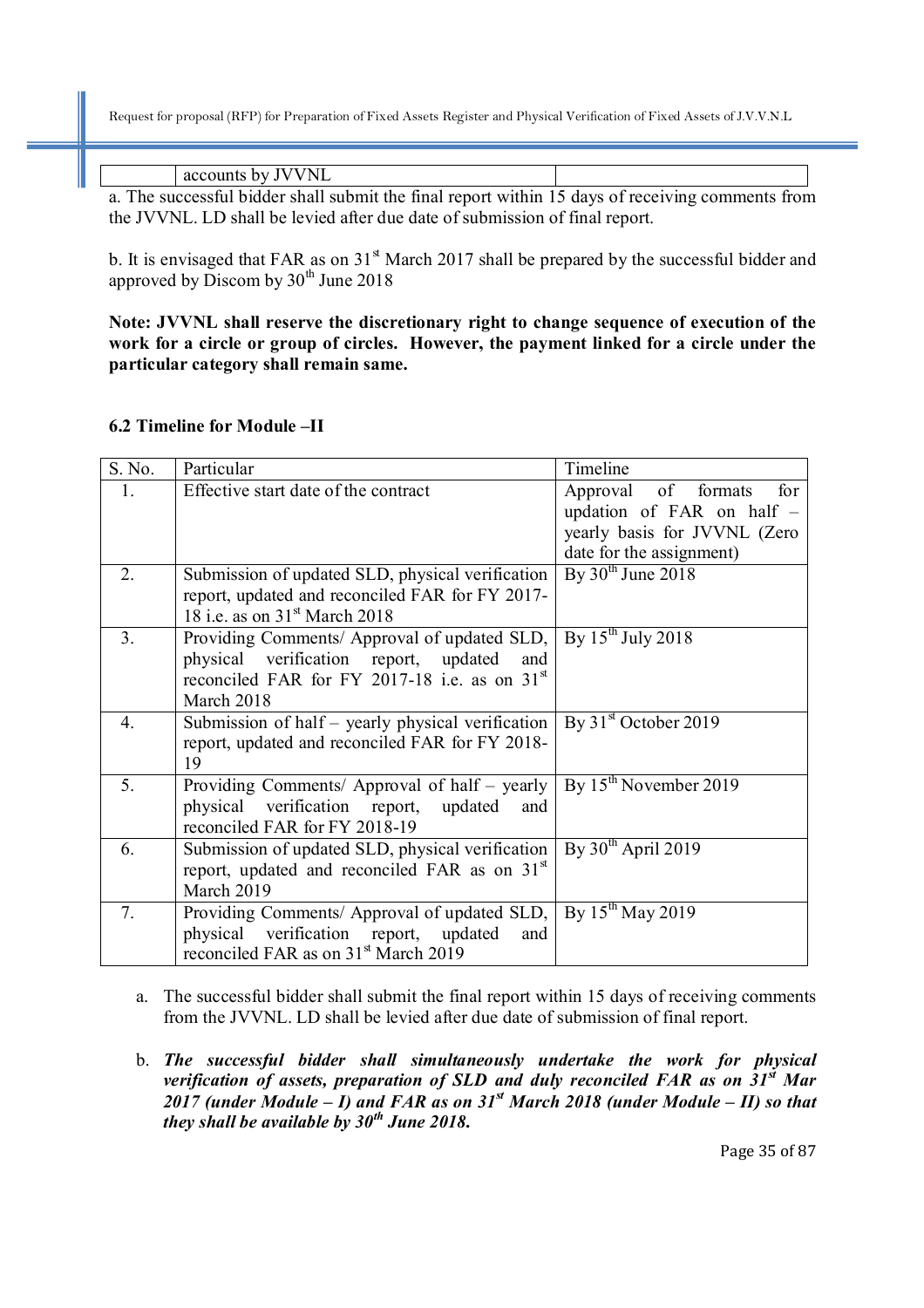| | accounts by JVVNL | |
|---|---|---|

a. The successful bidder shall submit the final report within 15 days of receiving comments from the JVVNL. LD shall be levied after due date of submission of final report.

b. It is envisaged that FAR as on 31st March 2017 shall be prepared by the successful bidder and approved by Discom by 30th June 2018

**Note: JVVNL shall reserve the discretionary right to change sequence of execution of the work for a circle or group of circles. However, the payment linked for a circle under the particular category shall remain same.**

### 6.2 Timeline for Module –II

| S. No. | Particular | Timeline |
|---|---|---|
| 1. | Effective start date of the contract | Approval of formats for updation of FAR on half – yearly basis for JVVNL (Zero date for the assignment) |
| 2. | Submission of updated SLD, physical verification report, updated and reconciled FAR for FY 2017-18 i.e. as on 31st March 2018 | By 30th June 2018 |
| 3. | Providing Comments/ Approval of updated SLD, physical verification report, updated and reconciled FAR for FY 2017-18 i.e. as on 31st March 2018 | By 15th July 2018 |
| 4. | Submission of half – yearly physical verification report, updated and reconciled FAR for FY 2018-19 | By 31st October 2019 |
| 5. | Providing Comments/ Approval of half – yearly physical verification report, updated and reconciled FAR for FY 2018-19 | By 15th November 2019 |
| 6. | Submission of updated SLD, physical verification report, updated and reconciled FAR as on 31st March 2019 | By 30th April 2019 |
| 7. | Providing Comments/ Approval of updated SLD, physical verification report, updated and reconciled FAR as on 31st March 2019 | By 15th May 2019 |

a. The successful bidder shall submit the final report within 15 days of receiving comments from the JVVNL. LD shall be levied after due date of submission of final report.

b. ***The successful bidder shall simultaneously undertake the work for physical verification of assets, preparation of SLD and duly reconciled FAR as on 31st Mar 2017 (under Module – I) and FAR as on 31st March 2018 (under Module – II) so that they shall be available by 30th June 2018.***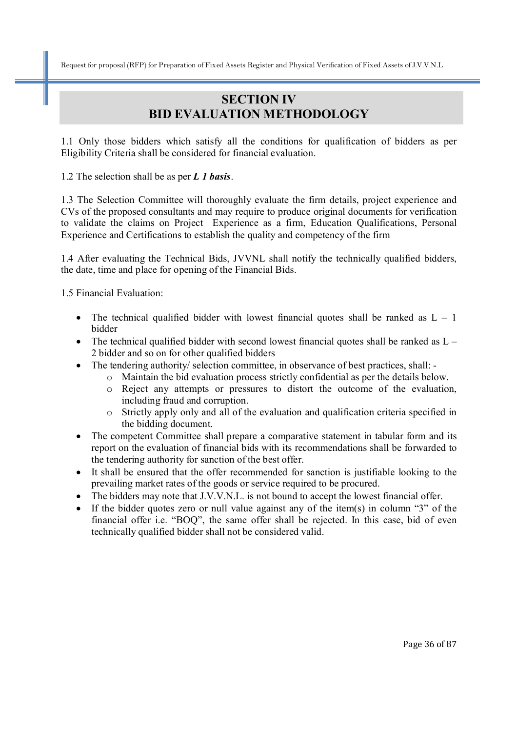# SECTION IV
# BID EVALUATION METHODOLOGY

1.1 Only those bidders which satisfy all the conditions for qualification of bidders as per Eligibility Criteria shall be considered for financial evaluation.

1.2 The selection shall be as per ***L 1 basis***.

1.3 The Selection Committee will thoroughly evaluate the firm details, project experience and CVs of the proposed consultants and may require to produce original documents for verification to validate the claims on Project Experience as a firm, Education Qualifications, Personal Experience and Certifications to establish the quality and competency of the firm

1.4 After evaluating the Technical Bids, JVVNL shall notify the technically qualified bidders, the date, time and place for opening of the Financial Bids.

1.5 Financial Evaluation:

- The technical qualified bidder with lowest financial quotes shall be ranked as L – 1 bidder
- The technical qualified bidder with second lowest financial quotes shall be ranked as L – 2 bidder and so on for other qualified bidders
- The tendering authority/ selection committee, in observance of best practices, shall: -
  - Maintain the bid evaluation process strictly confidential as per the details below.
  - Reject any attempts or pressures to distort the outcome of the evaluation, including fraud and corruption.
  - Strictly apply only and all of the evaluation and qualification criteria specified in the bidding document.
- The competent Committee shall prepare a comparative statement in tabular form and its report on the evaluation of financial bids with its recommendations shall be forwarded to the tendering authority for sanction of the best offer.
- It shall be ensured that the offer recommended for sanction is justifiable looking to the prevailing market rates of the goods or service required to be procured.
- The bidders may note that J.V.V.N.L. is not bound to accept the lowest financial offer.
- If the bidder quotes zero or null value against any of the item(s) in column "3" of the financial offer i.e. "BOQ", the same offer shall be rejected. In this case, bid of even technically qualified bidder shall not be considered valid.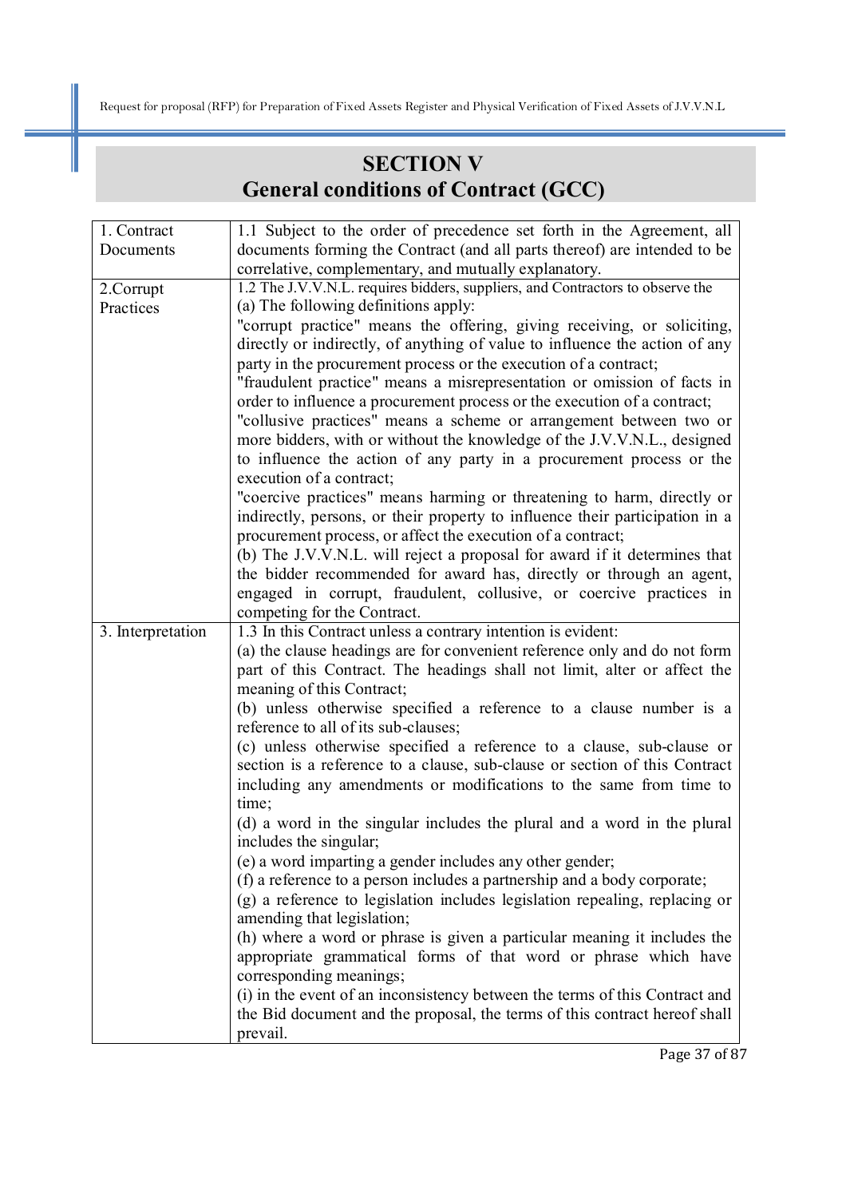# SECTION V
# General conditions of Contract (GCC)

| | |
|---|---|
| 1. Contract Documents | 1.1 Subject to the order of precedence set forth in the Agreement, all documents forming the Contract (and all parts thereof) are intended to be correlative, complementary, and mutually explanatory. |
| 2.Corrupt Practices | 1.2 The J.V.V.N.L. requires bidders, suppliers, and Contractors to observe the<br>(a) The following definitions apply:<br>"corrupt practice" means the offering, giving receiving, or soliciting, directly or indirectly, of anything of value to influence the action of any party in the procurement process or the execution of a contract;<br>"fraudulent practice" means a misrepresentation or omission of facts in order to influence a procurement process or the execution of a contract;<br>"collusive practices" means a scheme or arrangement between two or more bidders, with or without the knowledge of the J.V.V.N.L., designed to influence the action of any party in a procurement process or the execution of a contract;<br>"coercive practices" means harming or threatening to harm, directly or indirectly, persons, or their property to influence their participation in a procurement process, or affect the execution of a contract;<br>(b) The J.V.V.N.L. will reject a proposal for award if it determines that the bidder recommended for award has, directly or through an agent, engaged in corrupt, fraudulent, collusive, or coercive practices in competing for the Contract. |
| 3. Interpretation | 1.3 In this Contract unless a contrary intention is evident:<br>(a) the clause headings are for convenient reference only and do not form part of this Contract. The headings shall not limit, alter or affect the meaning of this Contract;<br>(b) unless otherwise specified a reference to a clause number is a reference to all of its sub-clauses;<br>(c) unless otherwise specified a reference to a clause, sub-clause or section is a reference to a clause, sub-clause or section of this Contract including any amendments or modifications to the same from time to time;<br>(d) a word in the singular includes the plural and a word in the plural includes the singular;<br>(e) a word imparting a gender includes any other gender;<br>(f) a reference to a person includes a partnership and a body corporate;<br>(g) a reference to legislation includes legislation repealing, replacing or amending that legislation;<br>(h) where a word or phrase is given a particular meaning it includes the appropriate grammatical forms of that word or phrase which have corresponding meanings;<br>(i) in the event of an inconsistency between the terms of this Contract and the Bid document and the proposal, the terms of this contract hereof shall prevail. |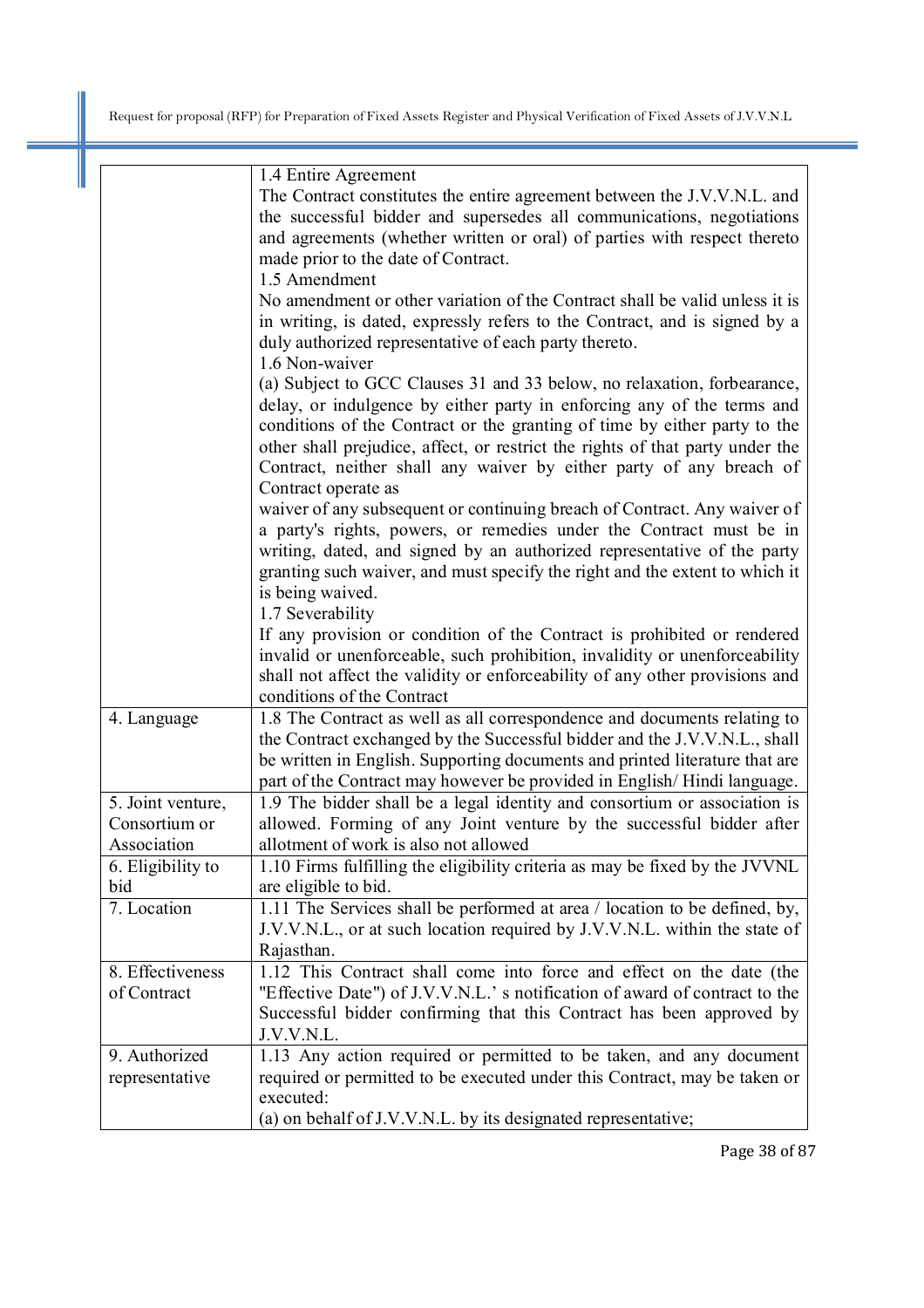| | |
|---|---|
| | 1.4 Entire Agreement<br>The Contract constitutes the entire agreement between the J.V.V.N.L. and the successful bidder and supersedes all communications, negotiations and agreements (whether written or oral) of parties with respect thereto made prior to the date of Contract.<br>1.5 Amendment<br>No amendment or other variation of the Contract shall be valid unless it is in writing, is dated, expressly refers to the Contract, and is signed by a duly authorized representative of each party thereto.<br>1.6 Non-waiver<br>(a) Subject to GCC Clauses 31 and 33 below, no relaxation, forbearance, delay, or indulgence by either party in enforcing any of the terms and conditions of the Contract or the granting of time by either party to the other shall prejudice, affect, or restrict the rights of that party under the Contract, neither shall any waiver by either party of any breach of Contract operate as<br>waiver of any subsequent or continuing breach of Contract. Any waiver of a party's rights, powers, or remedies under the Contract must be in writing, dated, and signed by an authorized representative of the party granting such waiver, and must specify the right and the extent to which it is being waived.<br>1.7 Severability<br>If any provision or condition of the Contract is prohibited or rendered invalid or unenforceable, such prohibition, invalidity or unenforceability shall not affect the validity or enforceability of any other provisions and conditions of the Contract |
| 4. Language | 1.8 The Contract as well as all correspondence and documents relating to the Contract exchanged by the Successful bidder and the J.V.V.N.L., shall be written in English. Supporting documents and printed literature that are part of the Contract may however be provided in English/ Hindi language. |
| 5. Joint venture, Consortium or Association | 1.9 The bidder shall be a legal identity and consortium or association is allowed. Forming of any Joint venture by the successful bidder after allotment of work is also not allowed |
| 6. Eligibility to bid | 1.10 Firms fulfilling the eligibility criteria as may be fixed by the JVVNL are eligible to bid. |
| 7. Location | 1.11 The Services shall be performed at area / location to be defined, by, J.V.V.N.L., or at such location required by J.V.V.N.L. within the state of Rajasthan. |
| 8. Effectiveness of Contract | 1.12 This Contract shall come into force and effect on the date (the "Effective Date") of J.V.V.N.L.' s notification of award of contract to the Successful bidder confirming that this Contract has been approved by J.V.V.N.L. |
| 9. Authorized representative | 1.13 Any action required or permitted to be taken, and any document required or permitted to be executed under this Contract, may be taken or executed:<br>(a) on behalf of J.V.V.N.L. by its designated representative; |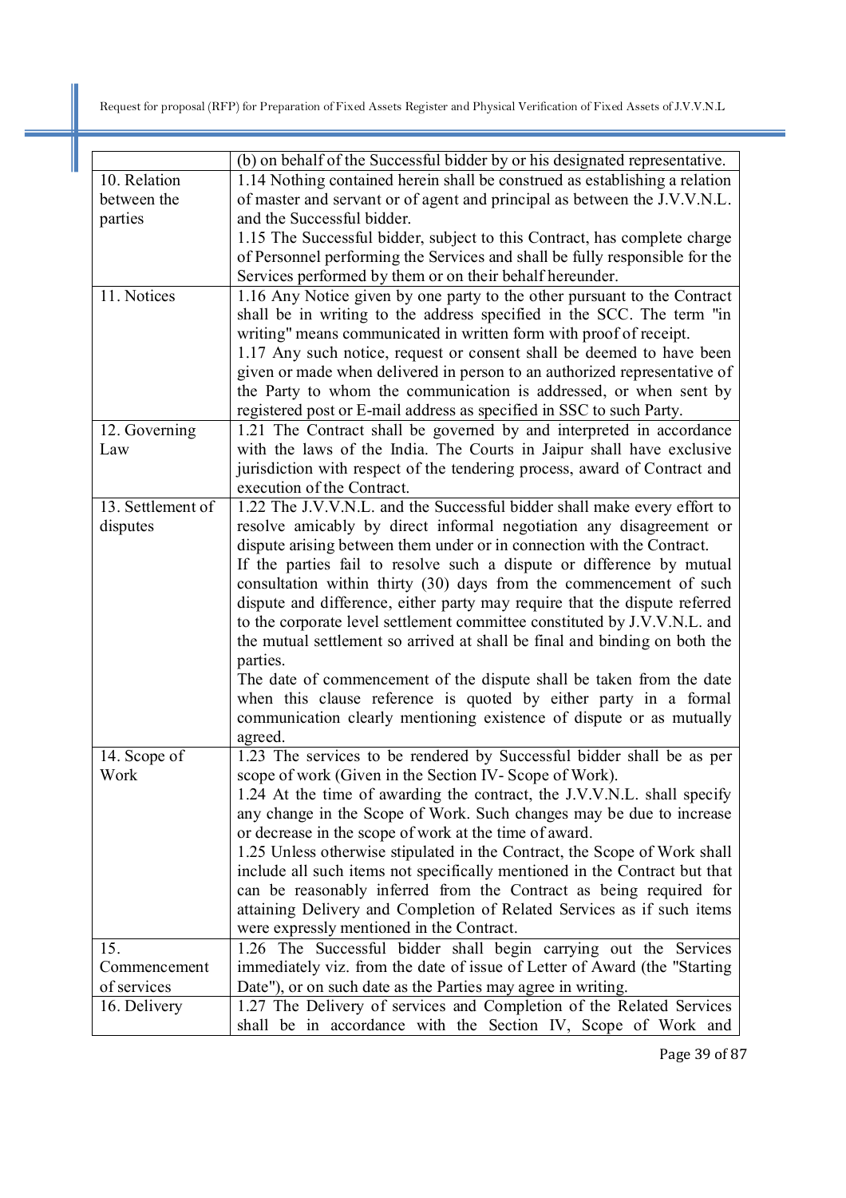| | |
|---|---|
| | (b) on behalf of the Successful bidder by or his designated representative. |
| 10. Relation between the parties | 1.14 Nothing contained herein shall be construed as establishing a relation of master and servant or of agent and principal as between the J.V.V.N.L. and the Successful bidder.<br>1.15 The Successful bidder, subject to this Contract, has complete charge of Personnel performing the Services and shall be fully responsible for the Services performed by them or on their behalf hereunder. |
| 11. Notices | 1.16 Any Notice given by one party to the other pursuant to the Contract shall be in writing to the address specified in the SCC. The term "in writing" means communicated in written form with proof of receipt.<br>1.17 Any such notice, request or consent shall be deemed to have been given or made when delivered in person to an authorized representative of the Party to whom the communication is addressed, or when sent by registered post or E-mail address as specified in SSC to such Party. |
| 12. Governing Law | 1.21 The Contract shall be governed by and interpreted in accordance with the laws of the India. The Courts in Jaipur shall have exclusive jurisdiction with respect of the tendering process, award of Contract and execution of the Contract. |
| 13. Settlement of disputes | 1.22 The J.V.V.N.L. and the Successful bidder shall make every effort to resolve amicably by direct informal negotiation any disagreement or dispute arising between them under or in connection with the Contract.<br>If the parties fail to resolve such a dispute or difference by mutual consultation within thirty (30) days from the commencement of such dispute and difference, either party may require that the dispute referred to the corporate level settlement committee constituted by J.V.V.N.L. and the mutual settlement so arrived at shall be final and binding on both the parties.<br>The date of commencement of the dispute shall be taken from the date when this clause reference is quoted by either party in a formal communication clearly mentioning existence of dispute or as mutually agreed. |
| 14. Scope of Work | 1.23 The services to be rendered by Successful bidder shall be as per scope of work (Given in the Section IV- Scope of Work).<br>1.24 At the time of awarding the contract, the J.V.V.N.L. shall specify any change in the Scope of Work. Such changes may be due to increase or decrease in the scope of work at the time of award.<br>1.25 Unless otherwise stipulated in the Contract, the Scope of Work shall include all such items not specifically mentioned in the Contract but that can be reasonably inferred from the Contract as being required for attaining Delivery and Completion of Related Services as if such items were expressly mentioned in the Contract. |
| 15. Commencement of services | 1.26 The Successful bidder shall begin carrying out the Services immediately viz. from the date of issue of Letter of Award (the "Starting Date"), or on such date as the Parties may agree in writing. |
| 16. Delivery | 1.27 The Delivery of services and Completion of the Related Services shall be in accordance with the Section IV, Scope of Work and |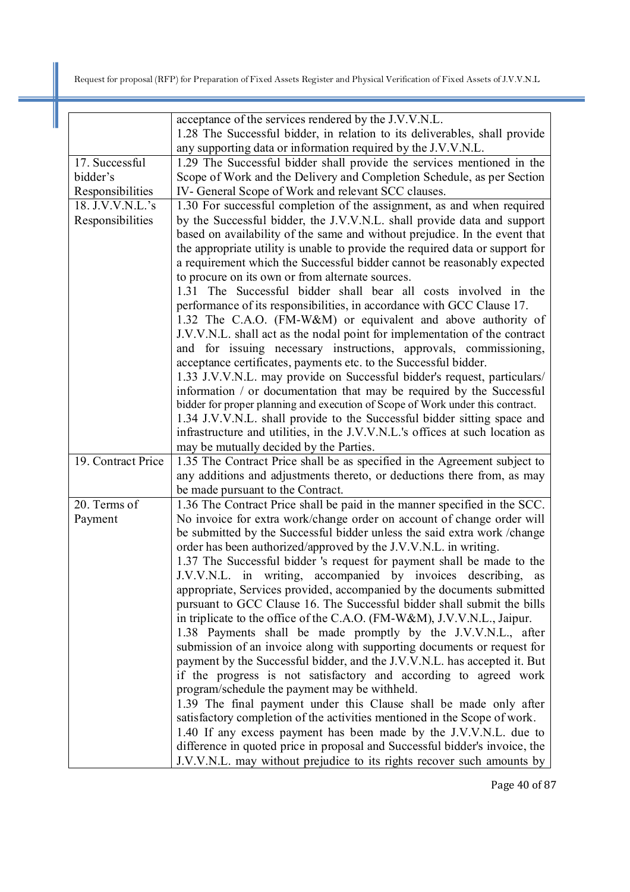|  |  |
|---|---|
|  | acceptance of the services rendered by the J.V.V.N.L.<br>1.28 The Successful bidder, in relation to its deliverables, shall provide any supporting data or information required by the J.V.V.N.L. |
| 17. Successful bidder's Responsibilities | 1.29 The Successful bidder shall provide the services mentioned in the Scope of Work and the Delivery and Completion Schedule, as per Section IV- General Scope of Work and relevant SCC clauses. |
| 18. J.V.V.N.L.'s Responsibilities | 1.30 For successful completion of the assignment, as and when required by the Successful bidder, the J.V.V.N.L. shall provide data and support based on availability of the same and without prejudice. In the event that the appropriate utility is unable to provide the required data or support for a requirement which the Successful bidder cannot be reasonably expected to procure on its own or from alternate sources.<br>1.31 The Successful bidder shall bear all costs involved in the performance of its responsibilities, in accordance with GCC Clause 17.<br>1.32 The C.A.O. (FM-W&M) or equivalent and above authority of J.V.V.N.L. shall act as the nodal point for implementation of the contract and for issuing necessary instructions, approvals, commissioning, acceptance certificates, payments etc. to the Successful bidder.<br>1.33 J.V.V.N.L. may provide on Successful bidder's request, particulars/ information / or documentation that may be required by the Successful bidder for proper planning and execution of Scope of Work under this contract.<br>1.34 J.V.V.N.L. shall provide to the Successful bidder sitting space and infrastructure and utilities, in the J.V.V.N.L.'s offices at such location as may be mutually decided by the Parties. |
| 19. Contract Price | 1.35 The Contract Price shall be as specified in the Agreement subject to any additions and adjustments thereto, or deductions there from, as may be made pursuant to the Contract. |
| 20. Terms of Payment | 1.36 The Contract Price shall be paid in the manner specified in the SCC. No invoice for extra work/change order on account of change order will be submitted by the Successful bidder unless the said extra work /change order has been authorized/approved by the J.V.V.N.L. in writing.<br>1.37 The Successful bidder 's request for payment shall be made to the J.V.V.N.L. in writing, accompanied by invoices describing, as appropriate, Services provided, accompanied by the documents submitted pursuant to GCC Clause 16. The Successful bidder shall submit the bills in triplicate to the office of the C.A.O. (FM-W&M), J.V.V.N.L., Jaipur.<br>1.38 Payments shall be made promptly by the J.V.V.N.L., after submission of an invoice along with supporting documents or request for payment by the Successful bidder, and the J.V.V.N.L. has accepted it. But if the progress is not satisfactory and according to agreed work program/schedule the payment may be withheld.<br>1.39 The final payment under this Clause shall be made only after satisfactory completion of the activities mentioned in the Scope of work.<br>1.40 If any excess payment has been made by the J.V.V.N.L. due to difference in quoted price in proposal and Successful bidder's invoice, the J.V.V.N.L. may without prejudice to its rights recover such amounts by |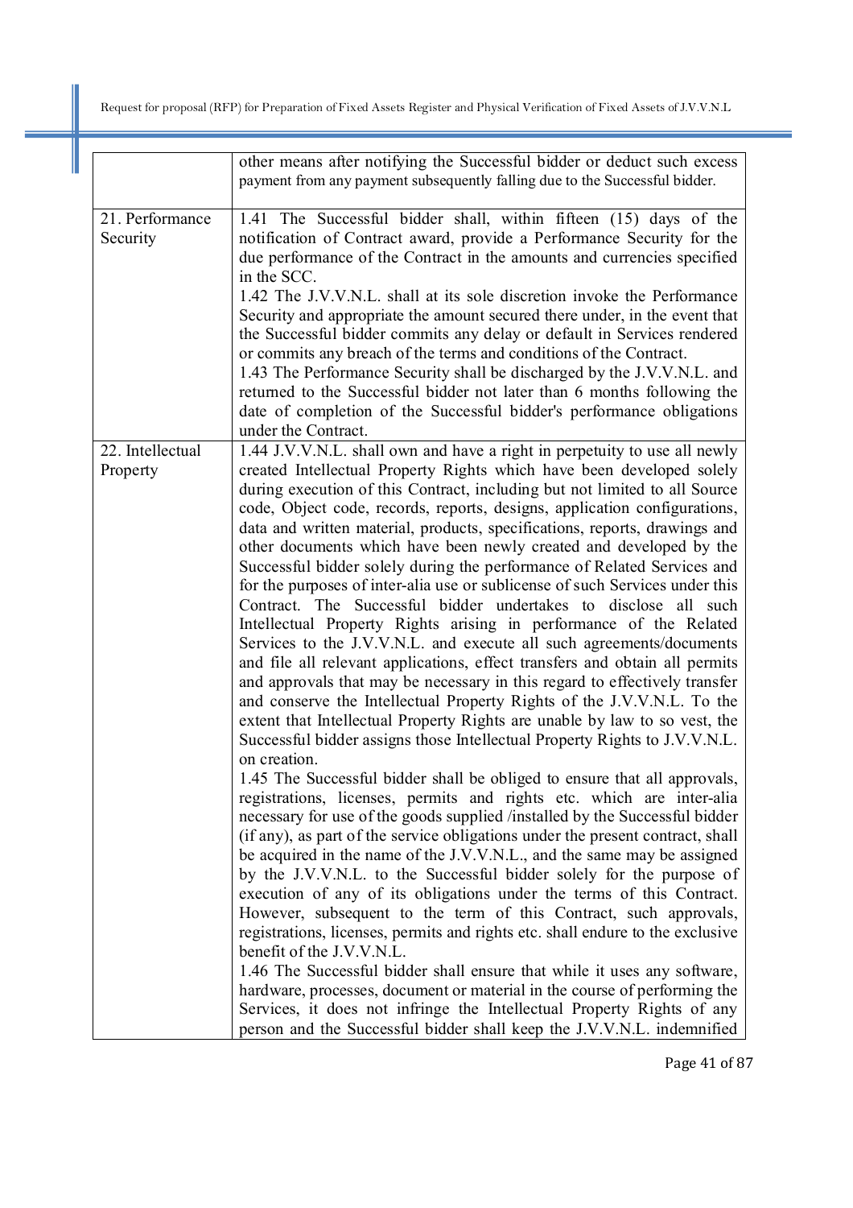| | |
|---|---|
| | other means after notifying the Successful bidder or deduct such excess payment from any payment subsequently falling due to the Successful bidder. |
| 21. Performance Security | 1.41 The Successful bidder shall, within fifteen (15) days of the notification of Contract award, provide a Performance Security for the due performance of the Contract in the amounts and currencies specified in the SCC.<br>1.42 The J.V.V.N.L. shall at its sole discretion invoke the Performance Security and appropriate the amount secured there under, in the event that the Successful bidder commits any delay or default in Services rendered or commits any breach of the terms and conditions of the Contract.<br>1.43 The Performance Security shall be discharged by the J.V.V.N.L. and returned to the Successful bidder not later than 6 months following the date of completion of the Successful bidder's performance obligations under the Contract. |
| 22. Intellectual Property | 1.44 J.V.V.N.L. shall own and have a right in perpetuity to use all newly created Intellectual Property Rights which have been developed solely during execution of this Contract, including but not limited to all Source code, Object code, records, reports, designs, application configurations, data and written material, products, specifications, reports, drawings and other documents which have been newly created and developed by the Successful bidder solely during the performance of Related Services and for the purposes of inter-alia use or sublicense of such Services under this Contract. The Successful bidder undertakes to disclose all such Intellectual Property Rights arising in performance of the Related Services to the J.V.V.N.L. and execute all such agreements/documents and file all relevant applications, effect transfers and obtain all permits and approvals that may be necessary in this regard to effectively transfer and conserve the Intellectual Property Rights of the J.V.V.N.L. To the extent that Intellectual Property Rights are unable by law to so vest, the Successful bidder assigns those Intellectual Property Rights to J.V.V.N.L. on creation.<br>1.45 The Successful bidder shall be obliged to ensure that all approvals, registrations, licenses, permits and rights etc. which are inter-alia necessary for use of the goods supplied /installed by the Successful bidder (if any), as part of the service obligations under the present contract, shall be acquired in the name of the J.V.V.N.L., and the same may be assigned by the J.V.V.N.L. to the Successful bidder solely for the purpose of execution of any of its obligations under the terms of this Contract. However, subsequent to the term of this Contract, such approvals, registrations, licenses, permits and rights etc. shall endure to the exclusive benefit of the J.V.V.N.L.<br>1.46 The Successful bidder shall ensure that while it uses any software, hardware, processes, document or material in the course of performing the Services, it does not infringe the Intellectual Property Rights of any person and the Successful bidder shall keep the J.V.V.N.L. indemnified |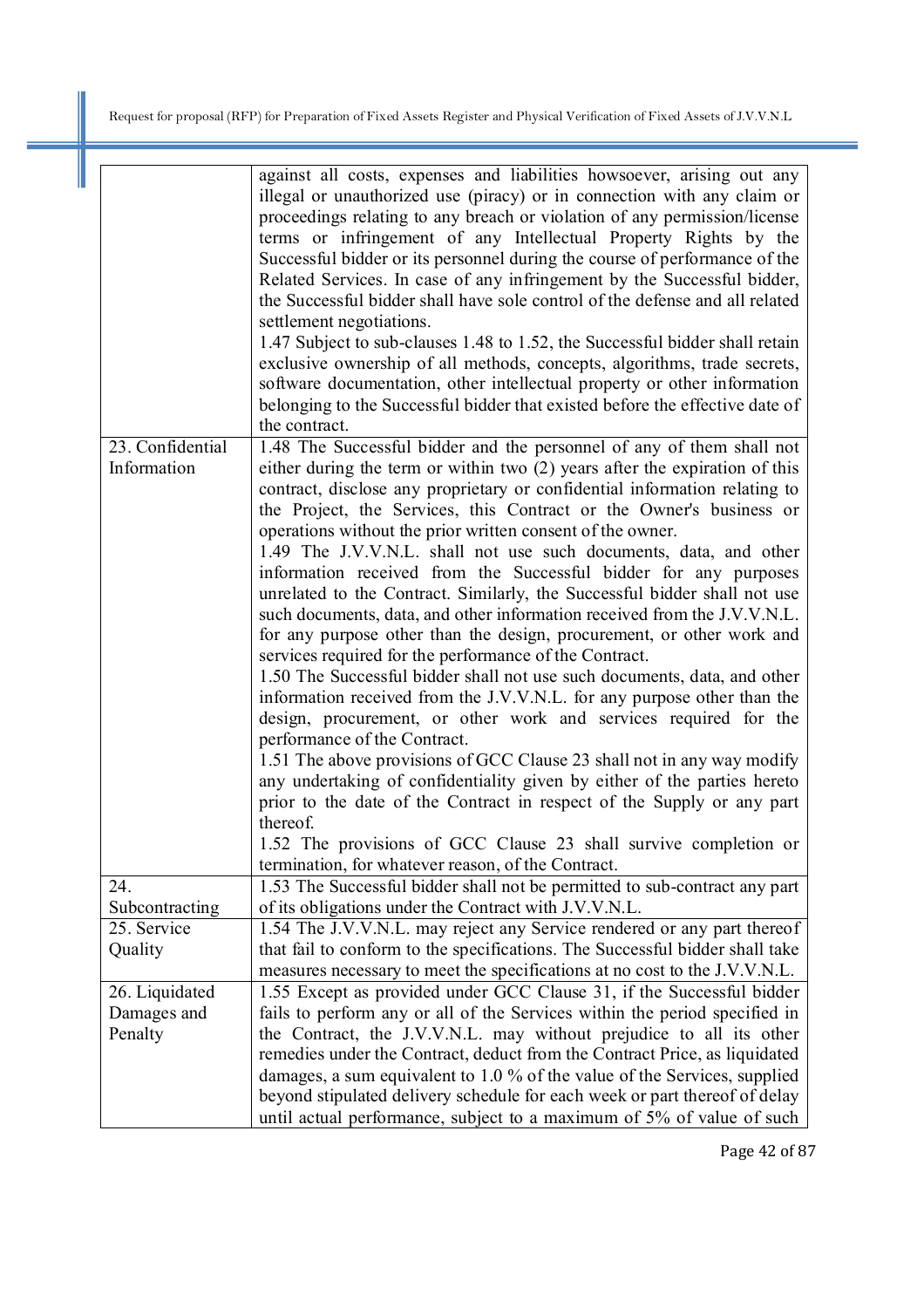| | |
|---|---|
| | against all costs, expenses and liabilities howsoever, arising out any illegal or unauthorized use (piracy) or in connection with any claim or proceedings relating to any breach or violation of any permission/license terms or infringement of any Intellectual Property Rights by the Successful bidder or its personnel during the course of performance of the Related Services. In case of any infringement by the Successful bidder, the Successful bidder shall have sole control of the defense and all related settlement negotiations.<br>1.47 Subject to sub-clauses 1.48 to 1.52, the Successful bidder shall retain exclusive ownership of all methods, concepts, algorithms, trade secrets, software documentation, other intellectual property or other information belonging to the Successful bidder that existed before the effective date of the contract. |
| 23. Confidential Information | 1.48 The Successful bidder and the personnel of any of them shall not either during the term or within two (2) years after the expiration of this contract, disclose any proprietary or confidential information relating to the Project, the Services, this Contract or the Owner's business or operations without the prior written consent of the owner.<br>1.49 The J.V.V.N.L. shall not use such documents, data, and other information received from the Successful bidder for any purposes unrelated to the Contract. Similarly, the Successful bidder shall not use such documents, data, and other information received from the J.V.V.N.L. for any purpose other than the design, procurement, or other work and services required for the performance of the Contract.<br>1.50 The Successful bidder shall not use such documents, data, and other information received from the J.V.V.N.L. for any purpose other than the design, procurement, or other work and services required for the performance of the Contract.<br>1.51 The above provisions of GCC Clause 23 shall not in any way modify any undertaking of confidentiality given by either of the parties hereto prior to the date of the Contract in respect of the Supply or any part thereof.<br>1.52 The provisions of GCC Clause 23 shall survive completion or termination, for whatever reason, of the Contract. |
| 24. Subcontracting | 1.53 The Successful bidder shall not be permitted to sub-contract any part of its obligations under the Contract with J.V.V.N.L. |
| 25. Service Quality | 1.54 The J.V.V.N.L. may reject any Service rendered or any part thereof that fail to conform to the specifications. The Successful bidder shall take measures necessary to meet the specifications at no cost to the J.V.V.N.L. |
| 26. Liquidated Damages and Penalty | 1.55 Except as provided under GCC Clause 31, if the Successful bidder fails to perform any or all of the Services within the period specified in the Contract, the J.V.V.N.L. may without prejudice to all its other remedies under the Contract, deduct from the Contract Price, as liquidated damages, a sum equivalent to 1.0 % of the value of the Services, supplied beyond stipulated delivery schedule for each week or part thereof of delay until actual performance, subject to a maximum of 5% of value of such |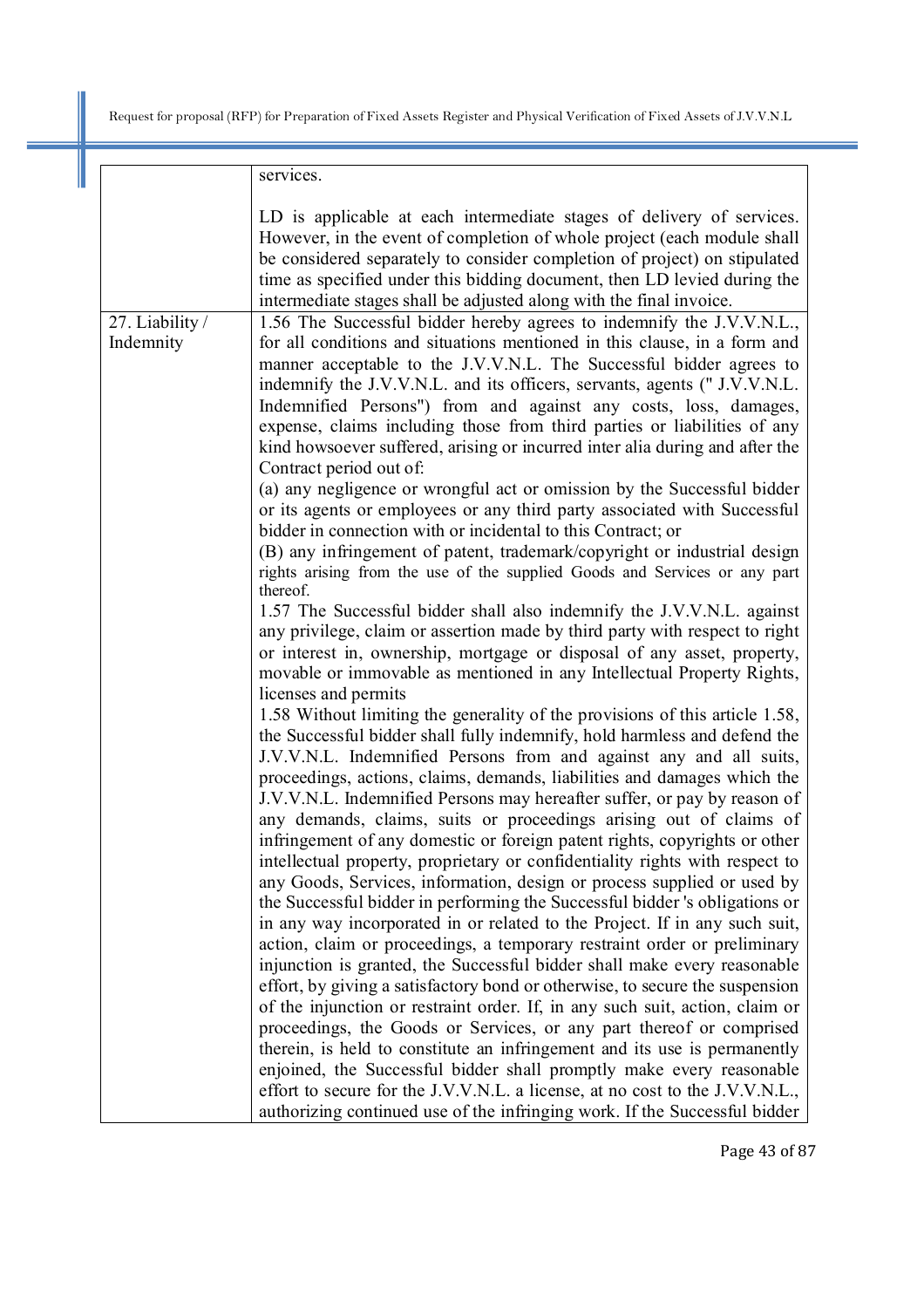| | |
|---|---|
| | services.<br><br>LD is applicable at each intermediate stages of delivery of services. However, in the event of completion of whole project (each module shall be considered separately to consider completion of project) on stipulated time as specified under this bidding document, then LD levied during the intermediate stages shall be adjusted along with the final invoice. |
| 27. Liability / Indemnity | 1.56 The Successful bidder hereby agrees to indemnify the J.V.V.N.L., for all conditions and situations mentioned in this clause, in a form and manner acceptable to the J.V.V.N.L. The Successful bidder agrees to indemnify the J.V.V.N.L. and its officers, servants, agents (" J.V.V.N.L. Indemnified Persons") from and against any costs, loss, damages, expense, claims including those from third parties or liabilities of any kind howsoever suffered, arising or incurred inter alia during and after the Contract period out of:<br>(a) any negligence or wrongful act or omission by the Successful bidder or its agents or employees or any third party associated with Successful bidder in connection with or incidental to this Contract; or<br>(B) any infringement of patent, trademark/copyright or industrial design rights arising from the use of the supplied Goods and Services or any part thereof.<br>1.57 The Successful bidder shall also indemnify the J.V.V.N.L. against any privilege, claim or assertion made by third party with respect to right or interest in, ownership, mortgage or disposal of any asset, property, movable or immovable as mentioned in any Intellectual Property Rights, licenses and permits<br>1.58 Without limiting the generality of the provisions of this article 1.58, the Successful bidder shall fully indemnify, hold harmless and defend the J.V.V.N.L. Indemnified Persons from and against any and all suits, proceedings, actions, claims, demands, liabilities and damages which the J.V.V.N.L. Indemnified Persons may hereafter suffer, or pay by reason of any demands, claims, suits or proceedings arising out of claims of infringement of any domestic or foreign patent rights, copyrights or other intellectual property, proprietary or confidentiality rights with respect to any Goods, Services, information, design or process supplied or used by the Successful bidder in performing the Successful bidder 's obligations or in any way incorporated in or related to the Project. If in any such suit, action, claim or proceedings, a temporary restraint order or preliminary injunction is granted, the Successful bidder shall make every reasonable effort, by giving a satisfactory bond or otherwise, to secure the suspension of the injunction or restraint order. If, in any such suit, action, claim or proceedings, the Goods or Services, or any part thereof or comprised therein, is held to constitute an infringement and its use is permanently enjoined, the Successful bidder shall promptly make every reasonable effort to secure for the J.V.V.N.L. a license, at no cost to the J.V.V.N.L., authorizing continued use of the infringing work. If the Successful bidder |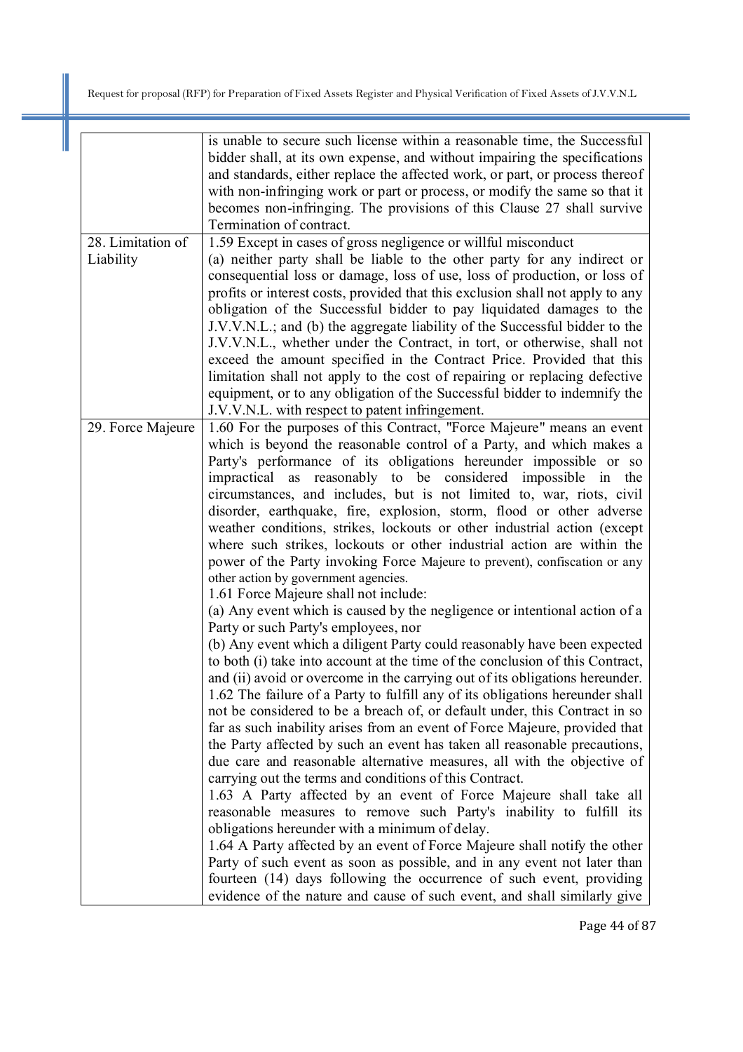| | |
|---|---|
| | is unable to secure such license within a reasonable time, the Successful bidder shall, at its own expense, and without impairing the specifications and standards, either replace the affected work, or part, or process thereof with non-infringing work or part or process, or modify the same so that it becomes non-infringing. The provisions of this Clause 27 shall survive Termination of contract. |
| 28. Limitation of Liability | 1.59 Except in cases of gross negligence or willful misconduct<br>(a) neither party shall be liable to the other party for any indirect or consequential loss or damage, loss of use, loss of production, or loss of profits or interest costs, provided that this exclusion shall not apply to any obligation of the Successful bidder to pay liquidated damages to the J.V.V.N.L.; and (b) the aggregate liability of the Successful bidder to the J.V.V.N.L., whether under the Contract, in tort, or otherwise, shall not exceed the amount specified in the Contract Price. Provided that this limitation shall not apply to the cost of repairing or replacing defective equipment, or to any obligation of the Successful bidder to indemnify the J.V.V.N.L. with respect to patent infringement. |
| 29. Force Majeure | 1.60 For the purposes of this Contract, "Force Majeure" means an event which is beyond the reasonable control of a Party, and which makes a Party's performance of its obligations hereunder impossible or so impractical as reasonably to be considered impossible in the circumstances, and includes, but is not limited to, war, riots, civil disorder, earthquake, fire, explosion, storm, flood or other adverse weather conditions, strikes, lockouts or other industrial action (except where such strikes, lockouts or other industrial action are within the power of the Party invoking Force Majeure to prevent), confiscation or any other action by government agencies.<br>1.61 Force Majeure shall not include:<br>(a) Any event which is caused by the negligence or intentional action of a Party or such Party's employees, nor<br>(b) Any event which a diligent Party could reasonably have been expected to both (i) take into account at the time of the conclusion of this Contract, and (ii) avoid or overcome in the carrying out of its obligations hereunder.<br>1.62 The failure of a Party to fulfill any of its obligations hereunder shall not be considered to be a breach of, or default under, this Contract in so far as such inability arises from an event of Force Majeure, provided that the Party affected by such an event has taken all reasonable precautions, due care and reasonable alternative measures, all with the objective of carrying out the terms and conditions of this Contract.<br>1.63 A Party affected by an event of Force Majeure shall take all reasonable measures to remove such Party's inability to fulfill its obligations hereunder with a minimum of delay.<br>1.64 A Party affected by an event of Force Majeure shall notify the other Party of such event as soon as possible, and in any event not later than fourteen (14) days following the occurrence of such event, providing evidence of the nature and cause of such event, and shall similarly give |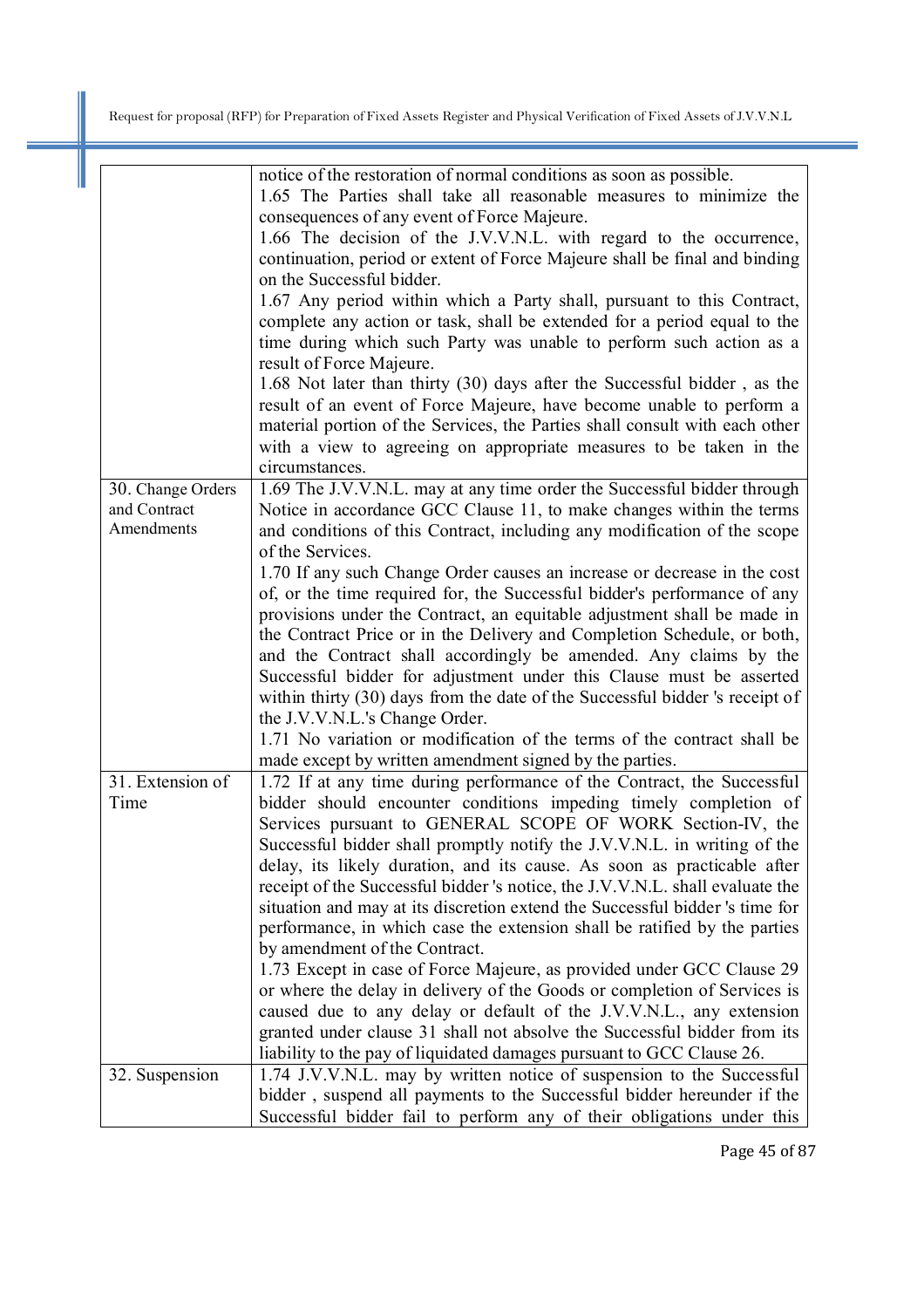|  |  |
|---|---|
|  | notice of the restoration of normal conditions as soon as possible.<br>1.65 The Parties shall take all reasonable measures to minimize the consequences of any event of Force Majeure.<br>1.66 The decision of the J.V.V.N.L. with regard to the occurrence, continuation, period or extent of Force Majeure shall be final and binding on the Successful bidder.<br>1.67 Any period within which a Party shall, pursuant to this Contract, complete any action or task, shall be extended for a period equal to the time during which such Party was unable to perform such action as a result of Force Majeure.<br>1.68 Not later than thirty (30) days after the Successful bidder , as the result of an event of Force Majeure, have become unable to perform a material portion of the Services, the Parties shall consult with each other with a view to agreeing on appropriate measures to be taken in the circumstances. |
| 30. Change Orders and Contract Amendments | 1.69 The J.V.V.N.L. may at any time order the Successful bidder through Notice in accordance GCC Clause 11, to make changes within the terms and conditions of this Contract, including any modification of the scope of the Services.<br>1.70 If any such Change Order causes an increase or decrease in the cost of, or the time required for, the Successful bidder's performance of any provisions under the Contract, an equitable adjustment shall be made in the Contract Price or in the Delivery and Completion Schedule, or both, and the Contract shall accordingly be amended. Any claims by the Successful bidder for adjustment under this Clause must be asserted within thirty (30) days from the date of the Successful bidder 's receipt of the J.V.V.N.L.'s Change Order.<br>1.71 No variation or modification of the terms of the contract shall be made except by written amendment signed by the parties. |
| 31. Extension of Time | 1.72 If at any time during performance of the Contract, the Successful bidder should encounter conditions impeding timely completion of Services pursuant to GENERAL SCOPE OF WORK Section-IV, the Successful bidder shall promptly notify the J.V.V.N.L. in writing of the delay, its likely duration, and its cause. As soon as practicable after receipt of the Successful bidder 's notice, the J.V.V.N.L. shall evaluate the situation and may at its discretion extend the Successful bidder 's time for performance, in which case the extension shall be ratified by the parties by amendment of the Contract.<br>1.73 Except in case of Force Majeure, as provided under GCC Clause 29 or where the delay in delivery of the Goods or completion of Services is caused due to any delay or default of the J.V.V.N.L., any extension granted under clause 31 shall not absolve the Successful bidder from its liability to the pay of liquidated damages pursuant to GCC Clause 26. |
| 32. Suspension | 1.74 J.V.V.N.L. may by written notice of suspension to the Successful bidder , suspend all payments to the Successful bidder hereunder if the Successful bidder fail to perform any of their obligations under this |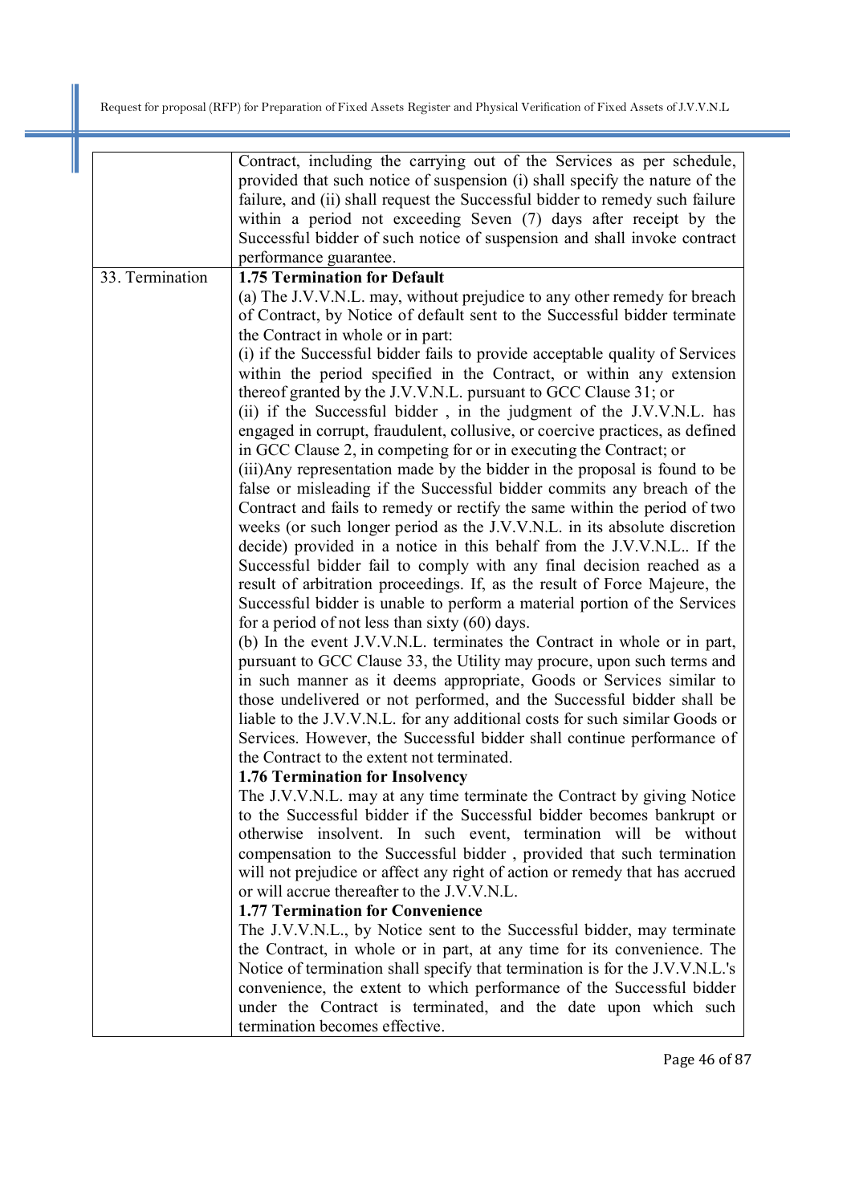| | |
|---|---|
| | Contract, including the carrying out of the Services as per schedule, provided that such notice of suspension (i) shall specify the nature of the failure, and (ii) shall request the Successful bidder to remedy such failure within a period not exceeding Seven (7) days after receipt by the Successful bidder of such notice of suspension and shall invoke contract performance guarantee. |
| 33. Termination | **1.75 Termination for Default**<br>(a) The J.V.V.N.L. may, without prejudice to any other remedy for breach of Contract, by Notice of default sent to the Successful bidder terminate the Contract in whole or in part:<br>(i) if the Successful bidder fails to provide acceptable quality of Services within the period specified in the Contract, or within any extension thereof granted by the J.V.V.N.L. pursuant to GCC Clause 31; or<br>(ii) if the Successful bidder , in the judgment of the J.V.V.N.L. has engaged in corrupt, fraudulent, collusive, or coercive practices, as defined in GCC Clause 2, in competing for or in executing the Contract; or<br>(iii)Any representation made by the bidder in the proposal is found to be false or misleading if the Successful bidder commits any breach of the Contract and fails to remedy or rectify the same within the period of two weeks (or such longer period as the J.V.V.N.L. in its absolute discretion decide) provided in a notice in this behalf from the J.V.V.N.L.. If the Successful bidder fail to comply with any final decision reached as a result of arbitration proceedings. If, as the result of Force Majeure, the Successful bidder is unable to perform a material portion of the Services for a period of not less than sixty (60) days.<br>(b) In the event J.V.V.N.L. terminates the Contract in whole or in part, pursuant to GCC Clause 33, the Utility may procure, upon such terms and in such manner as it deems appropriate, Goods or Services similar to those undelivered or not performed, and the Successful bidder shall be liable to the J.V.V.N.L. for any additional costs for such similar Goods or Services. However, the Successful bidder shall continue performance of the Contract to the extent not terminated.<br>**1.76 Termination for Insolvency**<br>The J.V.V.N.L. may at any time terminate the Contract by giving Notice to the Successful bidder if the Successful bidder becomes bankrupt or otherwise insolvent. In such event, termination will be without compensation to the Successful bidder , provided that such termination will not prejudice or affect any right of action or remedy that has accrued or will accrue thereafter to the J.V.V.N.L.<br>**1.77 Termination for Convenience**<br>The J.V.V.N.L., by Notice sent to the Successful bidder, may terminate the Contract, in whole or in part, at any time for its convenience. The Notice of termination shall specify that termination is for the J.V.V.N.L.'s convenience, the extent to which performance of the Successful bidder under the Contract is terminated, and the date upon which such termination becomes effective. |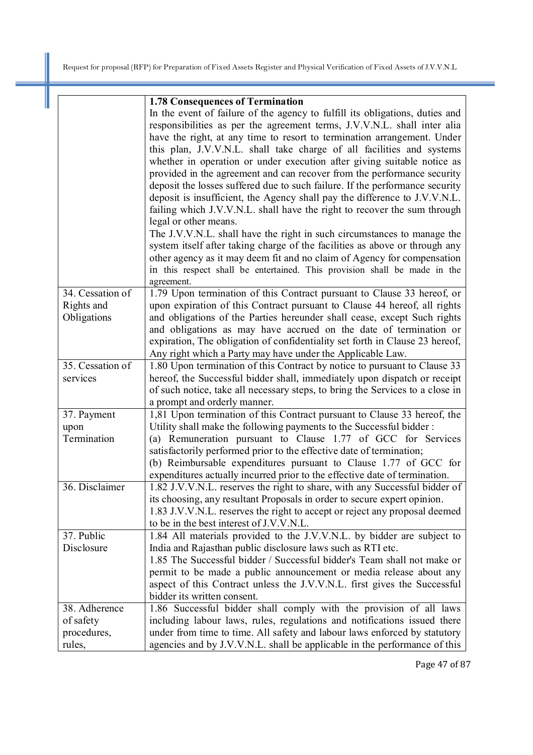| | **1.78 Consequences of Termination**<br>In the event of failure of the agency to fulfill its obligations, duties and responsibilities as per the agreement terms, J.V.V.N.L. shall inter alia have the right, at any time to resort to termination arrangement. Under this plan, J.V.V.N.L. shall take charge of all facilities and systems whether in operation or under execution after giving suitable notice as provided in the agreement and can recover from the performance security deposit the losses suffered due to such failure. If the performance security deposit is insufficient, the Agency shall pay the difference to J.V.V.N.L. failing which J.V.V.N.L. shall have the right to recover the sum through legal or other means.<br>The J.V.V.N.L. shall have the right in such circumstances to manage the system itself after taking charge of the facilities as above or through any other agency as it may deem fit and no claim of Agency for compensation in this respect shall be entertained. This provision shall be made in the agreement. |
|---|---|
| 34. Cessation of Rights and Obligations | 1.79 Upon termination of this Contract pursuant to Clause 33 hereof, or upon expiration of this Contract pursuant to Clause 44 hereof, all rights and obligations of the Parties hereunder shall cease, except Such rights and obligations as may have accrued on the date of termination or expiration, The obligation of confidentiality set forth in Clause 23 hereof, Any right which a Party may have under the Applicable Law. |
| 35. Cessation of services | 1.80 Upon termination of this Contract by notice to pursuant to Clause 33 hereof, the Successful bidder shall, immediately upon dispatch or receipt of such notice, take all necessary steps, to bring the Services to a close in a prompt and orderly manner. |
| 37. Payment upon Termination | 1,81 Upon termination of this Contract pursuant to Clause 33 hereof, the Utility shall make the following payments to the Successful bidder :<br>(a) Remuneration pursuant to Clause 1.77 of GCC for Services satisfactorily performed prior to the effective date of termination;<br>(b) Reimbursable expenditures pursuant to Clause 1.77 of GCC for expenditures actually incurred prior to the effective date of termination. |
| 36. Disclaimer | 1.82 J.V.V.N.L. reserves the right to share, with any Successful bidder of its choosing, any resultant Proposals in order to secure expert opinion.<br>1.83 J.V.V.N.L. reserves the right to accept or reject any proposal deemed to be in the best interest of J.V.V.N.L. |
| 37. Public Disclosure | 1.84 All materials provided to the J.V.V.N.L. by bidder are subject to India and Rajasthan public disclosure laws such as RTI etc.<br>1.85 The Successful bidder / Successful bidder's Team shall not make or permit to be made a public announcement or media release about any aspect of this Contract unless the J.V.V.N.L. first gives the Successful bidder its written consent. |
| 38. Adherence of safety procedures, rules, | 1.86 Successful bidder shall comply with the provision of all laws including labour laws, rules, regulations and notifications issued there under from time to time. All safety and labour laws enforced by statutory agencies and by J.V.V.N.L. shall be applicable in the performance of this |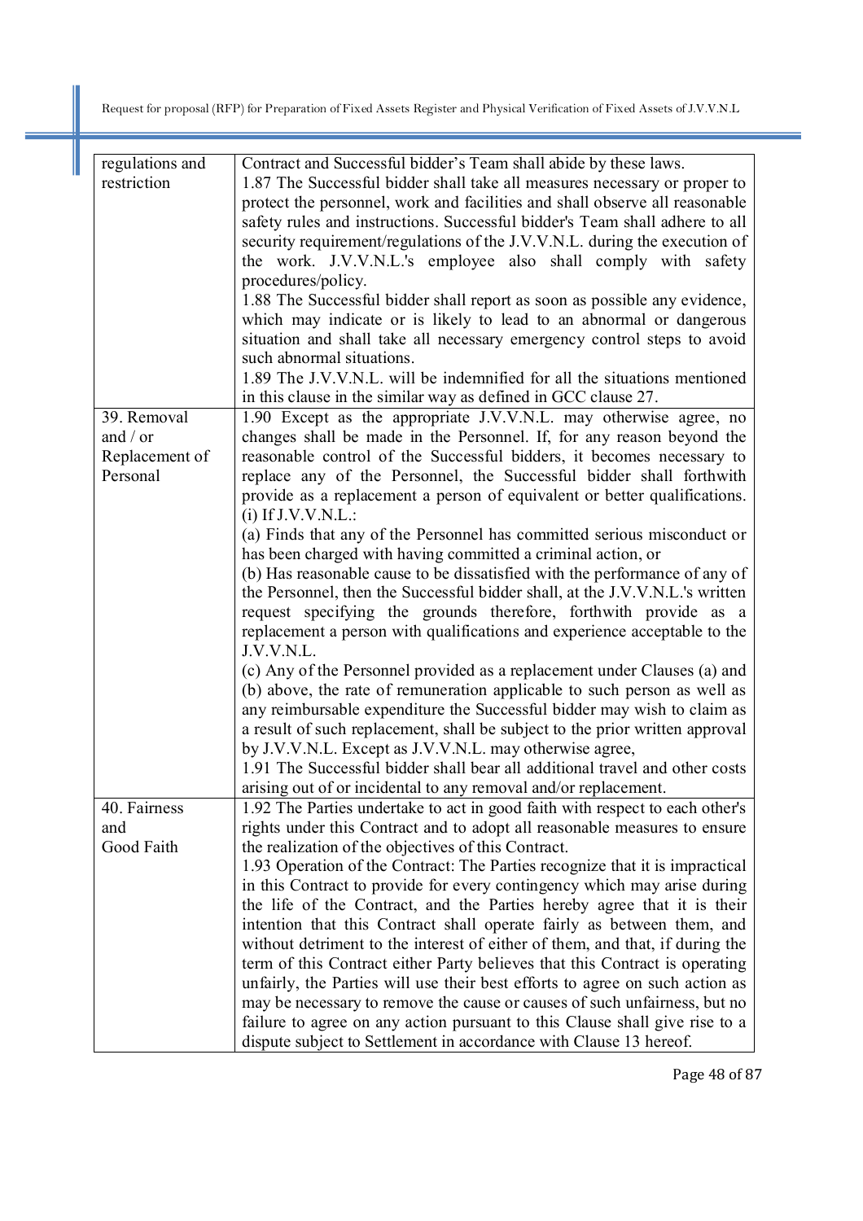| regulations and restriction | Contract and Successful bidder's Team shall abide by these laws.<br>1.87 The Successful bidder shall take all measures necessary or proper to protect the personnel, work and facilities and shall observe all reasonable safety rules and instructions. Successful bidder's Team shall adhere to all security requirement/regulations of the J.V.V.N.L. during the execution of the work. J.V.V.N.L.'s employee also shall comply with safety procedures/policy.<br>1.88 The Successful bidder shall report as soon as possible any evidence, which may indicate or is likely to lead to an abnormal or dangerous situation and shall take all necessary emergency control steps to avoid such abnormal situations.<br>1.89 The J.V.V.N.L. will be indemnified for all the situations mentioned in this clause in the similar way as defined in GCC clause 27. |
|---|---|
| 39. Removal and / or Replacement of Personal | 1.90 Except as the appropriate J.V.V.N.L. may otherwise agree, no changes shall be made in the Personnel. If, for any reason beyond the reasonable control of the Successful bidders, it becomes necessary to replace any of the Personnel, the Successful bidder shall forthwith provide as a replacement a person of equivalent or better qualifications.<br>(i) If J.V.V.N.L.:<br>(a) Finds that any of the Personnel has committed serious misconduct or has been charged with having committed a criminal action, or<br>(b) Has reasonable cause to be dissatisfied with the performance of any of the Personnel, then the Successful bidder shall, at the J.V.V.N.L.'s written request specifying the grounds therefore, forthwith provide as a replacement a person with qualifications and experience acceptable to the J.V.V.N.L.<br>(c) Any of the Personnel provided as a replacement under Clauses (a) and (b) above, the rate of remuneration applicable to such person as well as any reimbursable expenditure the Successful bidder may wish to claim as a result of such replacement, shall be subject to the prior written approval by J.V.V.N.L. Except as J.V.V.N.L. may otherwise agree,<br>1.91 The Successful bidder shall bear all additional travel and other costs arising out of or incidental to any removal and/or replacement. |
| 40. Fairness and Good Faith | 1.92 The Parties undertake to act in good faith with respect to each other's rights under this Contract and to adopt all reasonable measures to ensure the realization of the objectives of this Contract.<br>1.93 Operation of the Contract: The Parties recognize that it is impractical in this Contract to provide for every contingency which may arise during the life of the Contract, and the Parties hereby agree that it is their intention that this Contract shall operate fairly as between them, and without detriment to the interest of either of them, and that, if during the term of this Contract either Party believes that this Contract is operating unfairly, the Parties will use their best efforts to agree on such action as may be necessary to remove the cause or causes of such unfairness, but no failure to agree on any action pursuant to this Clause shall give rise to a dispute subject to Settlement in accordance with Clause 13 hereof. |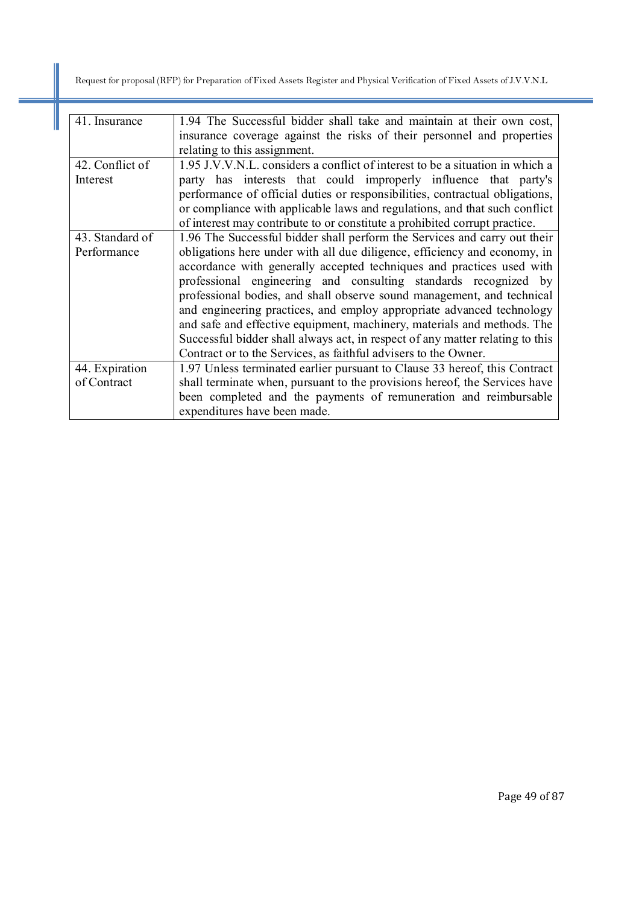| 41. Insurance | 1.94 The Successful bidder shall take and maintain at their own cost, insurance coverage against the risks of their personnel and properties relating to this assignment. |
|---|---|
| 42. Conflict of Interest | 1.95 J.V.V.N.L. considers a conflict of interest to be a situation in which a party has interests that could improperly influence that party's performance of official duties or responsibilities, contractual obligations, or compliance with applicable laws and regulations, and that such conflict of interest may contribute to or constitute a prohibited corrupt practice. |
| 43. Standard of Performance | 1.96 The Successful bidder shall perform the Services and carry out their obligations here under with all due diligence, efficiency and economy, in accordance with generally accepted techniques and practices used with professional engineering and consulting standards recognized by professional bodies, and shall observe sound management, and technical and engineering practices, and employ appropriate advanced technology and safe and effective equipment, machinery, materials and methods. The Successful bidder shall always act, in respect of any matter relating to this Contract or to the Services, as faithful advisers to the Owner. |
| 44. Expiration of Contract | 1.97 Unless terminated earlier pursuant to Clause 33 hereof, this Contract shall terminate when, pursuant to the provisions hereof, the Services have been completed and the payments of remuneration and reimbursable expenditures have been made. |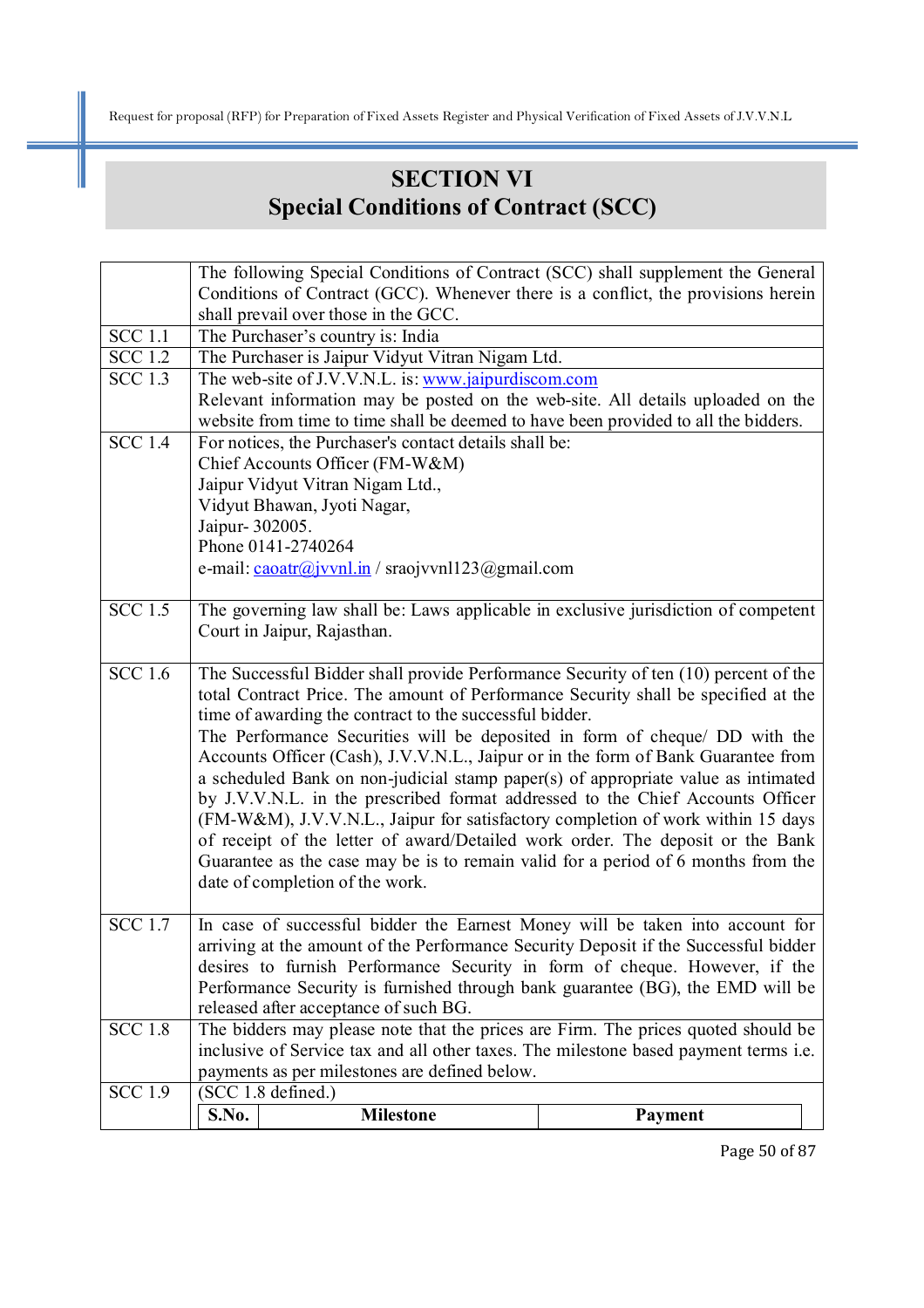# SECTION VI
## Special Conditions of Contract (SCC)

| | |
|---|---|
| | The following Special Conditions of Contract (SCC) shall supplement the General Conditions of Contract (GCC). Whenever there is a conflict, the provisions herein shall prevail over those in the GCC. |
| SCC 1.1 | The Purchaser's country is: India |
| SCC 1.2 | The Purchaser is Jaipur Vidyut Vitran Nigam Ltd. |
| SCC 1.3 | The web-site of J.V.V.N.L. is: www.jaipurdiscom.com<br>Relevant information may be posted on the web-site. All details uploaded on the website from time to time shall be deemed to have been provided to all the bidders. |
| SCC 1.4 | For notices, the Purchaser's contact details shall be:<br>Chief Accounts Officer (FM-W&M)<br>Jaipur Vidyut Vitran Nigam Ltd.,<br>Vidyut Bhawan, Jyoti Nagar,<br>Jaipur- 302005.<br>Phone 0141-2740264<br>e-mail: caoatr@jvvnl.in / sraojvvnl123@gmail.com |
| SCC 1.5 | The governing law shall be: Laws applicable in exclusive jurisdiction of competent Court in Jaipur, Rajasthan. |
| SCC 1.6 | The Successful Bidder shall provide Performance Security of ten (10) percent of the total Contract Price. The amount of Performance Security shall be specified at the time of awarding the contract to the successful bidder.<br>The Performance Securities will be deposited in form of cheque/ DD with the Accounts Officer (Cash), J.V.V.N.L., Jaipur or in the form of Bank Guarantee from a scheduled Bank on non-judicial stamp paper(s) of appropriate value as intimated by J.V.V.N.L. in the prescribed format addressed to the Chief Accounts Officer (FM-W&M), J.V.V.N.L., Jaipur for satisfactory completion of work within 15 days of receipt of the letter of award/Detailed work order. The deposit or the Bank Guarantee as the case may be is to remain valid for a period of 6 months from the date of completion of the work. |
| SCC 1.7 | In case of successful bidder the Earnest Money will be taken into account for arriving at the amount of the Performance Security Deposit if the Successful bidder desires to furnish Performance Security in form of cheque. However, if the Performance Security is furnished through bank guarantee (BG), the EMD will be released after acceptance of such BG. |
| SCC 1.8 | The bidders may please note that the prices are Firm. The prices quoted should be inclusive of Service tax and all other taxes. The milestone based payment terms i.e. payments as per milestones are defined below. |
| SCC 1.9 | (SCC 1.8 defined.) |

| S.No. | Milestone | Payment |
|---|---|---|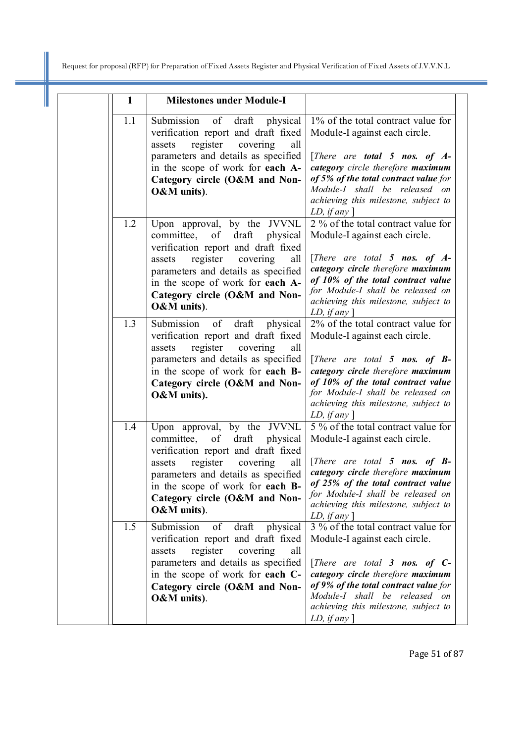| | 1 | Milestones under Module-I | |
|---|---|---|---|
| | 1.1 | Submission of draft physical verification report and draft fixed assets register covering all parameters and details as specified in the scope of work for **each A-Category circle (O&M and Non-O&M units)**. | 1% of the total contract value for Module-I against each circle.<br><br>*[There are **total 5 nos. of A-category** circle therefore **maximum of 5% of the total contract value** for Module-I shall be released on achieving this milestone, subject to LD, if any ]* |
| | 1.2 | Upon approval, by the JVVNL committee, of draft physical verification report and draft fixed assets register covering all parameters and details as specified in the scope of work for **each A-Category circle (O&M and Non-O&M units)**. | 2 % of the total contract value for Module-I against each circle.<br><br>*[There are total **5 nos. of A-category circle** therefore **maximum of 10% of the total contract value** for Module-I shall be released on achieving this milestone, subject to LD, if any ]* |
| | 1.3 | Submission of draft physical verification report and draft fixed assets register covering all parameters and details as specified in the scope of work for **each B-Category circle (O&M and Non-O&M units).** | 2% of the total contract value for Module-I against each circle.<br><br>*[There are total **5 nos. of B-category circle** therefore **maximum of 10% of the total contract value** for Module-I shall be released on achieving this milestone, subject to LD, if any ]* |
| | 1.4 | Upon approval, by the JVVNL committee, of draft physical verification report and draft fixed assets register covering all parameters and details as specified in the scope of work for **each B-Category circle (O&M and Non-O&M units)**. | 5 % of the total contract value for Module-I against each circle.<br><br>*[There are total **5 nos. of B-category circle** therefore **maximum of 25% of the total contract value** for Module-I shall be released on achieving this milestone, subject to LD, if any ]* |
| | 1.5 | Submission of draft physical verification report and draft fixed assets register covering all parameters and details as specified in the scope of work for **each C-Category circle (O&M and Non-O&M units)**. | 3 % of the total contract value for Module-I against each circle.<br><br>*[There are total **3 nos. of C-category circle** therefore **maximum of 9% of the total contract value** for Module-I shall be released on achieving this milestone, subject to LD, if any ]* |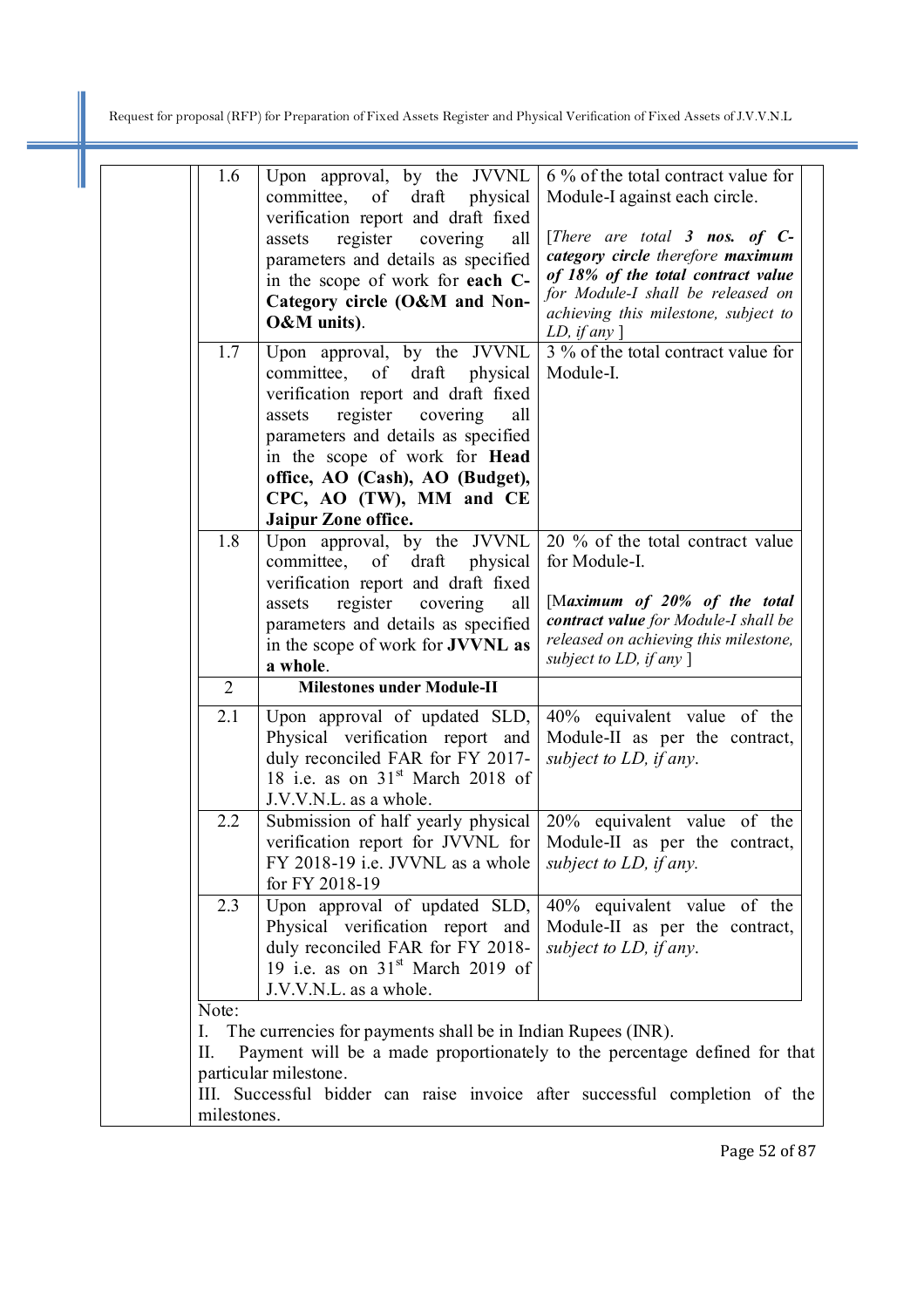| | | |
|---|---|---|
| 1.6 | Upon approval, by the JVVNL committee, of draft physical verification report and draft fixed assets register covering all parameters and details as specified in the scope of work for **each C-Category circle (O&M and Non-O&M units)**. | 6 % of the total contract value for Module-I against each circle.<br><br>*[There are total **3 nos. of C-category circle** therefore **maximum of 18% of the total contract value** for Module-I shall be released on achieving this milestone, subject to LD, if any ]* |
| 1.7 | Upon approval, by the JVVNL committee, of draft physical verification report and draft fixed assets register covering all parameters and details as specified in the scope of work for **Head office, AO (Cash), AO (Budget), CPC, AO (TW), MM and CE Jaipur Zone office.** | 3 % of the total contract value for Module-I. |
| 1.8 | Upon approval, by the JVVNL committee, of draft physical verification report and draft fixed assets register covering all parameters and details as specified in the scope of work for **JVVNL as a whole**. | 20 % of the total contract value for Module-I.<br><br>*[M**aximum of 20% of the total contract value** for Module-I shall be released on achieving this milestone, subject to LD, if any ]* |
| 2 | **Milestones under Module-II** | |
| 2.1 | Upon approval of updated SLD, Physical verification report and duly reconciled FAR for FY 2017-18 i.e. as on 31st March 2018 of J.V.V.N.L. as a whole. | 40% equivalent value of the Module-II as per the contract, *subject to LD, if any*. |
| 2.2 | Submission of half yearly physical verification report for JVVNL for FY 2018-19 i.e. JVVNL as a whole for FY 2018-19 | 20% equivalent value of the Module-II as per the contract, *subject to LD, if any.* |
| 2.3 | Upon approval of updated SLD, Physical verification report and duly reconciled FAR for FY 2018-19 i.e. as on 31st March 2019 of J.V.V.N.L. as a whole. | 40% equivalent value of the Module-II as per the contract, *subject to LD, if any*. |

Note:

I. The currencies for payments shall be in Indian Rupees (INR).

II. Payment will be a made proportionately to the percentage defined for that particular milestone.

III. Successful bidder can raise invoice after successful completion of the milestones.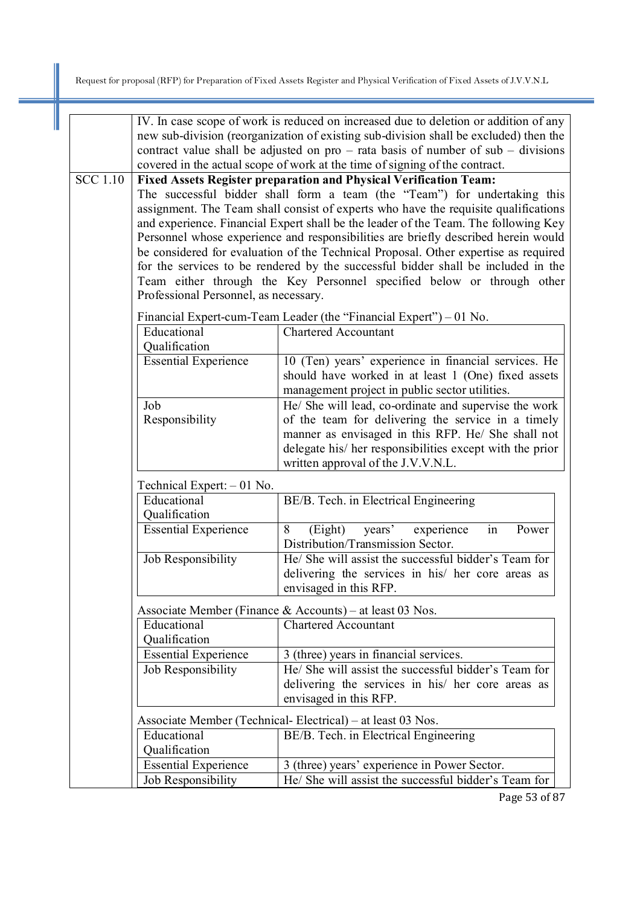IV. In case scope of work is reduced on increased due to deletion or addition of any new sub-division (reorganization of existing sub-division shall be excluded) then the contract value shall be adjusted on pro – rata basis of number of sub – divisions covered in the actual scope of work at the time of signing of the contract.

SCC 1.10 **Fixed Assets Register preparation and Physical Verification Team:**

The successful bidder shall form a team (the "Team") for undertaking this assignment. The Team shall consist of experts who have the requisite qualifications and experience. Financial Expert shall be the leader of the Team. The following Key Personnel whose experience and responsibilities are briefly described herein would be considered for evaluation of the Technical Proposal. Other expertise as required for the services to be rendered by the successful bidder shall be included in the Team either through the Key Personnel specified below or through other Professional Personnel, as necessary.

Financial Expert-cum-Team Leader (the "Financial Expert") – 01 No.

| | |
|---|---|
| Educational Qualification | Chartered Accountant |
| Essential Experience | 10 (Ten) years' experience in financial services. He should have worked in at least 1 (One) fixed assets management project in public sector utilities. |
| Job Responsibility | He/ She will lead, co-ordinate and supervise the work of the team for delivering the service in a timely manner as envisaged in this RFP. He/ She shall not delegate his/ her responsibilities except with the prior written approval of the J.V.V.N.L. |

Technical Expert: – 01 No.

| | |
|---|---|
| Educational Qualification | BE/B. Tech. in Electrical Engineering |
| Essential Experience | 8 (Eight) years' experience in Power Distribution/Transmission Sector. |
| Job Responsibility | He/ She will assist the successful bidder's Team for delivering the services in his/ her core areas as envisaged in this RFP. |

Associate Member (Finance & Accounts) – at least 03 Nos.

| | |
|---|---|
| Educational Qualification | Chartered Accountant |
| Essential Experience | 3 (three) years in financial services. |
| Job Responsibility | He/ She will assist the successful bidder's Team for delivering the services in his/ her core areas as envisaged in this RFP. |

Associate Member (Technical- Electrical) – at least 03 Nos.

| | |
|---|---|
| Educational Qualification | BE/B. Tech. in Electrical Engineering |
| Essential Experience | 3 (three) years' experience in Power Sector. |
| Job Responsibility | He/ She will assist the successful bidder's Team for |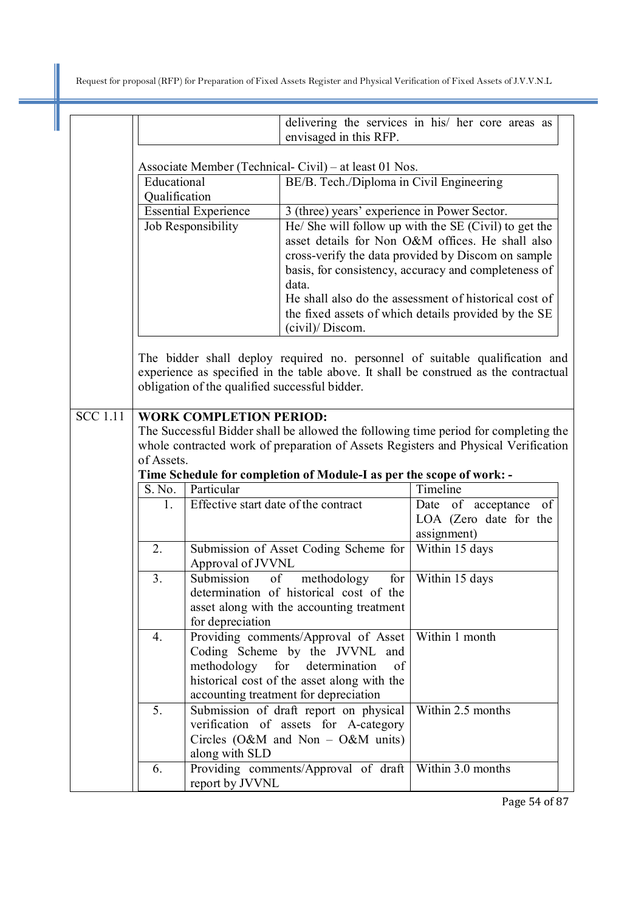| | | |
|---|---|---|
| | | delivering the services in his/ her core areas as envisaged in this RFP. |

Associate Member (Technical- Civil) – at least 01 Nos.

| | |
|---|---|
| Educational Qualification | BE/B. Tech./Diploma in Civil Engineering |
| Essential Experience | 3 (three) years' experience in Power Sector. |
| Job Responsibility | He/ She will follow up with the SE (Civil) to get the asset details for Non O&M offices. He shall also cross-verify the data provided by Discom on sample basis, for consistency, accuracy and completeness of data.<br>He shall also do the assessment of historical cost of the fixed assets of which details provided by the SE (civil)/ Discom. |

The bidder shall deploy required no. personnel of suitable qualification and experience as specified in the table above. It shall be construed as the contractual obligation of the qualified successful bidder.

**SCC 1.11** **WORK COMPLETION PERIOD:**

The Successful Bidder shall be allowed the following time period for completing the whole contracted work of preparation of Assets Registers and Physical Verification of Assets.

**Time Schedule for completion of Module-I as per the scope of work: -**

| S. No. | Particular | Timeline |
|---|---|---|
| 1. | Effective start date of the contract | Date of acceptance of LOA (Zero date for the assignment) |
| 2. | Submission of Asset Coding Scheme for Approval of JVVNL | Within 15 days |
| 3. | Submission of methodology for determination of historical cost of the asset along with the accounting treatment for depreciation | Within 15 days |
| 4. | Providing comments/Approval of Asset Coding Scheme by the JVVNL and methodology for determination of historical cost of the asset along with the accounting treatment for depreciation | Within 1 month |
| 5. | Submission of draft report on physical verification of assets for A-category Circles (O&M and Non – O&M units) along with SLD | Within 2.5 months |
| 6. | Providing comments/Approval of draft report by JVVNL | Within 3.0 months |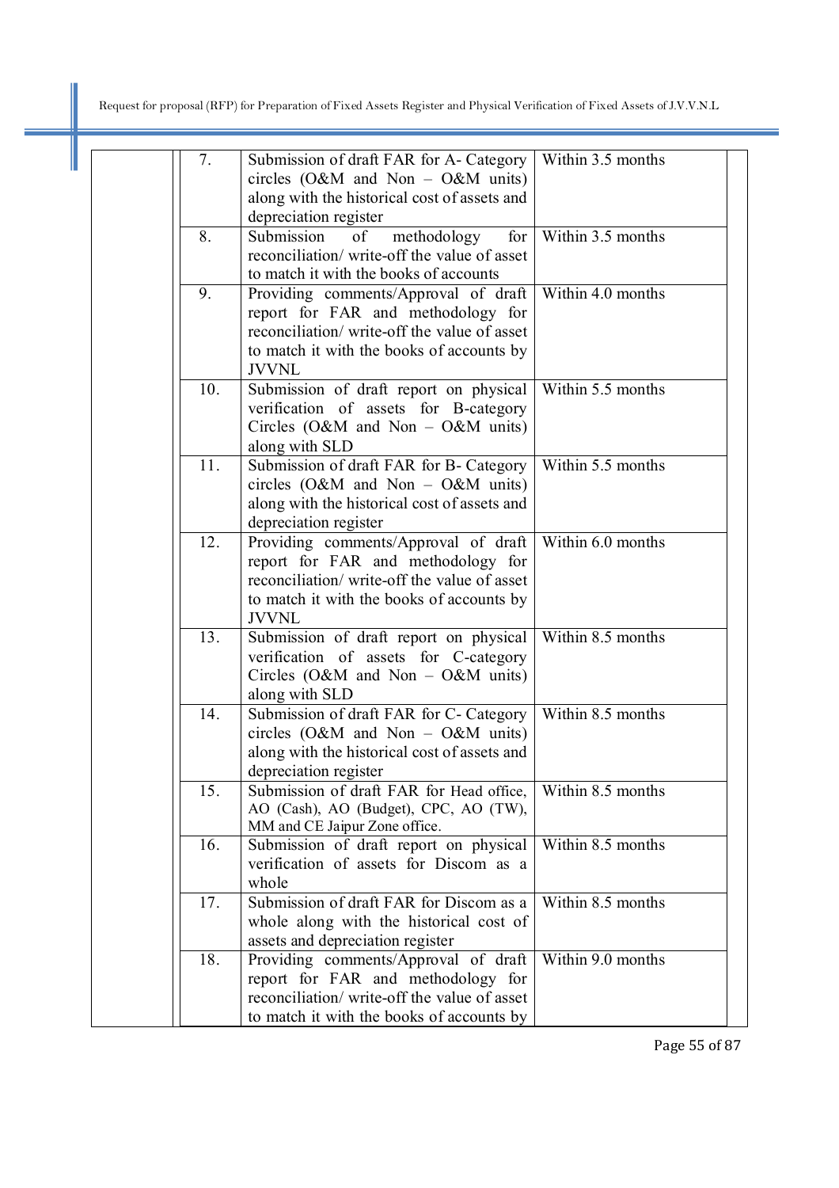| | | | |
|---|---|---|---|
| | 7. | Submission of draft FAR for A- Category circles (O&M and Non – O&M units) along with the historical cost of assets and depreciation register | Within 3.5 months |
| | 8. | Submission of methodology for reconciliation/ write-off the value of asset to match it with the books of accounts | Within 3.5 months |
| | 9. | Providing comments/Approval of draft report for FAR and methodology for reconciliation/ write-off the value of asset to match it with the books of accounts by JVVNL | Within 4.0 months |
| | 10. | Submission of draft report on physical verification of assets for B-category Circles (O&M and Non – O&M units) along with SLD | Within 5.5 months |
| | 11. | Submission of draft FAR for B- Category circles (O&M and Non – O&M units) along with the historical cost of assets and depreciation register | Within 5.5 months |
| | 12. | Providing comments/Approval of draft report for FAR and methodology for reconciliation/ write-off the value of asset to match it with the books of accounts by JVVNL | Within 6.0 months |
| | 13. | Submission of draft report on physical verification of assets for C-category Circles (O&M and Non – O&M units) along with SLD | Within 8.5 months |
| | 14. | Submission of draft FAR for C- Category circles (O&M and Non – O&M units) along with the historical cost of assets and depreciation register | Within 8.5 months |
| | 15. | Submission of draft FAR for Head office, AO (Cash), AO (Budget), CPC, AO (TW), MM and CE Jaipur Zone office. | Within 8.5 months |
| | 16. | Submission of draft report on physical verification of assets for Discom as a whole | Within 8.5 months |
| | 17. | Submission of draft FAR for Discom as a whole along with the historical cost of assets and depreciation register | Within 8.5 months |
| | 18. | Providing comments/Approval of draft report for FAR and methodology for reconciliation/ write-off the value of asset to match it with the books of accounts by | Within 9.0 months |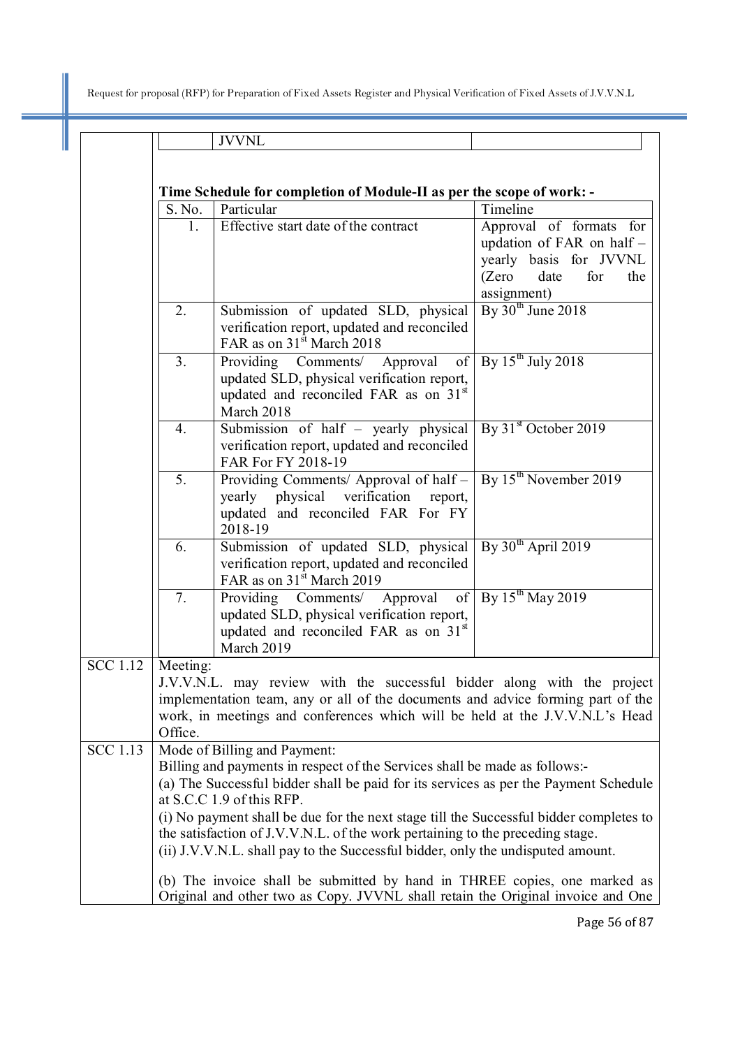| | JVVNL | |
|---|---|---|

**Time Schedule for completion of Module-II as per the scope of work: -**

| S. No. | Particular | Timeline |
|---|---|---|
| 1. | Effective start date of the contract | Approval of formats for updation of FAR on half – yearly basis for JVVNL (Zero date for the assignment) |
| 2. | Submission of updated SLD, physical verification report, updated and reconciled FAR as on 31st March 2018 | By 30th June 2018 |
| 3. | Providing Comments/ Approval of updated SLD, physical verification report, updated and reconciled FAR as on 31st March 2018 | By 15th July 2018 |
| 4. | Submission of half – yearly physical verification report, updated and reconciled FAR For FY 2018-19 | By 31st October 2019 |
| 5. | Providing Comments/ Approval of half – yearly physical verification report, updated and reconciled FAR For FY 2018-19 | By 15th November 2019 |
| 6. | Submission of updated SLD, physical verification report, updated and reconciled FAR as on 31st March 2019 | By 30th April 2019 |
| 7. | Providing Comments/ Approval of updated SLD, physical verification report, updated and reconciled FAR as on 31st March 2019 | By 15th May 2019 |

| | |
|---|---|
| SCC 1.12 | Meeting:<br>J.V.V.N.L. may review with the successful bidder along with the project implementation team, any or all of the documents and advice forming part of the work, in meetings and conferences which will be held at the J.V.V.N.L's Head Office. |
| SCC 1.13 | Mode of Billing and Payment:<br>Billing and payments in respect of the Services shall be made as follows:-<br>(a) The Successful bidder shall be paid for its services as per the Payment Schedule at S.C.C 1.9 of this RFP.<br>(i) No payment shall be due for the next stage till the Successful bidder completes to the satisfaction of J.V.V.N.L. of the work pertaining to the preceding stage.<br>(ii) J.V.V.N.L. shall pay to the Successful bidder, only the undisputed amount.<br><br>(b) The invoice shall be submitted by hand in THREE copies, one marked as Original and other two as Copy. JVVNL shall retain the Original invoice and One |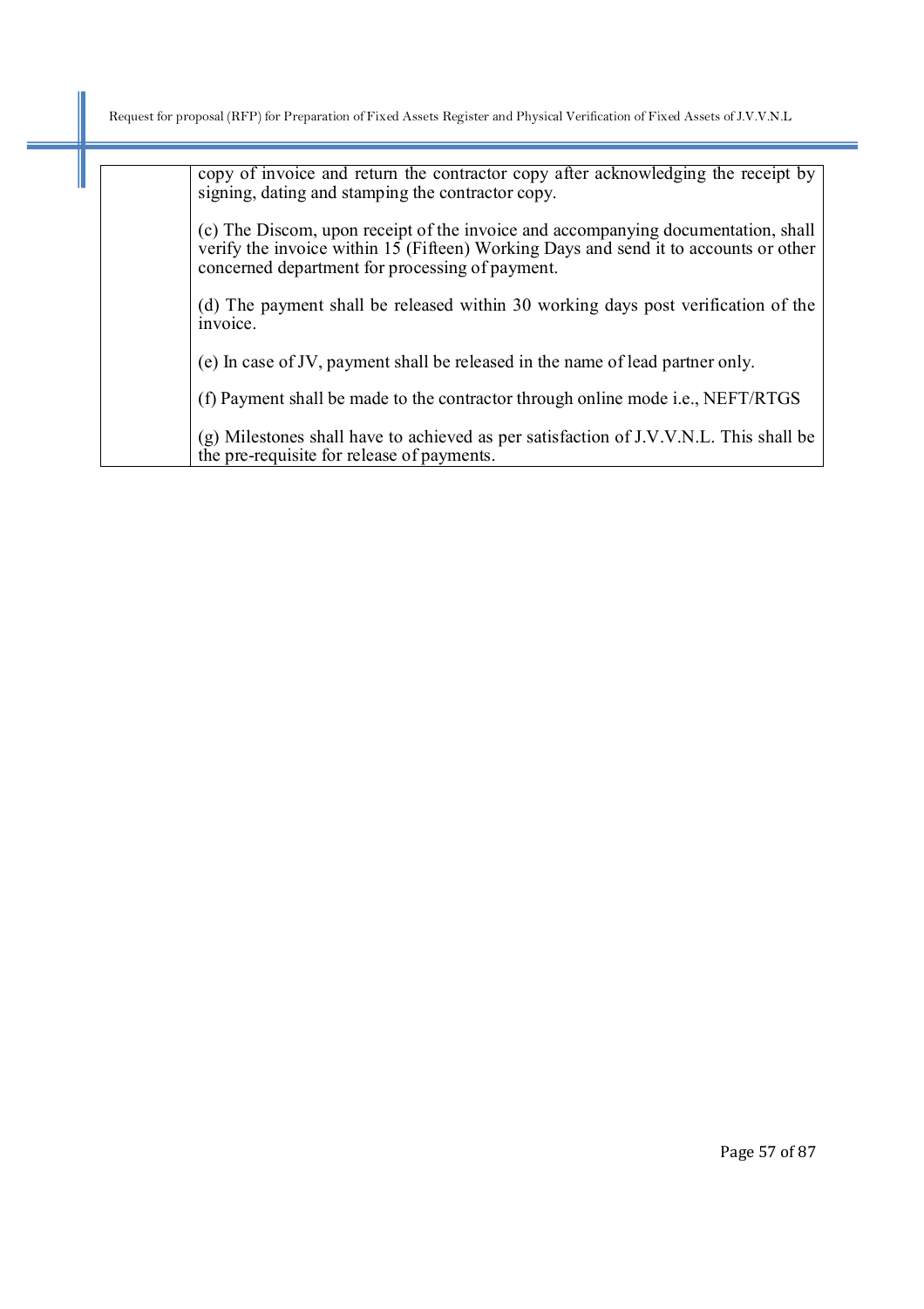| | |
|---|---|
| | copy of invoice and return the contractor copy after acknowledging the receipt by signing, dating and stamping the contractor copy.<br><br>(c) The Discom, upon receipt of the invoice and accompanying documentation, shall verify the invoice within 15 (Fifteen) Working Days and send it to accounts or other concerned department for processing of payment.<br><br>(d) The payment shall be released within 30 working days post verification of the invoice.<br><br>(e) In case of JV, payment shall be released in the name of lead partner only.<br><br>(f) Payment shall be made to the contractor through online mode i.e., NEFT/RTGS<br><br>(g) Milestones shall have to achieved as per satisfaction of J.V.V.N.L. This shall be the pre-requisite for release of payments. |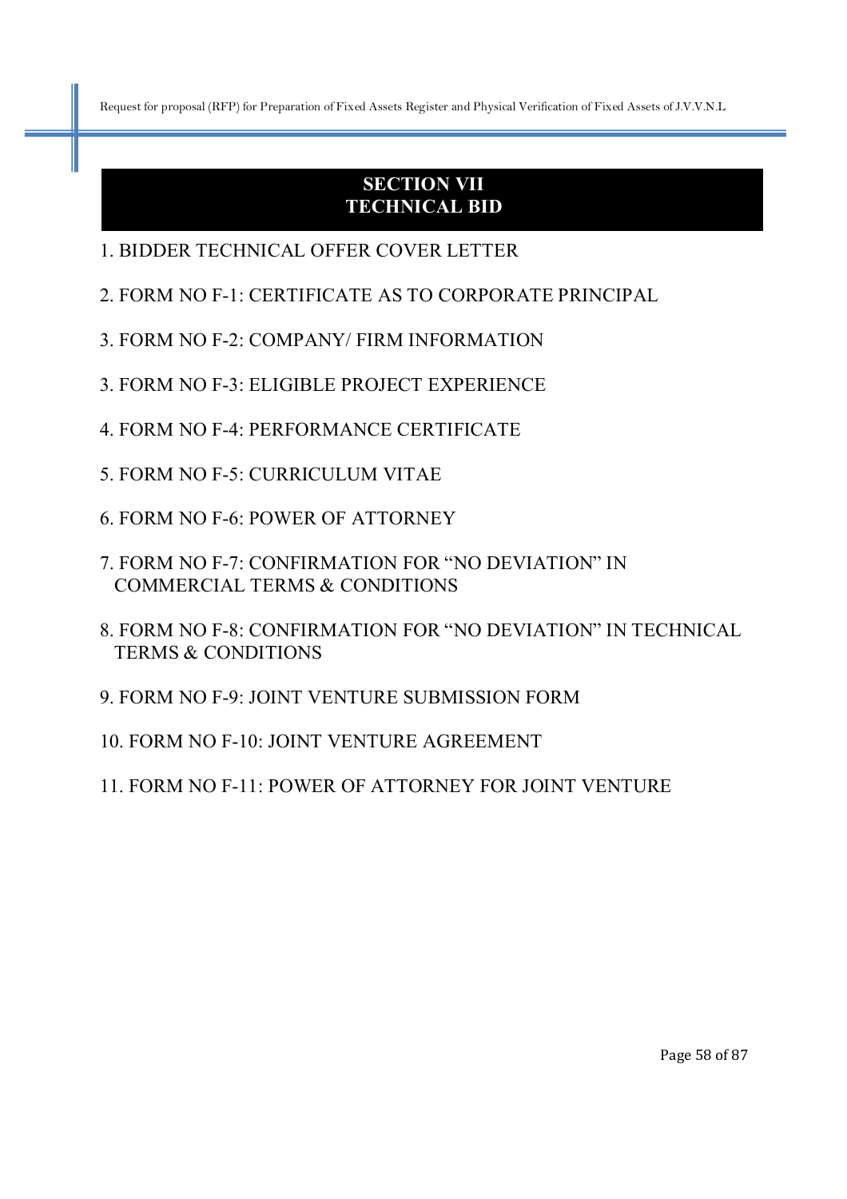# SECTION VII
# TECHNICAL BID

1. BIDDER TECHNICAL OFFER COVER LETTER

2. FORM NO F-1: CERTIFICATE AS TO CORPORATE PRINCIPAL

3. FORM NO F-2: COMPANY/ FIRM INFORMATION

3. FORM NO F-3: ELIGIBLE PROJECT EXPERIENCE

4. FORM NO F-4: PERFORMANCE CERTIFICATE

5. FORM NO F-5: CURRICULUM VITAE

6. FORM NO F-6: POWER OF ATTORNEY

7. FORM NO F-7: CONFIRMATION FOR “NO DEVIATION” IN COMMERCIAL TERMS & CONDITIONS

8. FORM NO F-8: CONFIRMATION FOR “NO DEVIATION” IN TECHNICAL TERMS & CONDITIONS

9. FORM NO F-9: JOINT VENTURE SUBMISSION FORM

10. FORM NO F-10: JOINT VENTURE AGREEMENT

11. FORM NO F-11: POWER OF ATTORNEY FOR JOINT VENTURE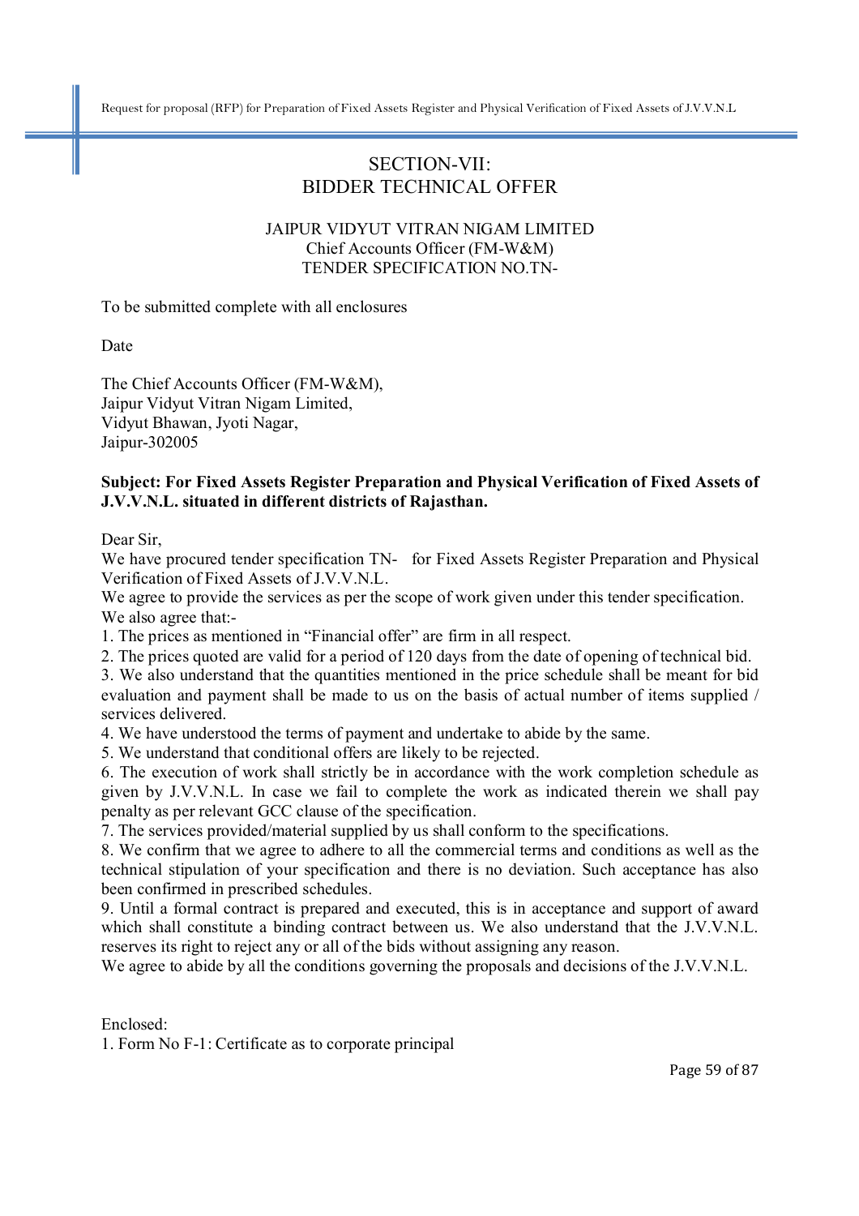# SECTION-VII:
# BIDDER TECHNICAL OFFER

JAIPUR VIDYUT VITRAN NIGAM LIMITED
Chief Accounts Officer (FM-W&M)
TENDER SPECIFICATION NO.TN-

To be submitted complete with all enclosures

Date

The Chief Accounts Officer (FM-W&M),
Jaipur Vidyut Vitran Nigam Limited,
Vidyut Bhawan, Jyoti Nagar,
Jaipur-302005

**Subject: For Fixed Assets Register Preparation and Physical Verification of Fixed Assets of J.V.V.N.L. situated in different districts of Rajasthan.**

Dear Sir,

We have procured tender specification TN- for Fixed Assets Register Preparation and Physical Verification of Fixed Assets of J.V.V.N.L.

We agree to provide the services as per the scope of work given under this tender specification.

We also agree that:-

1. The prices as mentioned in "Financial offer" are firm in all respect.
2. The prices quoted are valid for a period of 120 days from the date of opening of technical bid.
3. We also understand that the quantities mentioned in the price schedule shall be meant for bid evaluation and payment shall be made to us on the basis of actual number of items supplied / services delivered.
4. We have understood the terms of payment and undertake to abide by the same.
5. We understand that conditional offers are likely to be rejected.
6. The execution of work shall strictly be in accordance with the work completion schedule as given by J.V.V.N.L. In case we fail to complete the work as indicated therein we shall pay penalty as per relevant GCC clause of the specification.
7. The services provided/material supplied by us shall conform to the specifications.
8. We confirm that we agree to adhere to all the commercial terms and conditions as well as the technical stipulation of your specification and there is no deviation. Such acceptance has also been confirmed in prescribed schedules.
9. Until a formal contract is prepared and executed, this is in acceptance and support of award which shall constitute a binding contract between us. We also understand that the J.V.V.N.L. reserves its right to reject any or all of the bids without assigning any reason.

We agree to abide by all the conditions governing the proposals and decisions of the J.V.V.N.L.

Enclosed:

1. Form No F-1: Certificate as to corporate principal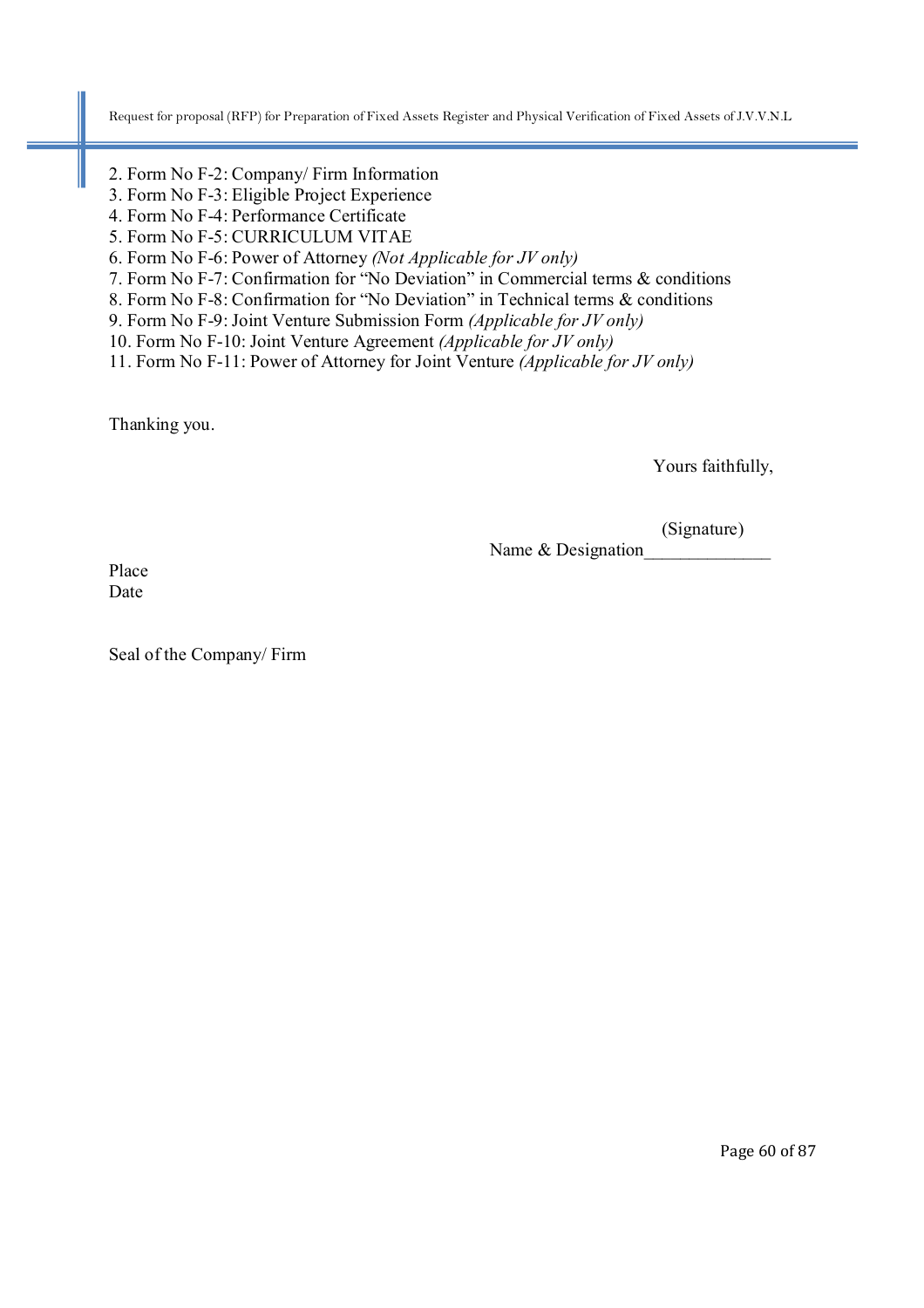2. Form No F-2: Company/ Firm Information
3. Form No F-3: Eligible Project Experience
4. Form No F-4: Performance Certificate
5. Form No F-5: CURRICULUM VITAE
6. Form No F-6: Power of Attorney *(Not Applicable for JV only)*
7. Form No F-7: Confirmation for "No Deviation" in Commercial terms & conditions
8. Form No F-8: Confirmation for "No Deviation" in Technical terms & conditions
9. Form No F-9: Joint Venture Submission Form *(Applicable for JV only)*
10. Form No F-10: Joint Venture Agreement *(Applicable for JV only)*
11. Form No F-11: Power of Attorney for Joint Venture *(Applicable for JV only)*

Thanking you.

Yours faithfully,

(Signature)

Name & Designation______________

Place

Date

Seal of the Company/ Firm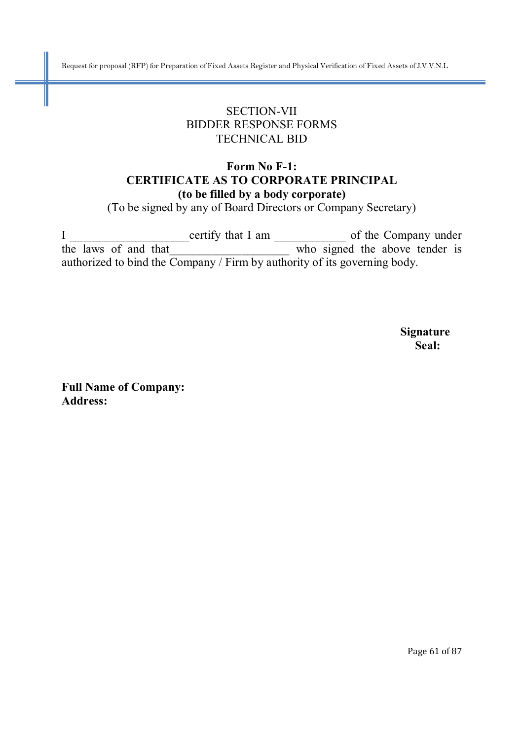SECTION-VII
BIDDER RESPONSE FORMS
TECHNICAL BID

**Form No F-1:**
**CERTIFICATE AS TO CORPORATE PRINCIPAL**
**(to be filled by a body corporate)**
(To be signed by any of Board Directors or Company Secretary)

I ____________________certify that I am ____________ of the Company under the laws of and that____________________ who signed the above tender is authorized to bind the Company / Firm by authority of its governing body.

**Signature**
**Seal:**

**Full Name of Company:**
**Address:**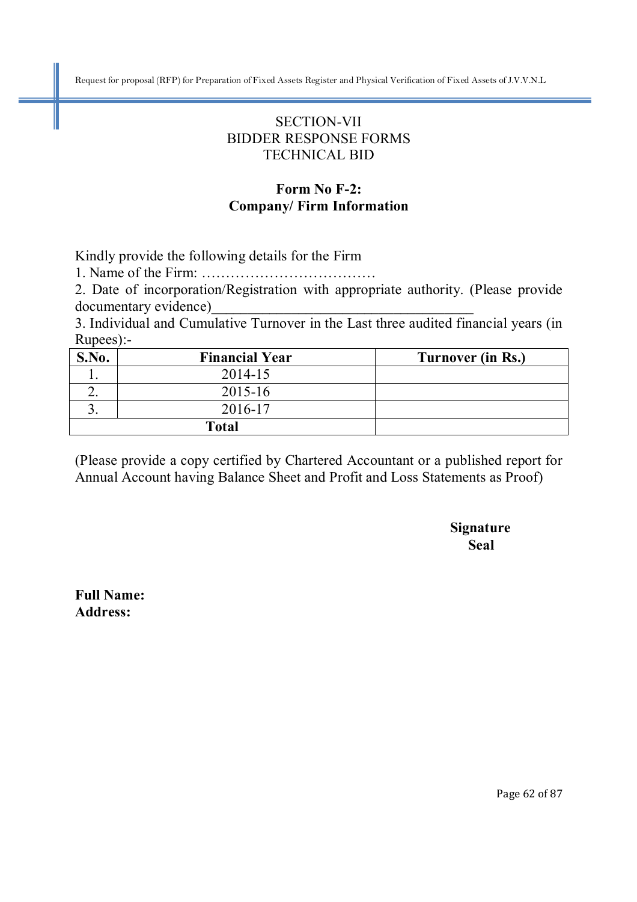SECTION-VII
BIDDER RESPONSE FORMS
TECHNICAL BID

## Form No F-2:
## Company/ Firm Information

Kindly provide the following details for the Firm

1. Name of the Firm: ………………………………
2. Date of incorporation/Registration with appropriate authority. (Please provide documentary evidence)____________________________________
3. Individual and Cumulative Turnover in the Last three audited financial years (in Rupees):-

| S.No. | Financial Year | Turnover (in Rs.) |
|---|---|---|
| 1. | 2014-15 | |
| 2. | 2015-16 | |
| 3. | 2016-17 | |
| Total | | |

(Please provide a copy certified by Chartered Accountant or a published report for Annual Account having Balance Sheet and Profit and Loss Statements as Proof)

**Signature**
**Seal**

**Full Name:**
**Address:**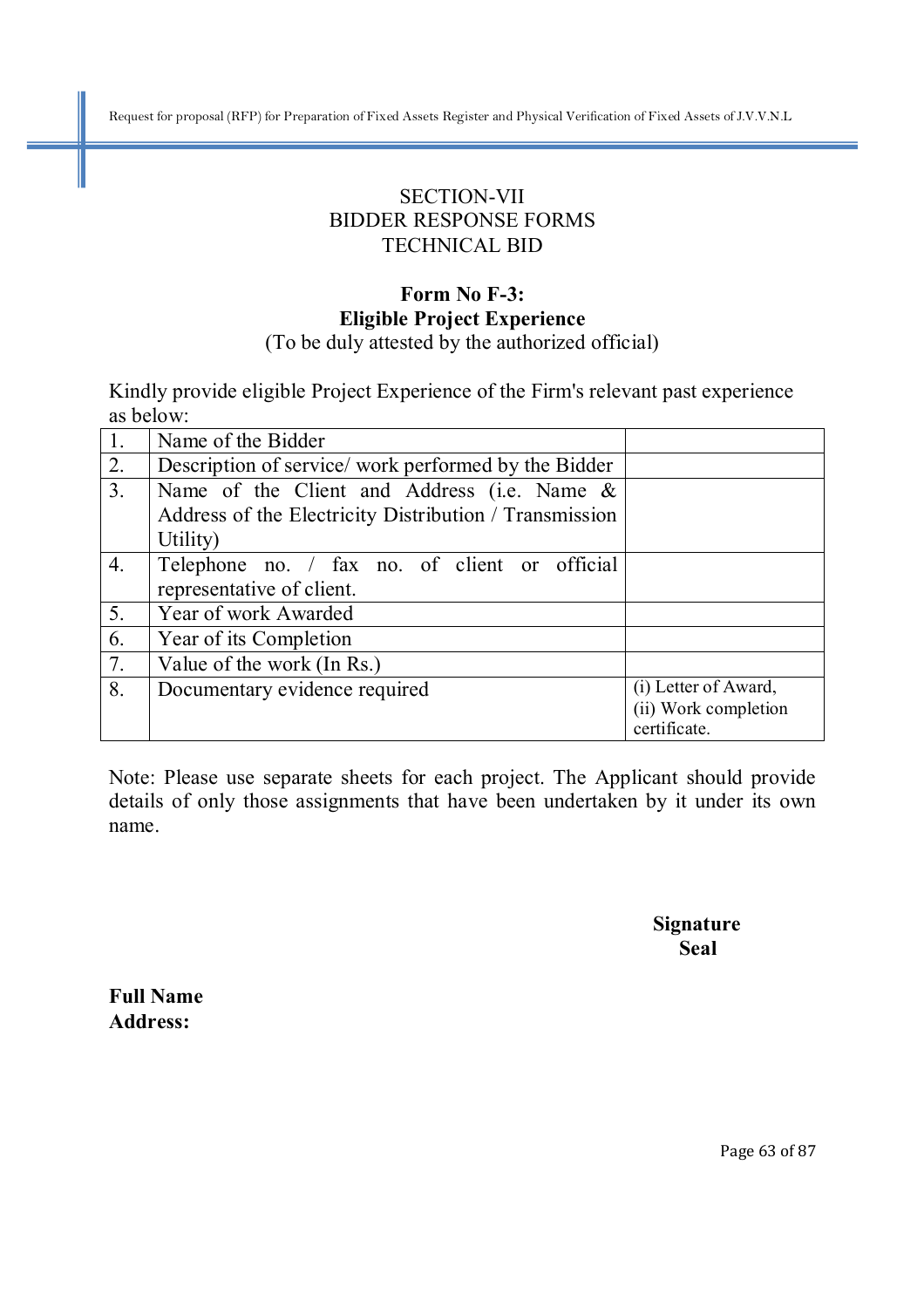SECTION-VII
BIDDER RESPONSE FORMS
TECHNICAL BID

**Form No F-3:**
**Eligible Project Experience**
(To be duly attested by the authorized official)

Kindly provide eligible Project Experience of the Firm's relevant past experience as below:

| | | |
|---|---|---|
| 1. | Name of the Bidder | |
| 2. | Description of service/ work performed by the Bidder | |
| 3. | Name of the Client and Address (i.e. Name & Address of the Electricity Distribution / Transmission Utility) | |
| 4. | Telephone no. / fax no. of client or official representative of client. | |
| 5. | Year of work Awarded | |
| 6. | Year of its Completion | |
| 7. | Value of the work (In Rs.) | |
| 8. | Documentary evidence required | (i) Letter of Award, (ii) Work completion certificate. |

Note: Please use separate sheets for each project. The Applicant should provide details of only those assignments that have been undertaken by it under its own name.

**Signature**
**Seal**

**Full Name**
**Address:**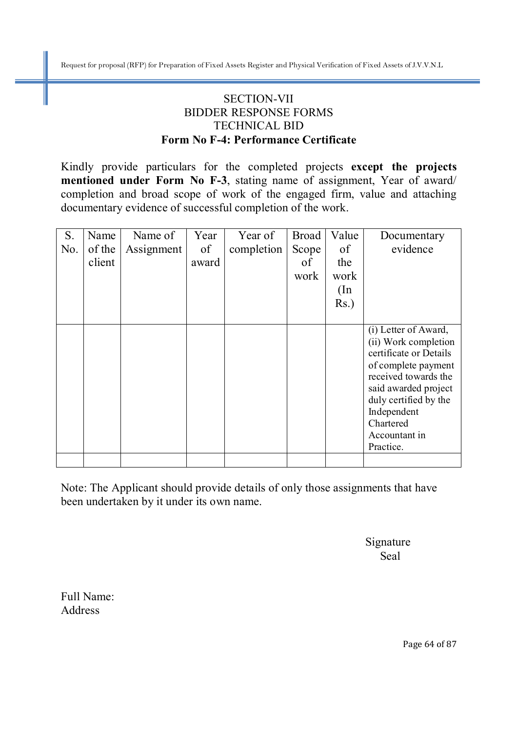SECTION-VII

BIDDER RESPONSE FORMS

TECHNICAL BID

**Form No F-4: Performance Certificate**

Kindly provide particulars for the completed projects **except the projects mentioned under Form No F-3**, stating name of assignment, Year of award/ completion and broad scope of work of the engaged firm, value and attaching documentary evidence of successful completion of the work.

| S. No. | Name of the client | Name of Assignment | Year of award | Year of completion | Broad Scope of work | Value of the work (In Rs.) | Documentary evidence |
|---|---|---|---|---|---|---|---|
| | | | | | | | (i) Letter of Award, (ii) Work completion certificate or Details of complete payment received towards the said awarded project duly certified by the Independent Chartered Accountant in Practice. |
| | | | | | | | |

Note: The Applicant should provide details of only those assignments that have been undertaken by it under its own name.

Signature

Seal

Full Name:

Address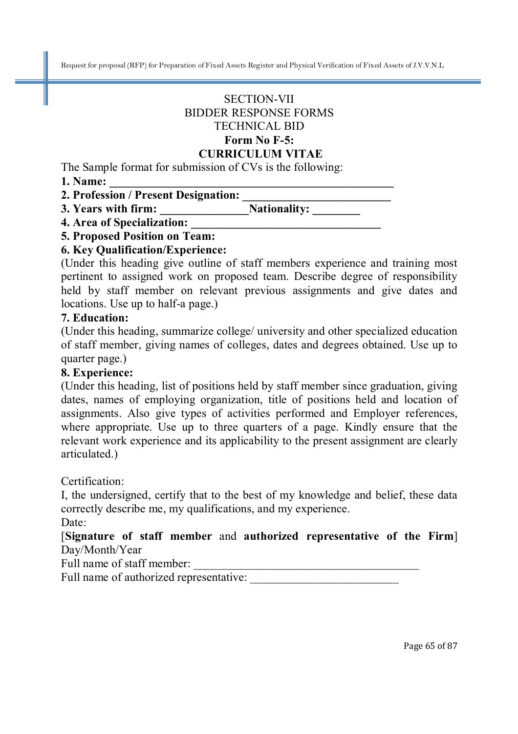SECTION-VII

BIDDER RESPONSE FORMS

TECHNICAL BID

**Form No F-5:**

**CURRICULUM VITAE**

The Sample format for submission of CVs is the following:

**1. Name: ______________________________________________**

**2. Profession / Present Designation: _________________________**

**3. Years with firm: ______________Nationality: ________**

**4. Area of Specialization: ______________________________**

**5. Proposed Position on Team:**

**6. Key Qualification/Experience:**

(Under this heading give outline of staff members experience and training most pertinent to assigned work on proposed team. Describe degree of responsibility held by staff member on relevant previous assignments and give dates and locations. Use up to half-a page.)

**7. Education:**

(Under this heading, summarize college/ university and other specialized education of staff member, giving names of colleges, dates and degrees obtained. Use up to quarter page.)

**8. Experience:**

(Under this heading, list of positions held by staff member since graduation, giving dates, names of employing organization, title of positions held and location of assignments. Also give types of activities performed and Employer references, where appropriate. Use up to three quarters of a page. Kindly ensure that the relevant work experience and its applicability to the present assignment are clearly articulated.)

Certification:

I, the undersigned, certify that to the best of my knowledge and belief, these data correctly describe me, my qualifications, and my experience.

Date:

[**Signature of staff member** and **authorized representative of the Firm**]

Day/Month/Year

Full name of staff member: ________________________________________

Full name of authorized representative: ___________________________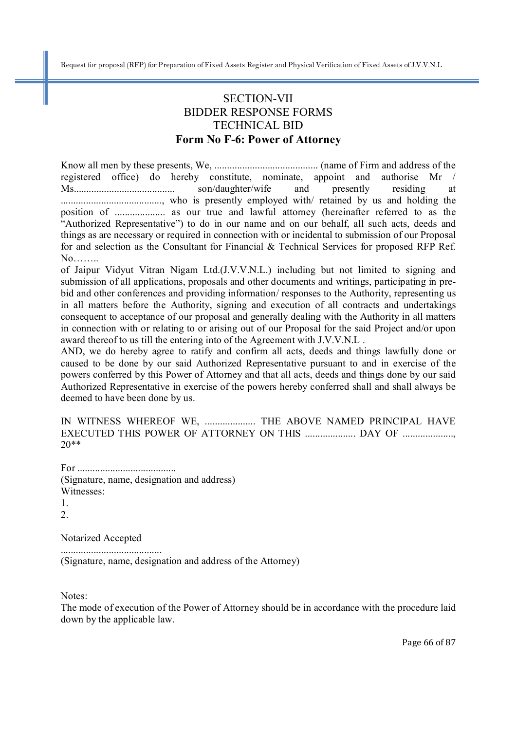# SECTION-VII
## BIDDER RESPONSE FORMS
## TECHNICAL BID
### Form No F-6: Power of Attorney

Know all men by these presents, We, ......................................... (name of Firm and address of the registered office) do hereby constitute, nominate, appoint and authorise Mr / Ms........................................ son/daughter/wife and presently residing at ........................................, who is presently employed with/ retained by us and holding the position of .................... as our true and lawful attorney (hereinafter referred to as the "Authorized Representative") to do in our name and on our behalf, all such acts, deeds and things as are necessary or required in connection with or incidental to submission of our Proposal for and selection as the Consultant for Financial & Technical Services for proposed RFP Ref. No……..
of Jaipur Vidyut Vitran Nigam Ltd.(J.V.V.N.L.) including but not limited to signing and submission of all applications, proposals and other documents and writings, participating in pre-bid and other conferences and providing information/ responses to the Authority, representing us in all matters before the Authority, signing and execution of all contracts and undertakings consequent to acceptance of our proposal and generally dealing with the Authority in all matters in connection with or relating to or arising out of our Proposal for the said Project and/or upon award thereof to us till the entering into of the Agreement with J.V.V.N.L .
AND, we do hereby agree to ratify and confirm all acts, deeds and things lawfully done or caused to be done by our said Authorized Representative pursuant to and in exercise of the powers conferred by this Power of Attorney and that all acts, deeds and things done by our said Authorized Representative in exercise of the powers hereby conferred shall and shall always be deemed to have been done by us.

IN WITNESS WHEREOF WE, .................... THE ABOVE NAMED PRINCIPAL HAVE EXECUTED THIS POWER OF ATTORNEY ON THIS .................... DAY OF ...................., 20**

For .......................................
(Signature, name, designation and address)
Witnesses:
1.
2.

Notarized Accepted
........................................
(Signature, name, designation and address of the Attorney)

Notes:
The mode of execution of the Power of Attorney should be in accordance with the procedure laid down by the applicable law.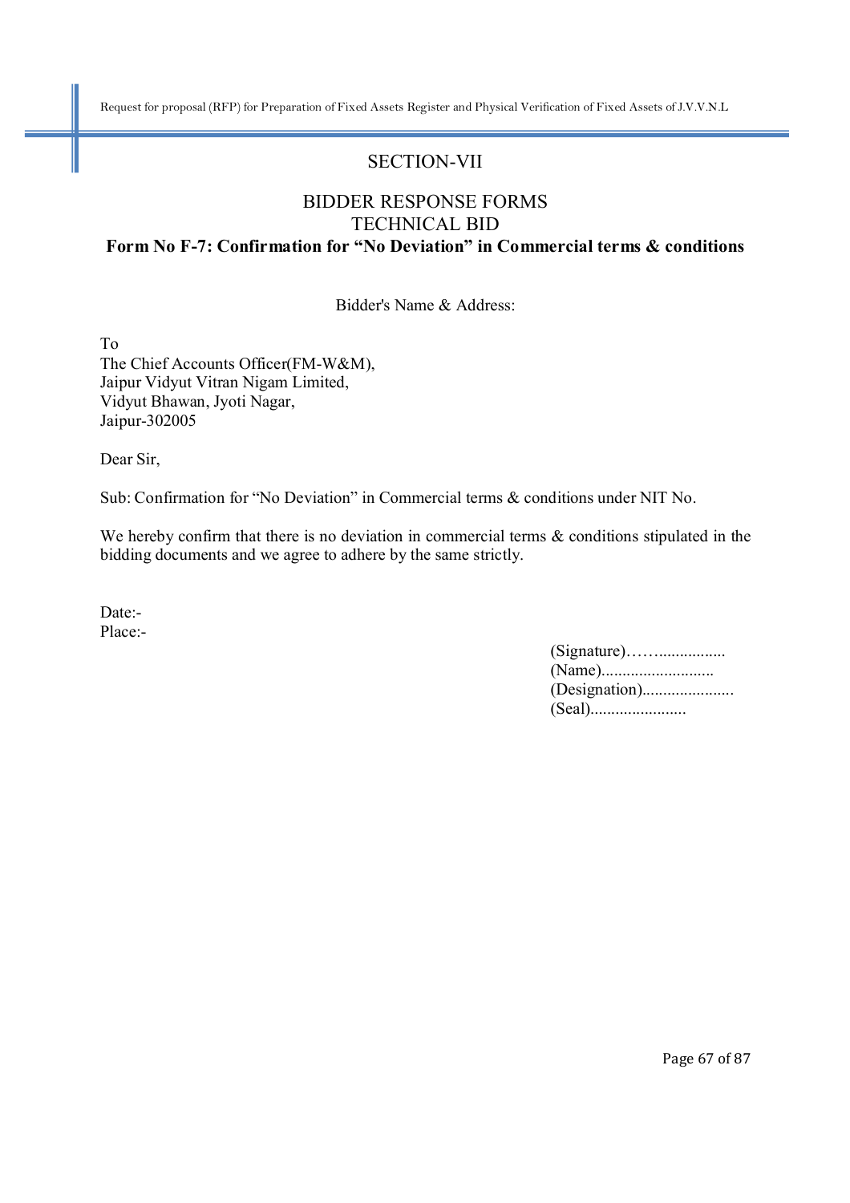## SECTION-VII

## BIDDER RESPONSE FORMS
## TECHNICAL BID

### Form No F-7: Confirmation for "No Deviation" in Commercial terms & conditions

Bidder's Name & Address:

To
The Chief Accounts Officer(FM-W&M),
Jaipur Vidyut Vitran Nigam Limited,
Vidyut Bhawan, Jyoti Nagar,
Jaipur-302005

Dear Sir,

Sub: Confirmation for "No Deviation" in Commercial terms & conditions under NIT No.

We hereby confirm that there is no deviation in commercial terms & conditions stipulated in the bidding documents and we agree to adhere by the same strictly.

Date:-
Place:-

(Signature)……...............
(Name)...........................
(Designation)......................
(Seal).......................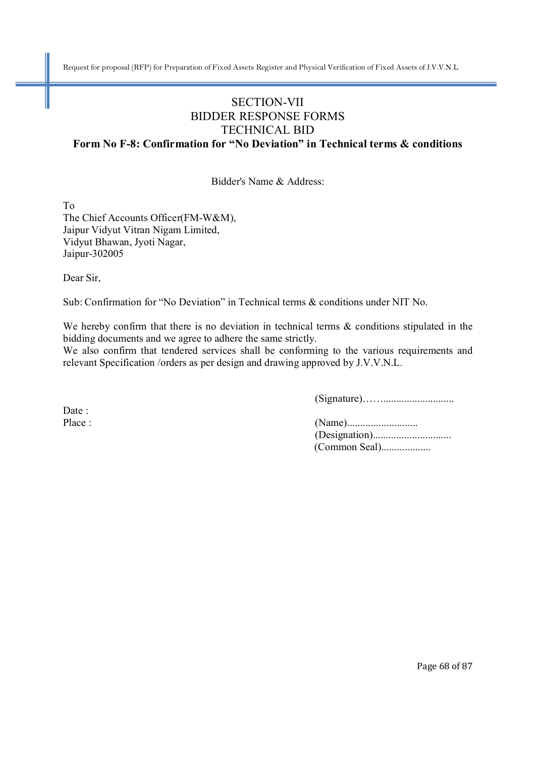# SECTION-VII
# BIDDER RESPONSE FORMS
# TECHNICAL BID

## Form No F-8: Confirmation for "No Deviation" in Technical terms & conditions

Bidder's Name & Address:

To
The Chief Accounts Officer(FM-W&M),
Jaipur Vidyut Vitran Nigam Limited,
Vidyut Bhawan, Jyoti Nagar,
Jaipur-302005

Dear Sir,

Sub: Confirmation for "No Deviation" in Technical terms & conditions under NIT No.

We hereby confirm that there is no deviation in technical terms & conditions stipulated in the bidding documents and we agree to adhere the same strictly.
We also confirm that tendered services shall be conforming to the various requirements and relevant Specification /orders as per design and drawing approved by J.V.V.N.L.

(Signature)……..........................

Date :
Place :

(Name)..........................
(Designation).............................
(Common Seal)..................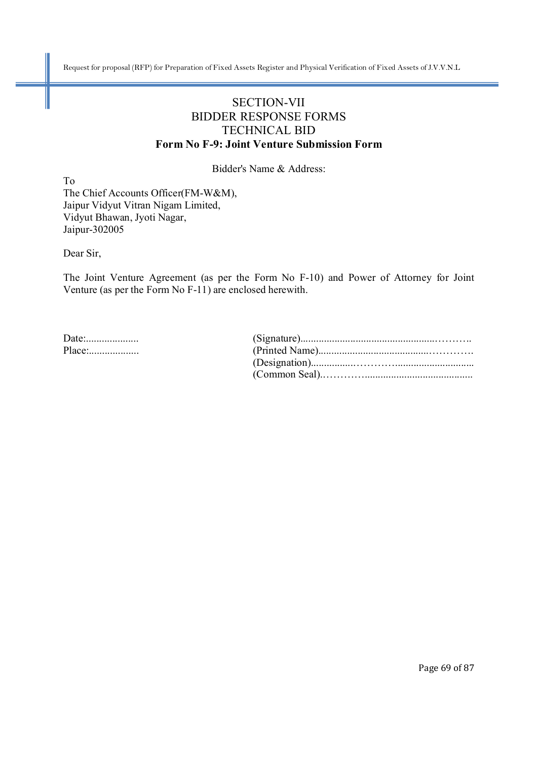# SECTION-VII

## BIDDER RESPONSE FORMS

## TECHNICAL BID

### Form No F-9: Joint Venture Submission Form

Bidder's Name & Address:

To  
The Chief Accounts Officer(FM-W&M),  
Jaipur Vidyut Vitran Nigam Limited,  
Vidyut Bhawan, Jyoti Nagar,  
Jaipur-302005

Dear Sir,

The Joint Venture Agreement (as per the Form No F-10) and Power of Attorney for Joint Venture (as per the Form No F-11) are enclosed herewith.

Date:....................  
Place:...................

(Signature)..................................................………..  
(Printed Name)..........................................………….  
(Designation)................…………............................  
(Common Seal).…………..........................................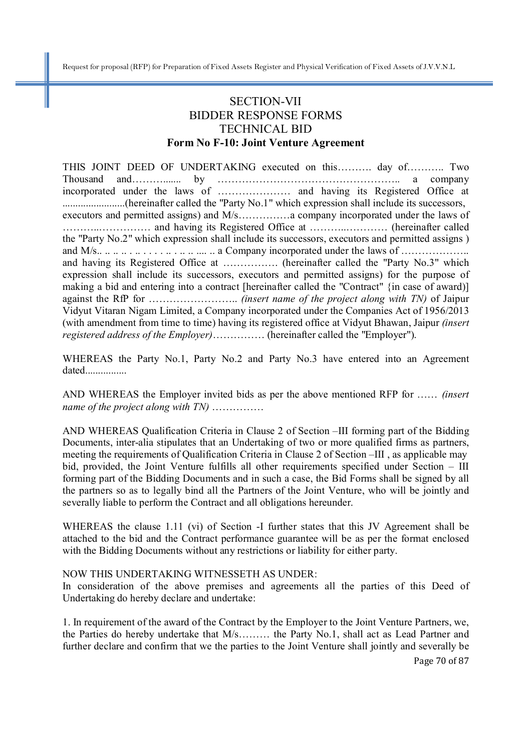# SECTION-VII
# BIDDER RESPONSE FORMS
# TECHNICAL BID

## Form No F-10: Joint Venture Agreement

THIS JOINT DEED OF UNDERTAKING executed on this………. day of……….. Two Thousand and…………...... by …………………………………………….. a company incorporated under the laws of ………………… and having its Registered Office at ........................(hereinafter called the "Party No.1" which expression shall include its successors, executors and permitted assigns) and M/s……………a company incorporated under the laws of ………..…………… and having its Registered Office at ………..………… (hereinafter called the "Party No.2" which expression shall include its successors, executors and permitted assigns ) and M/s.. .. .. .. . .. . . . . .. . .. .. .... .. a Company incorporated under the laws of ……………….. and having its Registered Office at ……………. (hereinafter called the "Party No.3" which expression shall include its successors, executors and permitted assigns) for the purpose of making a bid and entering into a contract [hereinafter called the "Contract" {in case of award)] against the RfP for …………………….. *(insert name of the project along with TN)* of Jaipur Vidyut Vitaran Nigam Limited, a Company incorporated under the Companies Act of 1956/2013 (with amendment from time to time) having its registered office at Vidyut Bhawan, Jaipur *(insert registered address of the Employer)*…………… (hereinafter called the "Employer").

WHEREAS the Party No.1, Party No.2 and Party No.3 have entered into an Agreement dated................

AND WHEREAS the Employer invited bids as per the above mentioned RFP for …… *(insert name of the project along with TN)* ……………

AND WHEREAS Qualification Criteria in Clause 2 of Section –III forming part of the Bidding Documents, inter-alia stipulates that an Undertaking of two or more qualified firms as partners, meeting the requirements of Qualification Criteria in Clause 2 of Section –III , as applicable may bid, provided, the Joint Venture fulfills all other requirements specified under Section – III forming part of the Bidding Documents and in such a case, the Bid Forms shall be signed by all the partners so as to legally bind all the Partners of the Joint Venture, who will be jointly and severally liable to perform the Contract and all obligations hereunder.

WHEREAS the clause 1.11 (vi) of Section -I further states that this JV Agreement shall be attached to the bid and the Contract performance guarantee will be as per the format enclosed with the Bidding Documents without any restrictions or liability for either party.

NOW THIS UNDERTAKING WITNESSETH AS UNDER:
In consideration of the above premises and agreements all the parties of this Deed of Undertaking do hereby declare and undertake:

1. In requirement of the award of the Contract by the Employer to the Joint Venture Partners, we, the Parties do hereby undertake that M/s……… the Party No.1, shall act as Lead Partner and further declare and confirm that we the parties to the Joint Venture shall jointly and severally be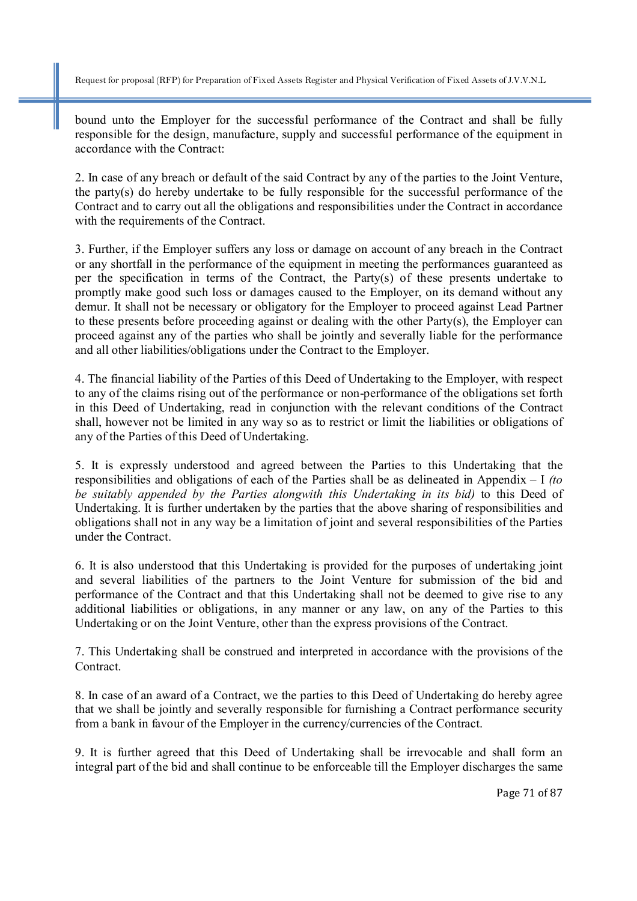bound unto the Employer for the successful performance of the Contract and shall be fully responsible for the design, manufacture, supply and successful performance of the equipment in accordance with the Contract:

2. In case of any breach or default of the said Contract by any of the parties to the Joint Venture, the party(s) do hereby undertake to be fully responsible for the successful performance of the Contract and to carry out all the obligations and responsibilities under the Contract in accordance with the requirements of the Contract.

3. Further, if the Employer suffers any loss or damage on account of any breach in the Contract or any shortfall in the performance of the equipment in meeting the performances guaranteed as per the specification in terms of the Contract, the Party(s) of these presents undertake to promptly make good such loss or damages caused to the Employer, on its demand without any demur. It shall not be necessary or obligatory for the Employer to proceed against Lead Partner to these presents before proceeding against or dealing with the other Party(s), the Employer can proceed against any of the parties who shall be jointly and severally liable for the performance and all other liabilities/obligations under the Contract to the Employer.

4. The financial liability of the Parties of this Deed of Undertaking to the Employer, with respect to any of the claims rising out of the performance or non-performance of the obligations set forth in this Deed of Undertaking, read in conjunction with the relevant conditions of the Contract shall, however not be limited in any way so as to restrict or limit the liabilities or obligations of any of the Parties of this Deed of Undertaking.

5. It is expressly understood and agreed between the Parties to this Undertaking that the responsibilities and obligations of each of the Parties shall be as delineated in Appendix – I *(to be suitably appended by the Parties alongwith this Undertaking in its bid)* to this Deed of Undertaking. It is further undertaken by the parties that the above sharing of responsibilities and obligations shall not in any way be a limitation of joint and several responsibilities of the Parties under the Contract.

6. It is also understood that this Undertaking is provided for the purposes of undertaking joint and several liabilities of the partners to the Joint Venture for submission of the bid and performance of the Contract and that this Undertaking shall not be deemed to give rise to any additional liabilities or obligations, in any manner or any law, on any of the Parties to this Undertaking or on the Joint Venture, other than the express provisions of the Contract.

7. This Undertaking shall be construed and interpreted in accordance with the provisions of the Contract.

8. In case of an award of a Contract, we the parties to this Deed of Undertaking do hereby agree that we shall be jointly and severally responsible for furnishing a Contract performance security from a bank in favour of the Employer in the currency/currencies of the Contract.

9. It is further agreed that this Deed of Undertaking shall be irrevocable and shall form an integral part of the bid and shall continue to be enforceable till the Employer discharges the same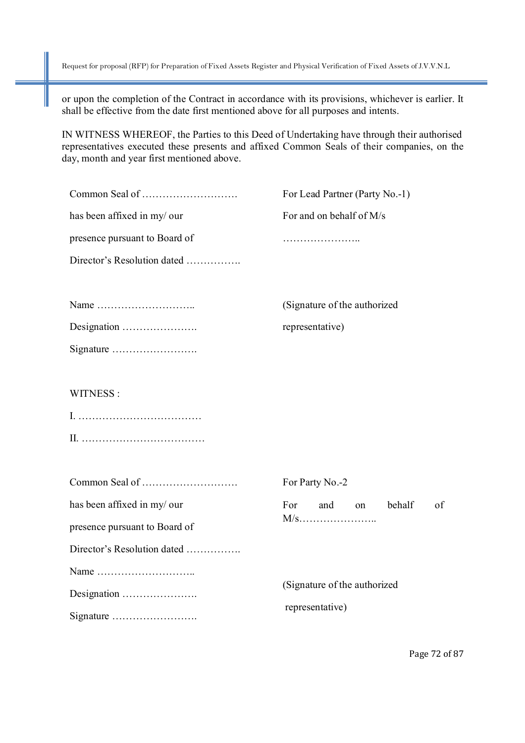or upon the completion of the Contract in accordance with its provisions, whichever is earlier. It shall be effective from the date first mentioned above for all purposes and intents.

IN WITNESS WHEREOF, the Parties to this Deed of Undertaking have through their authorised representatives executed these presents and affixed Common Seals of their companies, on the day, month and year first mentioned above.

| | |
|---|---|
| Common Seal of ………………………. | For Lead Partner (Party No.-1) |
| has been affixed in my/ our | For and on behalf of M/s |
| presence pursuant to Board of | ………………….. |
| Director's Resolution dated ……………. | |
| Name ……………………….. | (Signature of the authorized |
| Designation …………………. | representative) |
| Signature ……………………. | |

WITNESS :

I. ………………………………

II. ………………………………

| | |
|---|---|
| Common Seal of ………………………. | For Party No.-2 |
| has been affixed in my/ our | For and on behalf of M/s………………….. |
| presence pursuant to Board of | |
| Director's Resolution dated ……………. | |
| Name ……………………….. | |
| Designation …………………. | (Signature of the authorized |
| Signature ……………………. | representative) |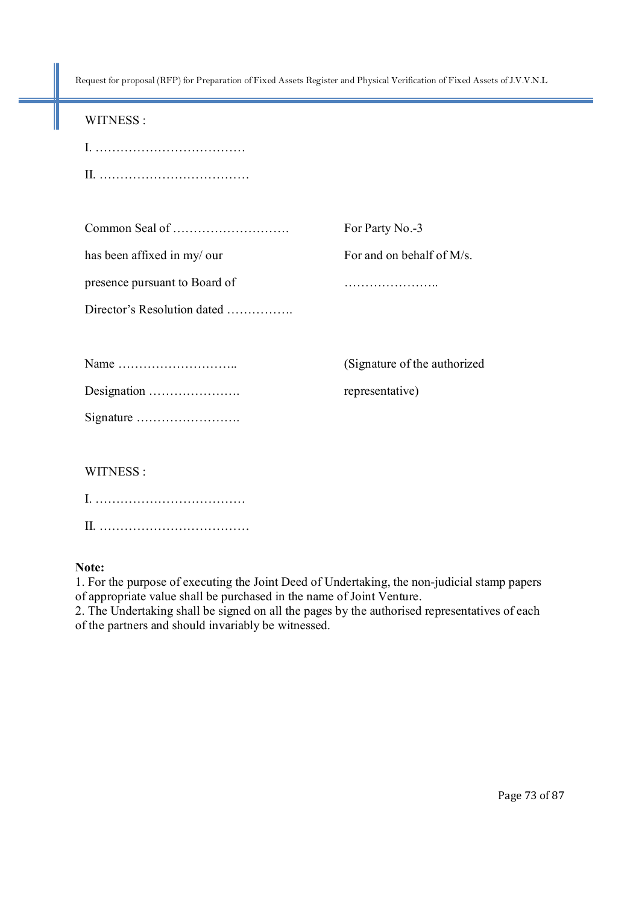WITNESS :

I. ………………………………

II. ………………………………

| | |
|---|---|
| Common Seal of ……………………… | For Party No.-3 |
| has been affixed in my/ our | For and on behalf of M/s. |
| presence pursuant to Board of | ………………….. |
| Director's Resolution dated ……………. | |
| | |
| Name ……………………….. | (Signature of the authorized |
| Designation …………………. | representative) |
| Signature ……………………. | |

WITNESS :

I. ………………………………

II. ………………………………

**Note:**

1. For the purpose of executing the Joint Deed of Undertaking, the non-judicial stamp papers of appropriate value shall be purchased in the name of Joint Venture.
2. The Undertaking shall be signed on all the pages by the authorised representatives of each of the partners and should invariably be witnessed.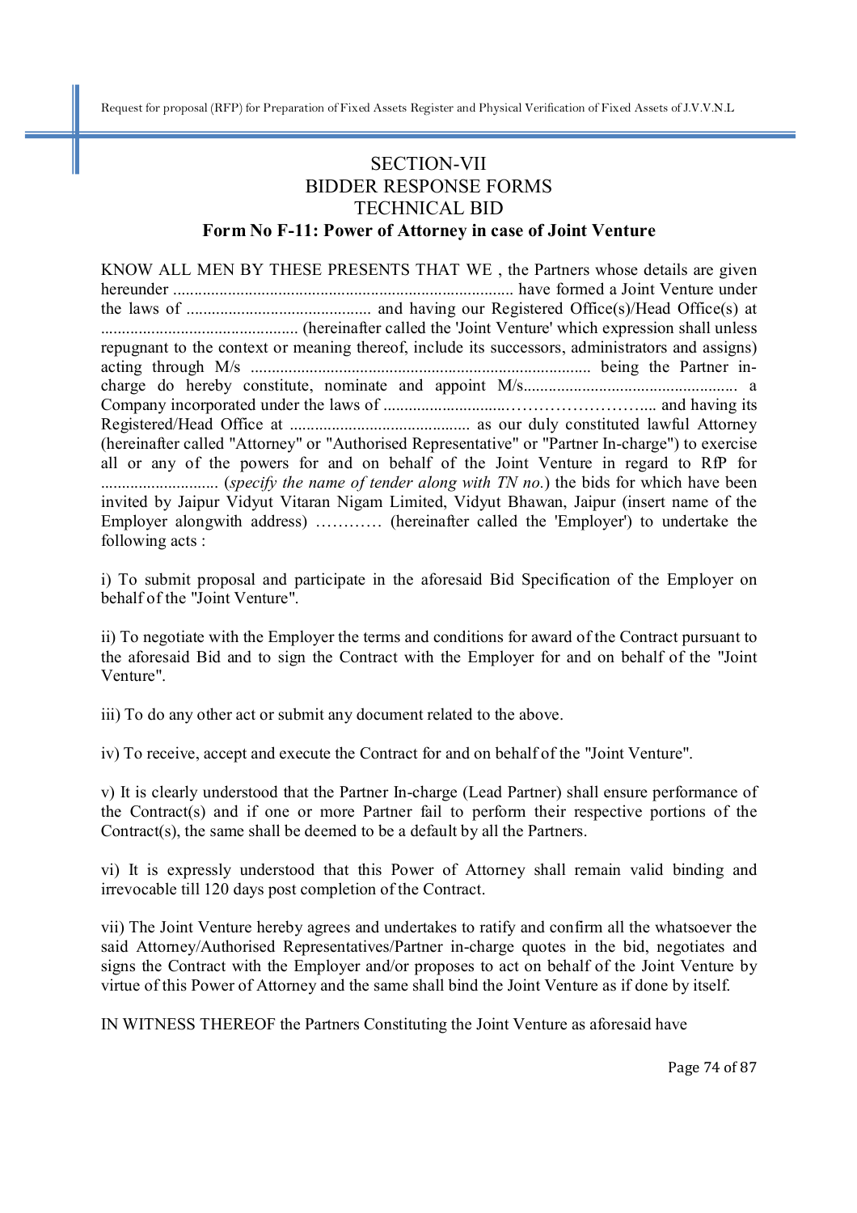# SECTION-VII
# BIDDER RESPONSE FORMS
# TECHNICAL BID

## Form No F-11: Power of Attorney in case of Joint Venture

KNOW ALL MEN BY THESE PRESENTS THAT WE , the Partners whose details are given hereunder ................................................................................. have formed a Joint Venture under the laws of ............................................ and having our Registered Office(s)/Head Office(s) at ............................................... (hereinafter called the 'Joint Venture' which expression shall unless repugnant to the context or meaning thereof, include its successors, administrators and assigns) acting through M/s ................................................................................. being the Partner in-charge do hereby constitute, nominate and appoint M/s.................................................... a Company incorporated under the laws of ............................……………………... and having its Registered/Head Office at ........................................... as our duly constituted lawful Attorney (hereinafter called "Attorney" or "Authorised Representative" or "Partner In-charge") to exercise all or any of the powers for and on behalf of the Joint Venture in regard to RfP for ............................ (*specify the name of tender along with TN no.*) the bids for which have been invited by Jaipur Vidyut Vitaran Nigam Limited, Vidyut Bhawan, Jaipur (insert name of the Employer alongwith address) ………… (hereinafter called the 'Employer') to undertake the following acts :

i) To submit proposal and participate in the aforesaid Bid Specification of the Employer on behalf of the "Joint Venture".

ii) To negotiate with the Employer the terms and conditions for award of the Contract pursuant to the aforesaid Bid and to sign the Contract with the Employer for and on behalf of the "Joint Venture".

iii) To do any other act or submit any document related to the above.

iv) To receive, accept and execute the Contract for and on behalf of the "Joint Venture".

v) It is clearly understood that the Partner In-charge (Lead Partner) shall ensure performance of the Contract(s) and if one or more Partner fail to perform their respective portions of the Contract(s), the same shall be deemed to be a default by all the Partners.

vi) It is expressly understood that this Power of Attorney shall remain valid binding and irrevocable till 120 days post completion of the Contract.

vii) The Joint Venture hereby agrees and undertakes to ratify and confirm all the whatsoever the said Attorney/Authorised Representatives/Partner in-charge quotes in the bid, negotiates and signs the Contract with the Employer and/or proposes to act on behalf of the Joint Venture by virtue of this Power of Attorney and the same shall bind the Joint Venture as if done by itself.

IN WITNESS THEREOF the Partners Constituting the Joint Venture as aforesaid have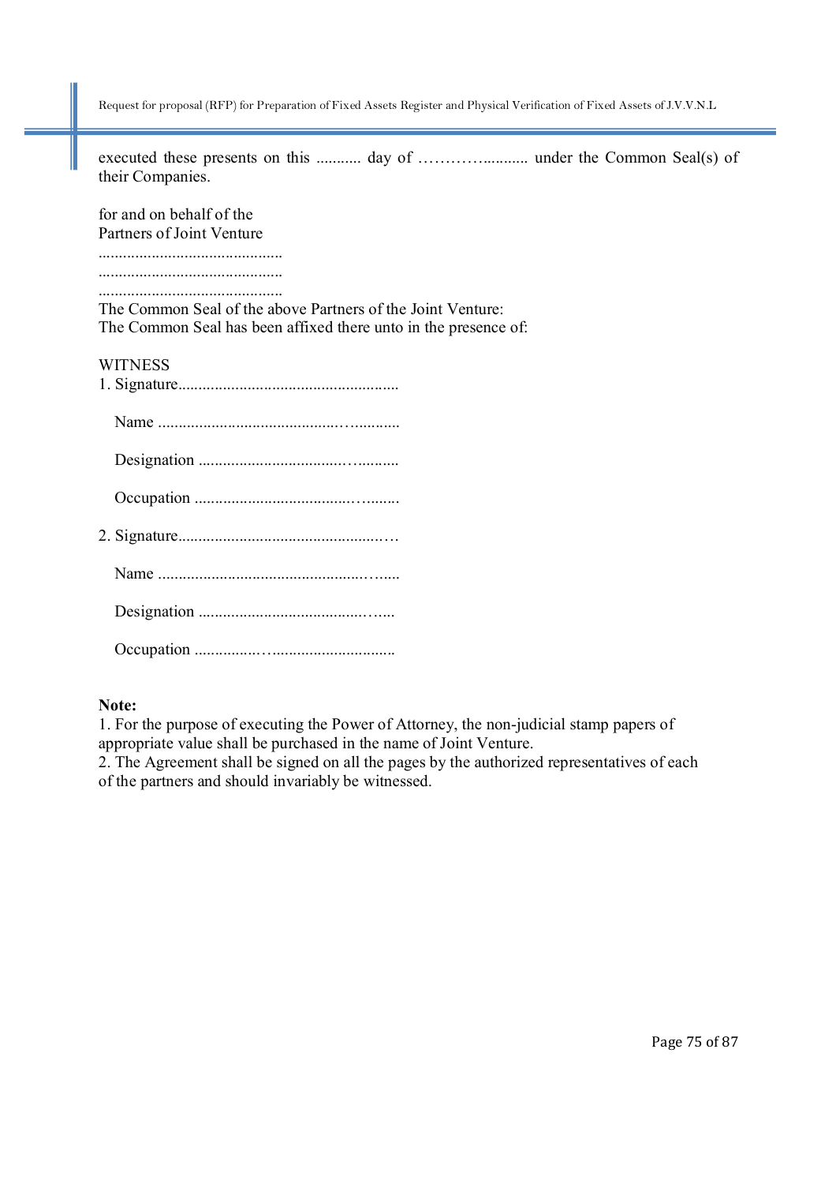executed these presents on this ........... day of …………........... under the Common Seal(s) of their Companies.

for and on behalf of the
Partners of Joint Venture
.............................................
.............................................
.............................................
The Common Seal of the above Partners of the Joint Venture:
The Common Seal has been affixed there unto in the presence of:

WITNESS

1. Signature......................................................

   Name ...........................................…...........

   Designation ..................................…..........

   Occupation ....................................…........

2. Signature...................................................…

   Name ..................................................…....

   Designation ..........................................…...

   Occupation ................…..............................

**Note:**

1. For the purpose of executing the Power of Attorney, the non-judicial stamp papers of appropriate value shall be purchased in the name of Joint Venture.
2. The Agreement shall be signed on all the pages by the authorized representatives of each of the partners and should invariably be witnessed.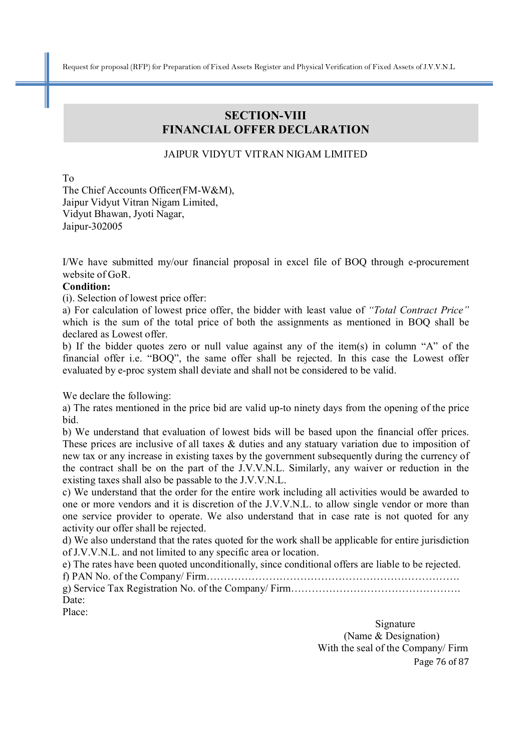## SECTION-VIII
## FINANCIAL OFFER DECLARATION

JAIPUR VIDYUT VITRAN NIGAM LIMITED

To
The Chief Accounts Officer(FM-W&M),
Jaipur Vidyut Vitran Nigam Limited,
Vidyut Bhawan, Jyoti Nagar,
Jaipur-302005

I/We have submitted my/our financial proposal in excel file of BOQ through e-procurement website of GoR.

**Condition:**

(i). Selection of lowest price offer:

a) For calculation of lowest price offer, the bidder with least value of *"Total Contract Price"* which is the sum of the total price of both the assignments as mentioned in BOQ shall be declared as Lowest offer.

b) If the bidder quotes zero or null value against any of the item(s) in column "A" of the financial offer i.e. "BOQ", the same offer shall be rejected. In this case the Lowest offer evaluated by e-proc system shall deviate and shall not be considered to be valid.

We declare the following:

a) The rates mentioned in the price bid are valid up-to ninety days from the opening of the price bid.

b) We understand that evaluation of lowest bids will be based upon the financial offer prices. These prices are inclusive of all taxes & duties and any statuary variation due to imposition of new tax or any increase in existing taxes by the government subsequently during the currency of the contract shall be on the part of the J.V.V.N.L. Similarly, any waiver or reduction in the existing taxes shall also be passable to the J.V.V.N.L.

c) We understand that the order for the entire work including all activities would be awarded to one or more vendors and it is discretion of the J.V.V.N.L. to allow single vendor or more than one service provider to operate. We also understand that in case rate is not quoted for any activity our offer shall be rejected.

d) We also understand that the rates quoted for the work shall be applicable for entire jurisdiction of J.V.V.N.L. and not limited to any specific area or location.

e) The rates have been quoted unconditionally, since conditional offers are liable to be rejected.

f) PAN No. of the Company/ Firm…………………………………………………………………

g) Service Tax Registration No. of the Company/ Firm…………………………………………

Date:

Place:

Signature
(Name & Designation)
With the seal of the Company/ Firm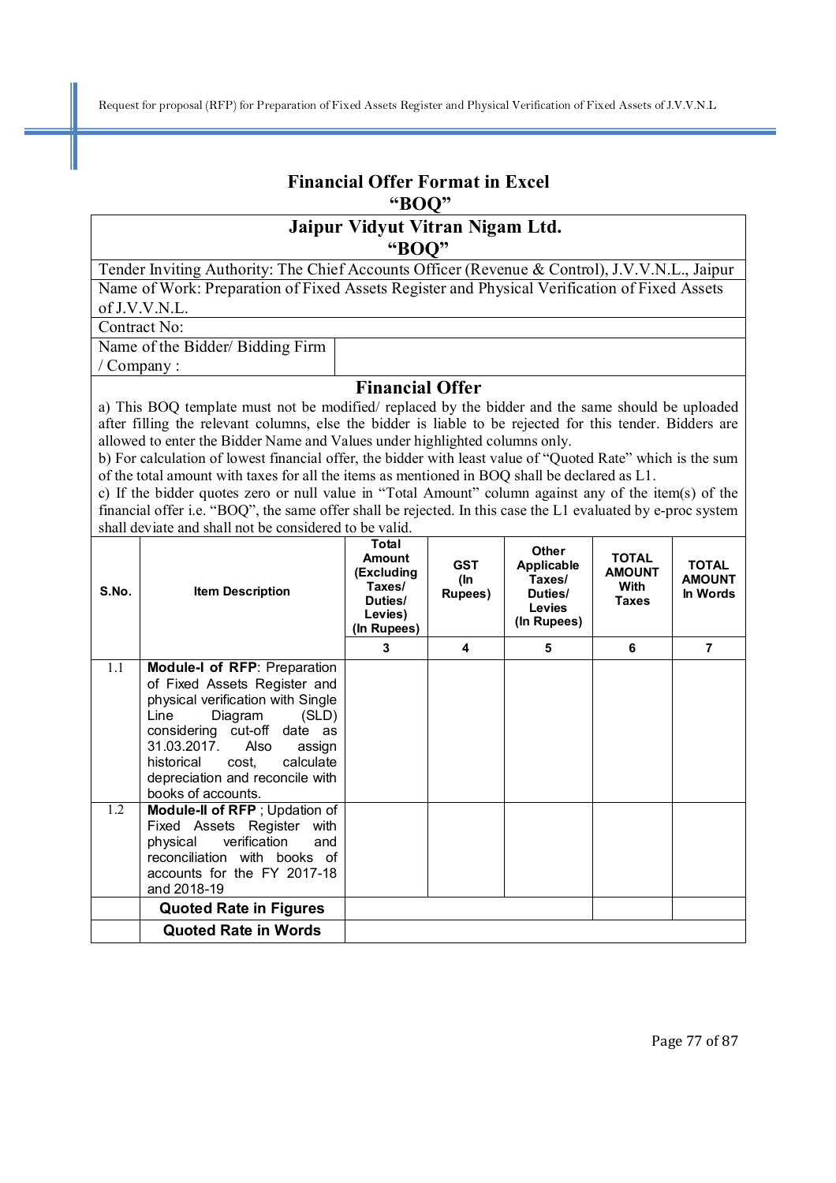## Financial Offer Format in Excel
## "BOQ"

| Jaipur Vidyut Vitran Nigam Ltd. "BOQ" | |
|---|---|
| Tender Inviting Authority: The Chief Accounts Officer (Revenue & Control), J.V.V.N.L., Jaipur | |
| Name of Work: Preparation of Fixed Assets Register and Physical Verification of Fixed Assets of J.V.V.N.L. | |
| Contract No: | |
| Name of the Bidder/ Bidding Firm / Company : | |

### Financial Offer

a) This BOQ template must not be modified/ replaced by the bidder and the same should be uploaded after filling the relevant columns, else the bidder is liable to be rejected for this tender. Bidders are allowed to enter the Bidder Name and Values under highlighted columns only.

b) For calculation of lowest financial offer, the bidder with least value of "Quoted Rate" which is the sum of the total amount with taxes for all the items as mentioned in BOQ shall be declared as L1.

c) If the bidder quotes zero or null value in "Total Amount" column against any of the item(s) of the financial offer i.e. "BOQ", the same offer shall be rejected. In this case the L1 evaluated by e-proc system shall deviate and shall not be considered to be valid.

| S.No. | Item Description | Total Amount (Excluding Taxes/ Duties/ Levies) (In Rupees) | GST (In Rupees) | Other Applicable Taxes/ Duties/ Levies (In Rupees) | TOTAL AMOUNT With Taxes | TOTAL AMOUNT In Words |
|---|---|---|---|---|---|---|
| | | 3 | 4 | 5 | 6 | 7 |
| 1.1 | **Module-I of RFP**: Preparation of Fixed Assets Register and physical verification with Single Line Diagram (SLD) considering cut-off date as 31.03.2017. Also assign historical cost, calculate depreciation and reconcile with books of accounts. | | | | | |
| 1.2 | **Module-II of RFP** ; Updation of Fixed Assets Register with physical verification and reconciliation with books of accounts for the FY 2017-18 and 2018-19 | | | | | |
| | **Quoted Rate in Figures** | | | | | |
| | **Quoted Rate in Words** | | | | | |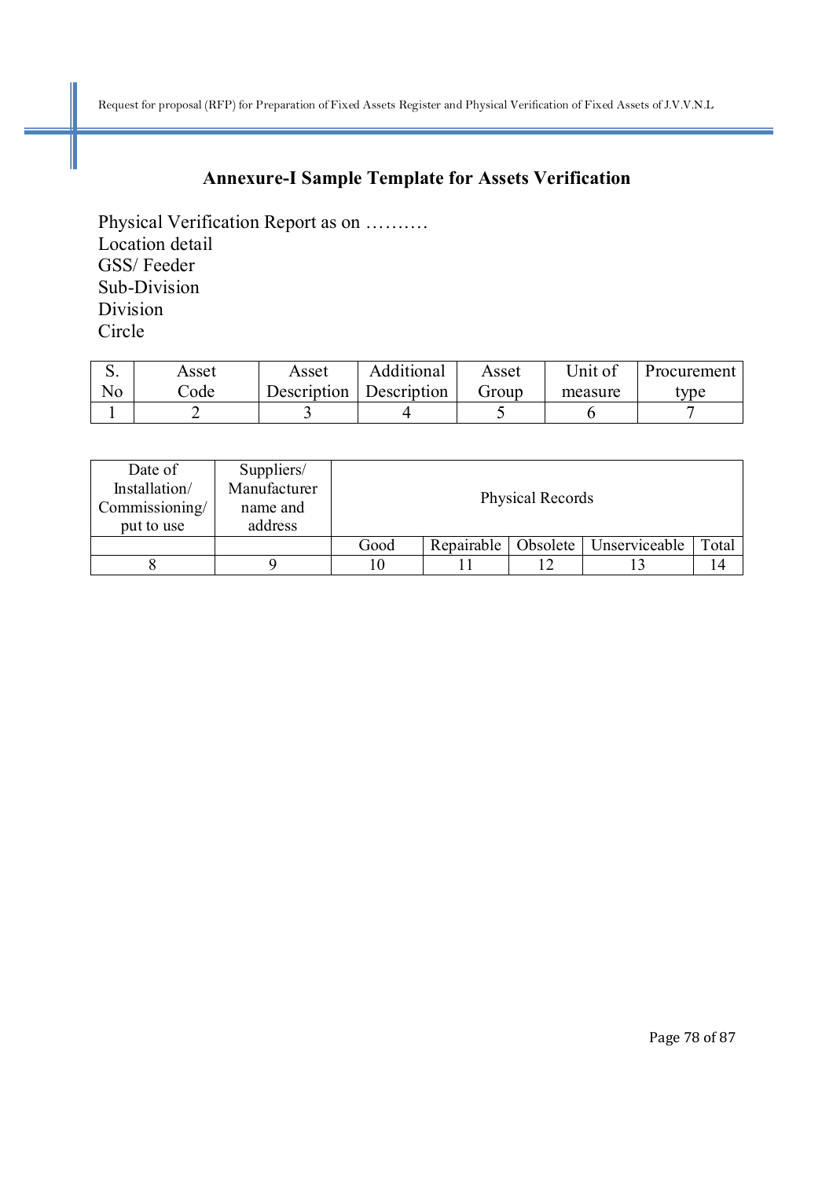## Annexure-I Sample Template for Assets Verification

Physical Verification Report as on ……….
Location detail
GSS/ Feeder
Sub-Division
Division
Circle

| S. No | Asset Code | Asset Description | Additional Description | Asset Group | Unit of measure | Procurement type |
|---|---|---|---|---|---|---|
| 1 | 2 | 3 | 4 | 5 | 6 | 7 |

| Date of Installation/ Commissioning/ put to use | Suppliers/ Manufacturer name and address | Physical Records | | | | |
|---|---|---|---|---|---|---|
| | | Good | Repairable | Obsolete | Unserviceable | Total |
| 8 | 9 | 10 | 11 | 12 | 13 | 14 |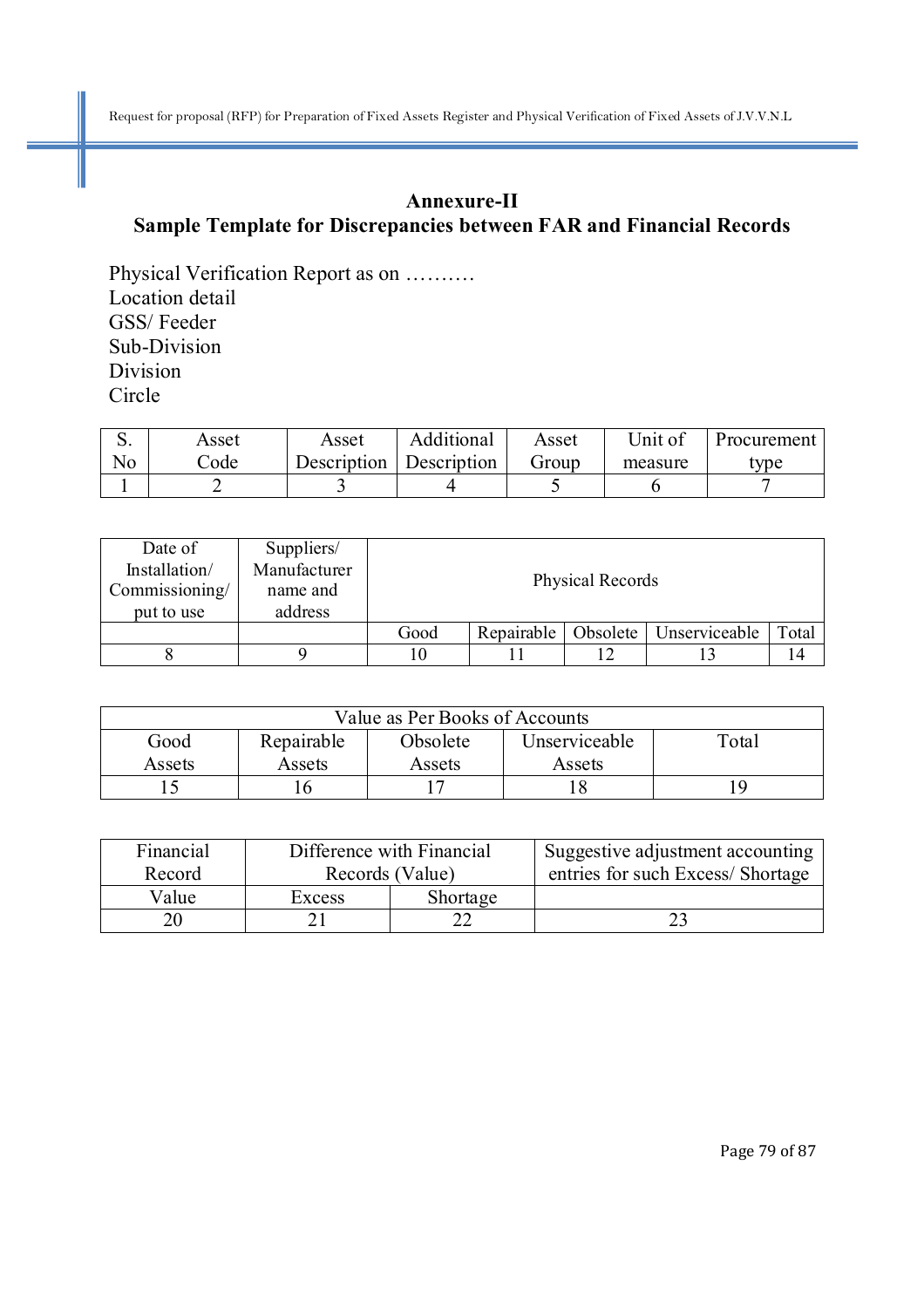## Annexure-II
## Sample Template for Discrepancies between FAR and Financial Records

Physical Verification Report as on ……….
Location detail
GSS/ Feeder
Sub-Division
Division
Circle

| S. No | Asset Code | Asset Description | Additional Description | Asset Group | Unit of measure | Procurement type |
|---|---|---|---|---|---|---|
| 1 | 2 | 3 | 4 | 5 | 6 | 7 |

| Date of Installation/ Commissioning/ put to use | Suppliers/ Manufacturer name and address | Physical Records | | | | |
|---|---|---|---|---|---|---|
| | | Good | Repairable | Obsolete | Unserviceable | Total |
| 8 | 9 | 10 | 11 | 12 | 13 | 14 |

| Value as Per Books of Accounts | | | | |
|---|---|---|---|---|
| Good Assets | Repairable Assets | Obsolete Assets | Unserviceable Assets | Total |
| 15 | 16 | 17 | 18 | 19 |

| Financial Record | Difference with Financial Records (Value) | | Suggestive adjustment accounting entries for such Excess/ Shortage |
|---|---|---|---|
| Value | Excess | Shortage | |
| 20 | 21 | 22 | 23 |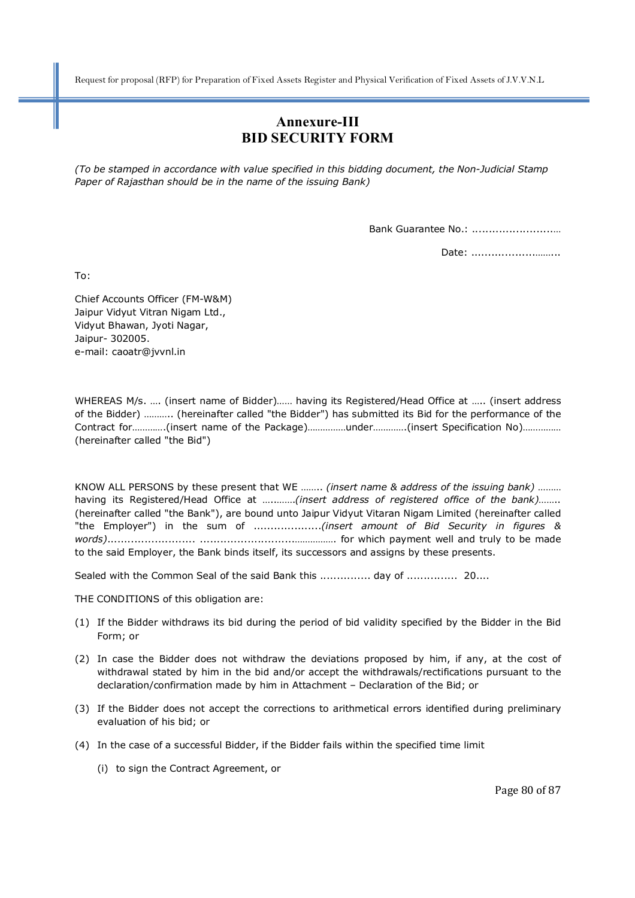# Annexure-III
# BID SECURITY FORM

*(To be stamped in accordance with value specified in this bidding document, the Non-Judicial Stamp Paper of Rajasthan should be in the name of the issuing Bank)*

Bank Guarantee No.: ..............................

Date: ..............................

To:

Chief Accounts Officer (FM-W&M)
Jaipur Vidyut Vitran Nigam Ltd.,
Vidyut Bhawan, Jyoti Nagar,
Jaipur- 302005.
e-mail: caoatr@jvvnl.in

WHEREAS M/s. …. (insert name of Bidder)…… having its Registered/Head Office at ….. (insert address of the Bidder) ……….. (hereinafter called "the Bidder") has submitted its Bid for the performance of the Contract for………….(insert name of the Package)……………under………….(insert Specification No)…………… (hereinafter called "the Bid")

KNOW ALL PERSONS by these present that WE …….. *(insert name & address of the issuing bank)* ……… having its Registered/Head Office at …………*(insert address of registered office of the bank)*…….. (hereinafter called "the Bank"), are bound unto Jaipur Vidyut Vitaran Nigam Limited (hereinafter called "the Employer") in the sum of ....................*(insert amount of Bid Security in figures & words)*.......................... ................................……………. for which payment well and truly to be made to the said Employer, the Bank binds itself, its successors and assigns by these presents.

Sealed with the Common Seal of the said Bank this ............... day of ............... 20....

THE CONDITIONS of this obligation are:

(1) If the Bidder withdraws its bid during the period of bid validity specified by the Bidder in the Bid Form; or

(2) In case the Bidder does not withdraw the deviations proposed by him, if any, at the cost of withdrawal stated by him in the bid and/or accept the withdrawals/rectifications pursuant to the declaration/confirmation made by him in Attachment – Declaration of the Bid; or

(3) If the Bidder does not accept the corrections to arithmetical errors identified during preliminary evaluation of his bid; or

(4) In the case of a successful Bidder, if the Bidder fails within the specified time limit

   (i) to sign the Contract Agreement, or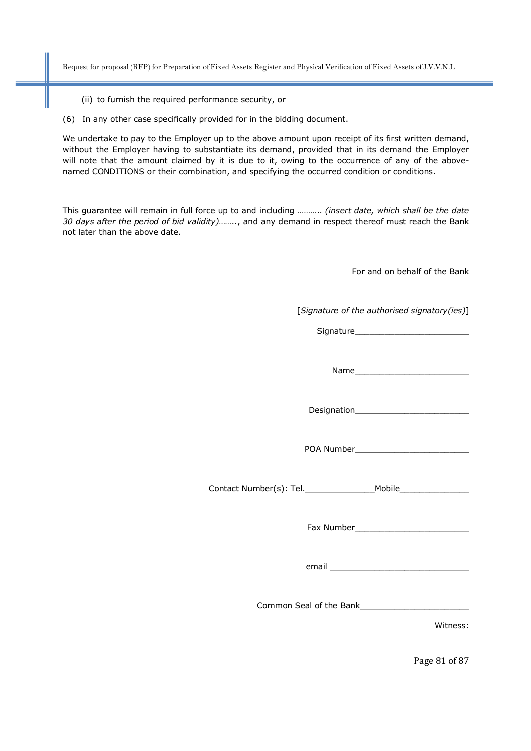(ii) to furnish the required performance security, or

(6) In any other case specifically provided for in the bidding document.

We undertake to pay to the Employer up to the above amount upon receipt of its first written demand, without the Employer having to substantiate its demand, provided that in its demand the Employer will note that the amount claimed by it is due to it, owing to the occurrence of any of the above-named CONDITIONS or their combination, and specifying the occurred condition or conditions.

This guarantee will remain in full force up to and including ……….. *(insert date, which shall be the date 30 days after the period of bid validity)*…….., and any demand in respect thereof must reach the Bank not later than the above date.

For and on behalf of the Bank

[*Signature of the authorised signatory(ies)*]

Signature_______________________

Name_______________________

Designation_______________________

POA Number_______________________

Contact Number(s): Tel._____________Mobile_____________

Fax Number_______________________

email ___________________________

Common Seal of the Bank_____________________

Witness: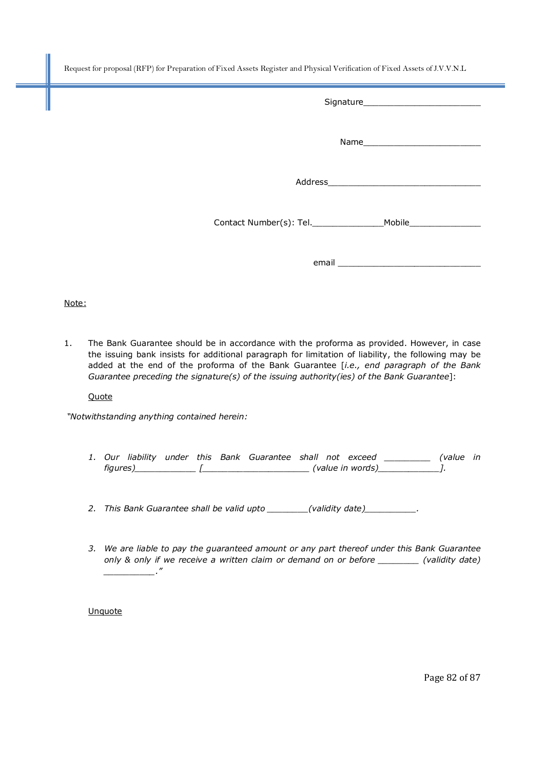Signature________________________

Name________________________

Address______________________________

Contact Number(s): Tel.______________Mobile______________

email _____________________________

Note:

1. The Bank Guarantee should be in accordance with the proforma as provided. However, in case the issuing bank insists for additional paragraph for limitation of liability, the following may be added at the end of the proforma of the Bank Guarantee [*i.e., end paragraph of the Bank Guarantee preceding the signature(s) of the issuing authority(ies) of the Bank Guarantee*]:

   Quote

*"Notwithstanding anything contained herein:*

1. *Our liability under this Bank Guarantee shall not exceed _________ (value in figures)____________ [_____________________ (value in words)____________].*

2. *This Bank Guarantee shall be valid upto ________(validity date)__________.*

3. *We are liable to pay the guaranteed amount or any part thereof under this Bank Guarantee only & only if we receive a written claim or demand on or before ________ (validity date) __________."*

   Unquote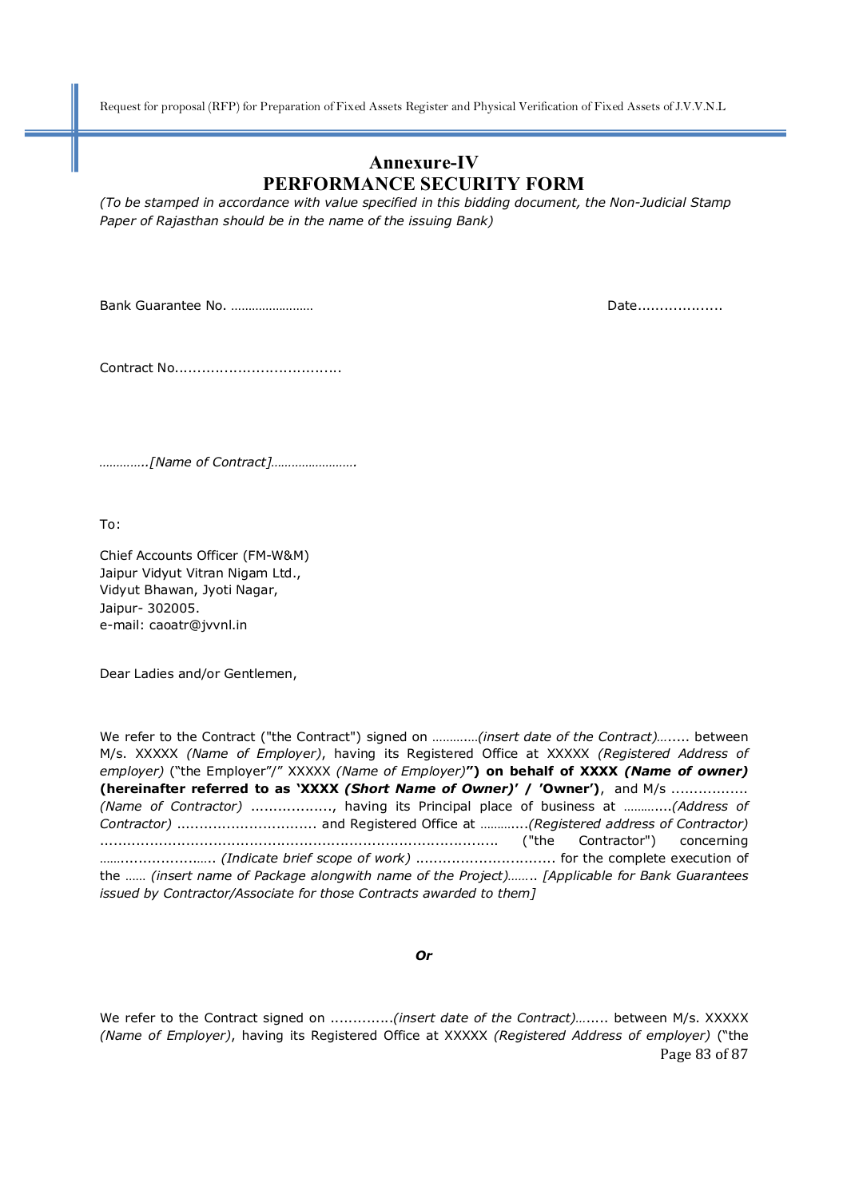# Annexure-IV
# PERFORMANCE SECURITY FORM

*(To be stamped in accordance with value specified in this bidding document, the Non-Judicial Stamp Paper of Rajasthan should be in the name of the issuing Bank)*

Bank Guarantee No. …………………… Date……………….

Contract No……………………………….

*…………..[Name of Contract]…………………….*

To:

Chief Accounts Officer (FM-W&M)
Jaipur Vidyut Vitran Nigam Ltd.,
Vidyut Bhawan, Jyoti Nagar,
Jaipur- 302005.
e-mail: caoatr@jvvnl.in

Dear Ladies and/or Gentlemen,

We refer to the Contract ("the Contract") signed on ………….*(insert date of the Contract)*….... between M/s. XXXXX *(Name of Employer)*, having its Registered Office at XXXXX *(Registered Address of employer)* ("the Employer"/" XXXXX *(Name of Employer)*") **on behalf of XXXX *(Name of owner)* (hereinafter referred to as 'XXXX *(Short Name of Owner)*' / 'Owner')**, and M/s ……………. *(Name of Contractor)* ………………, having its Principal place of business at ………...*(Address of Contractor)* …………………………. and Registered Office at ………...*(Registered address of Contractor)* ……………………………………………………………………….. ("the Contractor") concerning ……………………... *(Indicate brief scope of work)* ………………………….. for the complete execution of the …… *(insert name of Package alongwith name of the Project)*…….. *[Applicable for Bank Guarantees issued by Contractor/Associate for those Contracts awarded to them]*

***Or***

We refer to the Contract signed on …………..*(insert date of the Contract)*…….. between M/s. XXXXX *(Name of Employer)*, having its Registered Office at XXXXX *(Registered Address of employer)* ("the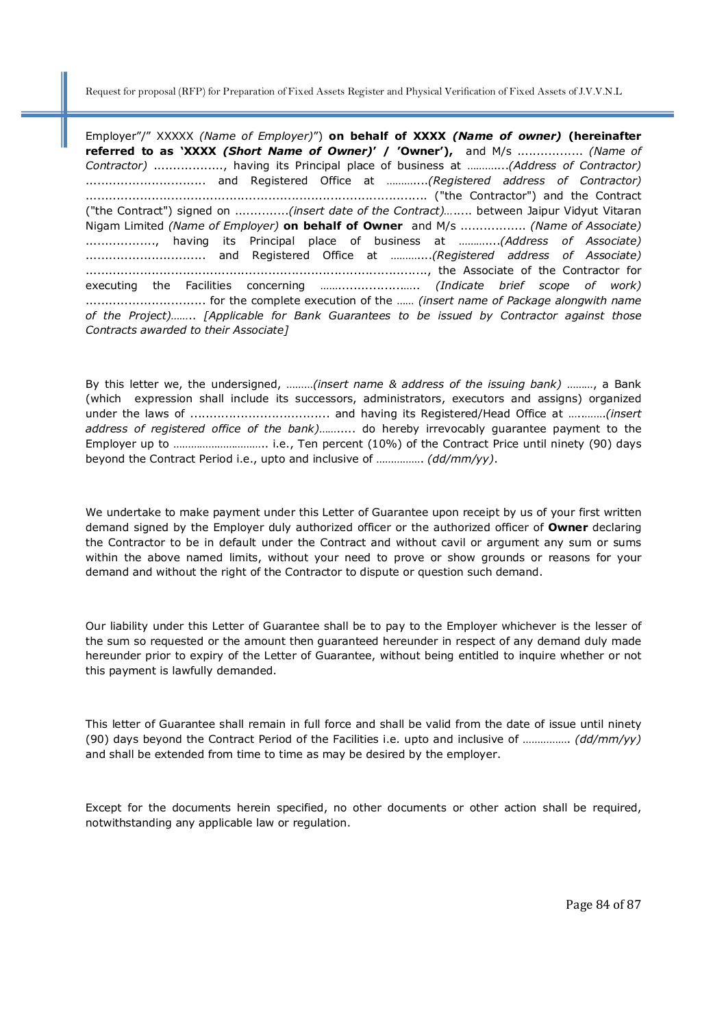Employer"/" XXXXX *(Name of Employer)*") **on behalf of XXXX *(Name of owner)* (hereinafter referred to as 'XXXX *(Short Name of Owner)*' / 'Owner'),** and M/s ................. *(Name of Contractor)* .................., having its Principal place of business at ………...*(Address of Contractor)* ............................... and Registered Office at ………...*(Registered address of Contractor)* ........................................................................................ ("the Contractor") and the Contract ("the Contract") signed on ..............*(insert date of the Contract)*….... between Jaipur Vidyut Vitaran Nigam Limited *(Name of Employer)* **on behalf of Owner** and M/s ................. *(Name of Associate)* .................., having its Principal place of business at ………...*(Address of Associate)* ............................... and Registered Office at ………...*(Registered address of Associate)* ........................................................................................, the Associate of the Contractor for executing the Facilities concerning ……..................….. *(Indicate brief scope of work)* ............................... for the complete execution of the …… *(insert name of Package alongwith name of the Project)*…….. *[Applicable for Bank Guarantees to be issued by Contractor against those Contracts awarded to their Associate]*

By this letter we, the undersigned, ………*(insert name & address of the issuing bank)* ………, a Bank (which expression shall include its successors, administrators, executors and assigns) organized under the laws of .................................... and having its Registered/Head Office at …………*(insert address of registered office of the bank)*……….. do hereby irrevocably guarantee payment to the Employer up to ………………………….. i.e., Ten percent (10%) of the Contract Price until ninety (90) days beyond the Contract Period i.e., upto and inclusive of ……………. *(dd/mm/yy)*.

We undertake to make payment under this Letter of Guarantee upon receipt by us of your first written demand signed by the Employer duly authorized officer or the authorized officer of **Owner** declaring the Contractor to be in default under the Contract and without cavil or argument any sum or sums within the above named limits, without your need to prove or show grounds or reasons for your demand and without the right of the Contractor to dispute or question such demand.

Our liability under this Letter of Guarantee shall be to pay to the Employer whichever is the lesser of the sum so requested or the amount then guaranteed hereunder in respect of any demand duly made hereunder prior to expiry of the Letter of Guarantee, without being entitled to inquire whether or not this payment is lawfully demanded.

This letter of Guarantee shall remain in full force and shall be valid from the date of issue until ninety (90) days beyond the Contract Period of the Facilities i.e. upto and inclusive of ……………. *(dd/mm/yy)* and shall be extended from time to time as may be desired by the employer.

Except for the documents herein specified, no other documents or other action shall be required, notwithstanding any applicable law or regulation.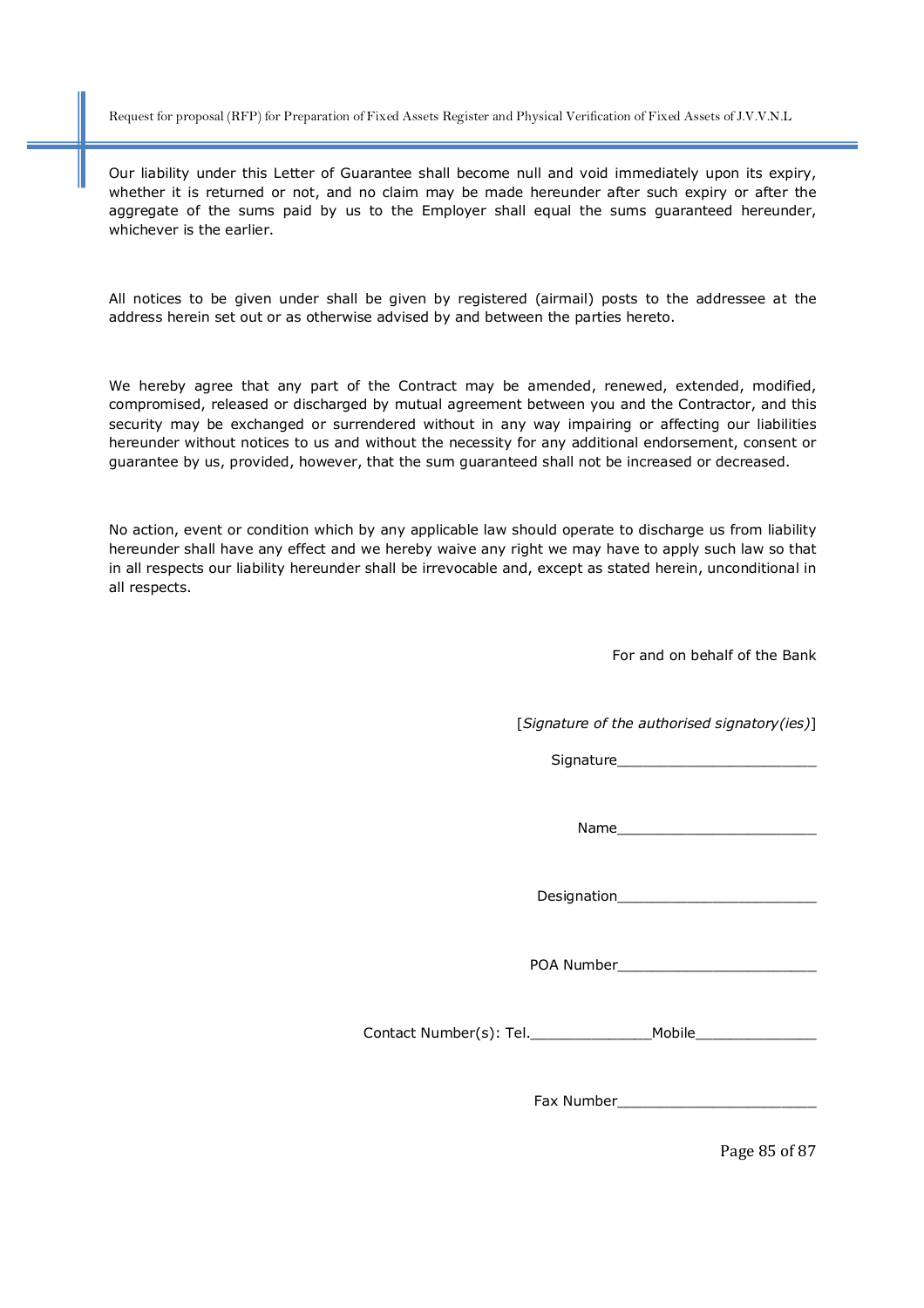Our liability under this Letter of Guarantee shall become null and void immediately upon its expiry, whether it is returned or not, and no claim may be made hereunder after such expiry or after the aggregate of the sums paid by us to the Employer shall equal the sums guaranteed hereunder, whichever is the earlier.

All notices to be given under shall be given by registered (airmail) posts to the addressee at the address herein set out or as otherwise advised by and between the parties hereto.

We hereby agree that any part of the Contract may be amended, renewed, extended, modified, compromised, released or discharged by mutual agreement between you and the Contractor, and this security may be exchanged or surrendered without in any way impairing or affecting our liabilities hereunder without notices to us and without the necessity for any additional endorsement, consent or guarantee by us, provided, however, that the sum guaranteed shall not be increased or decreased.

No action, event or condition which by any applicable law should operate to discharge us from liability hereunder shall have any effect and we hereby waive any right we may have to apply such law so that in all respects our liability hereunder shall be irrevocable and, except as stated herein, unconditional in all respects.

For and on behalf of the Bank

[*Signature of the authorised signatory(ies)*]

Signature________________________

Name________________________

Designation________________________

POA Number________________________

Contact Number(s): Tel.______________Mobile______________

Fax Number________________________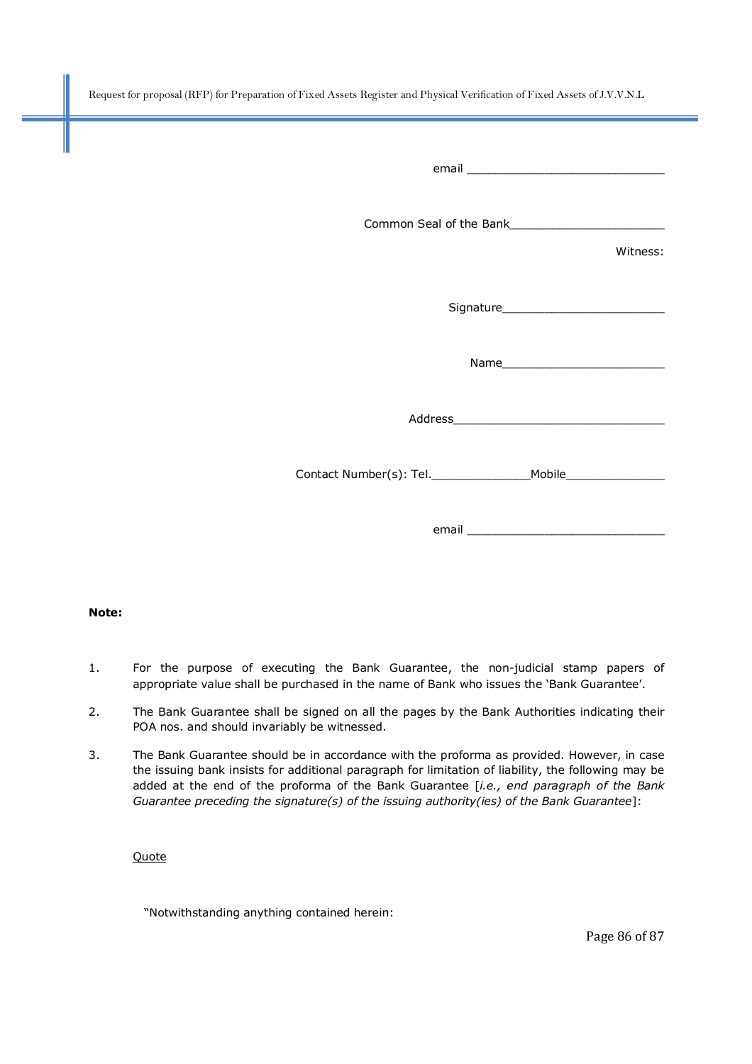email ____________________________

Common Seal of the Bank______________________

Witness:

Signature_______________________

Name_______________________

Address______________________________

Contact Number(s): Tel.______________Mobile______________

email ____________________________

**Note:**

1. For the purpose of executing the Bank Guarantee, the non-judicial stamp papers of appropriate value shall be purchased in the name of Bank who issues the 'Bank Guarantee'.
2. The Bank Guarantee shall be signed on all the pages by the Bank Authorities indicating their POA nos. and should invariably be witnessed.
3. The Bank Guarantee should be in accordance with the proforma as provided. However, in case the issuing bank insists for additional paragraph for limitation of liability, the following may be added at the end of the proforma of the Bank Guarantee [*i.e., end paragraph of the Bank Guarantee preceding the signature(s) of the issuing authority(ies) of the Bank Guarantee*]:

   <u>Quote</u>

   "Notwithstanding anything contained herein: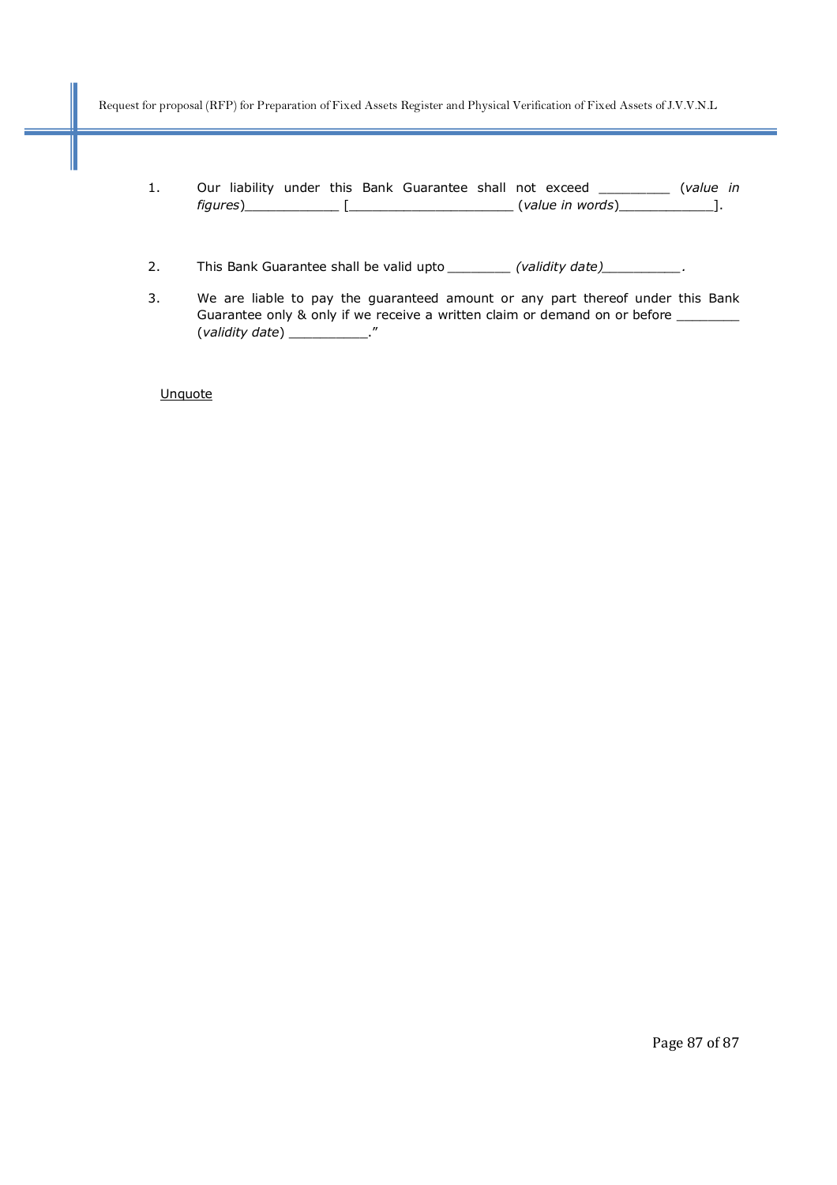1. Our liability under this Bank Guarantee shall not exceed _________ (*value in figures*)____________ [_____________________ (*value in words*)____________].

2. This Bank Guarantee shall be valid upto ________ *(validity date)*__________.

3. We are liable to pay the guaranteed amount or any part thereof under this Bank Guarantee only & only if we receive a written claim or demand on or before ________ (*validity date*) __________."

<u>Unquote</u>